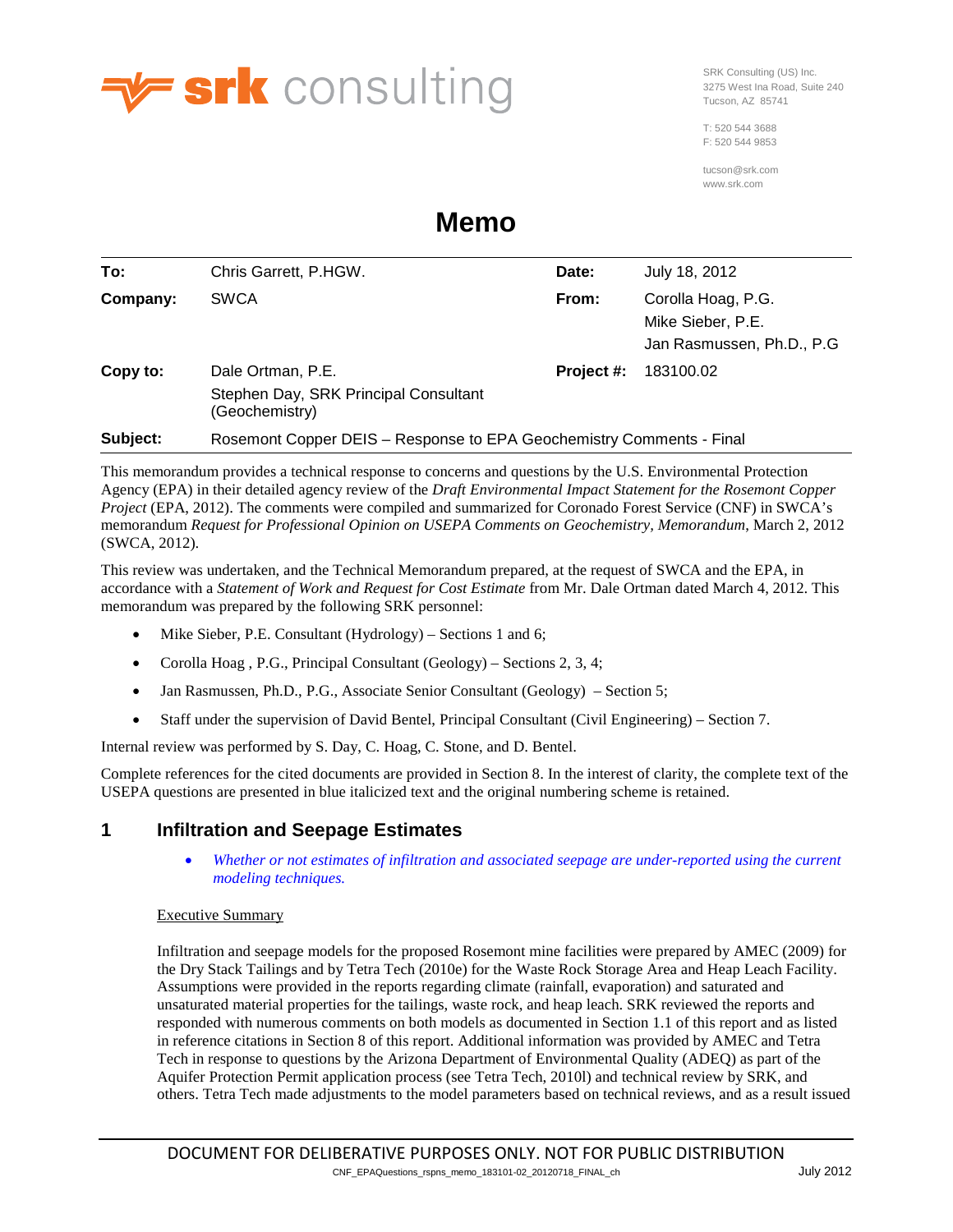SRK Consulting (US) Inc.
3275 West Ina Road, Suite 240
Tucson, AZ 85741

T: 520 544 3688
F: 520 544 9853

tucson@srk.com
www.srk.com

# Memo

| | | | |
|---|---|---|---|
| **To:** | Chris Garrett, P.HGW. | **Date:** | July 18, 2012 |
| **Company:** | SWCA | **From:** | Corolla Hoag, P.G.<br>Mike Sieber, P.E.<br>Jan Rasmussen, Ph.D., P.G |
| **Copy to:** | Dale Ortman, P.E.<br>Stephen Day, SRK Principal Consultant (Geochemistry) | **Project #:** | 183100.02 |
| **Subject:** | Rosemont Copper DEIS – Response to EPA Geochemistry Comments - Final | | |

This memorandum provides a technical response to concerns and questions by the U.S. Environmental Protection Agency (EPA) in their detailed agency review of the *Draft Environmental Impact Statement for the Rosemont Copper Project* (EPA, 2012). The comments were compiled and summarized for Coronado Forest Service (CNF) in SWCA's memorandum *Request for Professional Opinion on USEPA Comments on Geochemistry, Memorandum*, March 2, 2012 (SWCA, 2012).

This review was undertaken, and the Technical Memorandum prepared, at the request of SWCA and the EPA, in accordance with a *Statement of Work and Request for Cost Estimate* from Mr. Dale Ortman dated March 4, 2012. This memorandum was prepared by the following SRK personnel:

- Mike Sieber, P.E. Consultant (Hydrology) – Sections 1 and 6;
- Corolla Hoag , P.G., Principal Consultant (Geology) – Sections 2, 3, 4;
- Jan Rasmussen, Ph.D., P.G., Associate Senior Consultant (Geology) – Section 5;
- Staff under the supervision of David Bentel, Principal Consultant (Civil Engineering) – Section 7.

Internal review was performed by S. Day, C. Hoag, C. Stone, and D. Bentel.

Complete references for the cited documents are provided in Section 8. In the interest of clarity, the complete text of the USEPA questions are presented in blue italicized text and the original numbering scheme is retained.

## 1 Infiltration and Seepage Estimates

- *Whether or not estimates of infiltration and associated seepage are under-reported using the current modeling techniques.*

Executive Summary

Infiltration and seepage models for the proposed Rosemont mine facilities were prepared by AMEC (2009) for the Dry Stack Tailings and by Tetra Tech (2010e) for the Waste Rock Storage Area and Heap Leach Facility. Assumptions were provided in the reports regarding climate (rainfall, evaporation) and saturated and unsaturated material properties for the tailings, waste rock, and heap leach. SRK reviewed the reports and responded with numerous comments on both models as documented in Section 1.1 of this report and as listed in reference citations in Section 8 of this report. Additional information was provided by AMEC and Tetra Tech in response to questions by the Arizona Department of Environmental Quality (ADEQ) as part of the Aquifer Protection Permit application process (see Tetra Tech, 2010l) and technical review by SRK, and others. Tetra Tech made adjustments to the model parameters based on technical reviews, and as a result issued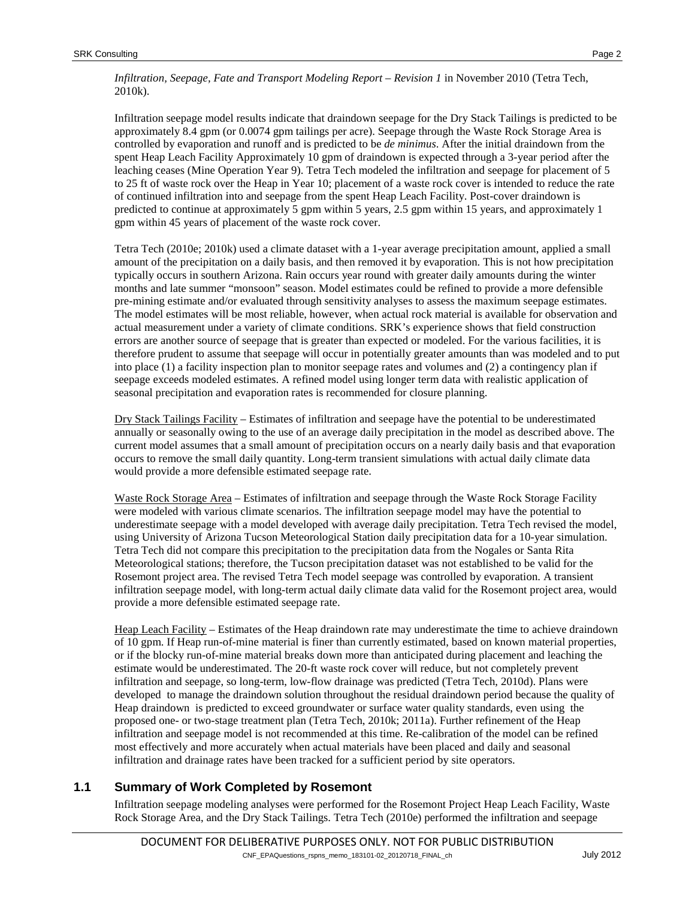*Infiltration, Seepage, Fate and Transport Modeling Report – Revision 1* in November 2010 (Tetra Tech, 2010k).

Infiltration seepage model results indicate that draindown seepage for the Dry Stack Tailings is predicted to be approximately 8.4 gpm (or 0.0074 gpm tailings per acre). Seepage through the Waste Rock Storage Area is controlled by evaporation and runoff and is predicted to be *de minimus*. After the initial draindown from the spent Heap Leach Facility Approximately 10 gpm of draindown is expected through a 3-year period after the leaching ceases (Mine Operation Year 9). Tetra Tech modeled the infiltration and seepage for placement of 5 to 25 ft of waste rock over the Heap in Year 10; placement of a waste rock cover is intended to reduce the rate of continued infiltration into and seepage from the spent Heap Leach Facility. Post-cover draindown is predicted to continue at approximately 5 gpm within 5 years, 2.5 gpm within 15 years, and approximately 1 gpm within 45 years of placement of the waste rock cover.

Tetra Tech (2010e; 2010k) used a climate dataset with a 1-year average precipitation amount, applied a small amount of the precipitation on a daily basis, and then removed it by evaporation. This is not how precipitation typically occurs in southern Arizona. Rain occurs year round with greater daily amounts during the winter months and late summer "monsoon" season. Model estimates could be refined to provide a more defensible pre-mining estimate and/or evaluated through sensitivity analyses to assess the maximum seepage estimates. The model estimates will be most reliable, however, when actual rock material is available for observation and actual measurement under a variety of climate conditions. SRK's experience shows that field construction errors are another source of seepage that is greater than expected or modeled. For the various facilities, it is therefore prudent to assume that seepage will occur in potentially greater amounts than was modeled and to put into place (1) a facility inspection plan to monitor seepage rates and volumes and (2) a contingency plan if seepage exceeds modeled estimates. A refined model using longer term data with realistic application of seasonal precipitation and evaporation rates is recommended for closure planning.

Dry Stack Tailings Facility – Estimates of infiltration and seepage have the potential to be underestimated annually or seasonally owing to the use of an average daily precipitation in the model as described above. The current model assumes that a small amount of precipitation occurs on a nearly daily basis and that evaporation occurs to remove the small daily quantity. Long-term transient simulations with actual daily climate data would provide a more defensible estimated seepage rate.

Waste Rock Storage Area – Estimates of infiltration and seepage through the Waste Rock Storage Facility were modeled with various climate scenarios. The infiltration seepage model may have the potential to underestimate seepage with a model developed with average daily precipitation. Tetra Tech revised the model, using University of Arizona Tucson Meteorological Station daily precipitation data for a 10-year simulation. Tetra Tech did not compare this precipitation to the precipitation data from the Nogales or Santa Rita Meteorological stations; therefore, the Tucson precipitation dataset was not established to be valid for the Rosemont project area. The revised Tetra Tech model seepage was controlled by evaporation. A transient infiltration seepage model, with long-term actual daily climate data valid for the Rosemont project area, would provide a more defensible estimated seepage rate.

Heap Leach Facility – Estimates of the Heap draindown rate may underestimate the time to achieve draindown of 10 gpm. If Heap run-of-mine material is finer than currently estimated, based on known material properties, or if the blocky run-of-mine material breaks down more than anticipated during placement and leaching the estimate would be underestimated. The 20-ft waste rock cover will reduce, but not completely prevent infiltration and seepage, so long-term, low-flow drainage was predicted (Tetra Tech, 2010d). Plans were developed to manage the draindown solution throughout the residual draindown period because the quality of Heap draindown is predicted to exceed groundwater or surface water quality standards, even using the proposed one- or two-stage treatment plan (Tetra Tech, 2010k; 2011a). Further refinement of the Heap infiltration and seepage model is not recommended at this time. Re-calibration of the model can be refined most effectively and more accurately when actual materials have been placed and daily and seasonal infiltration and drainage rates have been tracked for a sufficient period by site operators.

## 1.1 Summary of Work Completed by Rosemont

Infiltration seepage modeling analyses were performed for the Rosemont Project Heap Leach Facility, Waste Rock Storage Area, and the Dry Stack Tailings. Tetra Tech (2010e) performed the infiltration and seepage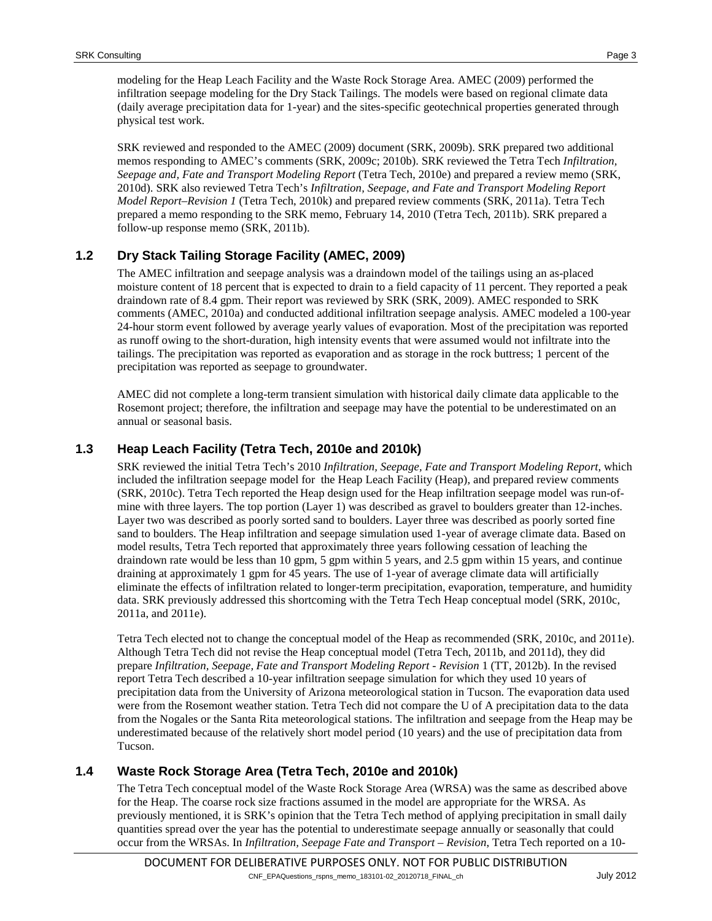modeling for the Heap Leach Facility and the Waste Rock Storage Area. AMEC (2009) performed the infiltration seepage modeling for the Dry Stack Tailings. The models were based on regional climate data (daily average precipitation data for 1-year) and the sites-specific geotechnical properties generated through physical test work.

SRK reviewed and responded to the AMEC (2009) document (SRK, 2009b). SRK prepared two additional memos responding to AMEC's comments (SRK, 2009c; 2010b). SRK reviewed the Tetra Tech *Infiltration, Seepage and, Fate and Transport Modeling Report* (Tetra Tech, 2010e) and prepared a review memo (SRK, 2010d). SRK also reviewed Tetra Tech's *Infiltration, Seepage, and Fate and Transport Modeling Report Model Report–Revision 1* (Tetra Tech, 2010k) and prepared review comments (SRK, 2011a). Tetra Tech prepared a memo responding to the SRK memo, February 14, 2010 (Tetra Tech, 2011b). SRK prepared a follow-up response memo (SRK, 2011b).

## 1.2 Dry Stack Tailing Storage Facility (AMEC, 2009)

The AMEC infiltration and seepage analysis was a draindown model of the tailings using an as-placed moisture content of 18 percent that is expected to drain to a field capacity of 11 percent. They reported a peak draindown rate of 8.4 gpm. Their report was reviewed by SRK (SRK, 2009). AMEC responded to SRK comments (AMEC, 2010a) and conducted additional infiltration seepage analysis. AMEC modeled a 100-year 24-hour storm event followed by average yearly values of evaporation. Most of the precipitation was reported as runoff owing to the short-duration, high intensity events that were assumed would not infiltrate into the tailings. The precipitation was reported as evaporation and as storage in the rock buttress; 1 percent of the precipitation was reported as seepage to groundwater.

AMEC did not complete a long-term transient simulation with historical daily climate data applicable to the Rosemont project; therefore, the infiltration and seepage may have the potential to be underestimated on an annual or seasonal basis.

## 1.3 Heap Leach Facility (Tetra Tech, 2010e and 2010k)

SRK reviewed the initial Tetra Tech's 2010 *Infiltration, Seepage, Fate and Transport Modeling Report*, which included the infiltration seepage model for the Heap Leach Facility (Heap), and prepared review comments (SRK, 2010c). Tetra Tech reported the Heap design used for the Heap infiltration seepage model was run-of-mine with three layers. The top portion (Layer 1) was described as gravel to boulders greater than 12-inches. Layer two was described as poorly sorted sand to boulders. Layer three was described as poorly sorted fine sand to boulders. The Heap infiltration and seepage simulation used 1-year of average climate data. Based on model results, Tetra Tech reported that approximately three years following cessation of leaching the draindown rate would be less than 10 gpm, 5 gpm within 5 years, and 2.5 gpm within 15 years, and continue draining at approximately 1 gpm for 45 years. The use of 1-year of average climate data will artificially eliminate the effects of infiltration related to longer-term precipitation, evaporation, temperature, and humidity data. SRK previously addressed this shortcoming with the Tetra Tech Heap conceptual model (SRK, 2010c, 2011a, and 2011e).

Tetra Tech elected not to change the conceptual model of the Heap as recommended (SRK, 2010c, and 2011e). Although Tetra Tech did not revise the Heap conceptual model (Tetra Tech, 2011b, and 2011d), they did prepare *Infiltration, Seepage, Fate and Transport Modeling Report - Revision* 1 (TT, 2012b). In the revised report Tetra Tech described a 10-year infiltration seepage simulation for which they used 10 years of precipitation data from the University of Arizona meteorological station in Tucson. The evaporation data used were from the Rosemont weather station. Tetra Tech did not compare the U of A precipitation data to the data from the Nogales or the Santa Rita meteorological stations. The infiltration and seepage from the Heap may be underestimated because of the relatively short model period (10 years) and the use of precipitation data from Tucson.

## 1.4 Waste Rock Storage Area (Tetra Tech, 2010e and 2010k)

The Tetra Tech conceptual model of the Waste Rock Storage Area (WRSA) was the same as described above for the Heap. The coarse rock size fractions assumed in the model are appropriate for the WRSA. As previously mentioned, it is SRK's opinion that the Tetra Tech method of applying precipitation in small daily quantities spread over the year has the potential to underestimate seepage annually or seasonally that could occur from the WRSAs. In *Infiltration, Seepage Fate and Transport – Revision*, Tetra Tech reported on a 10-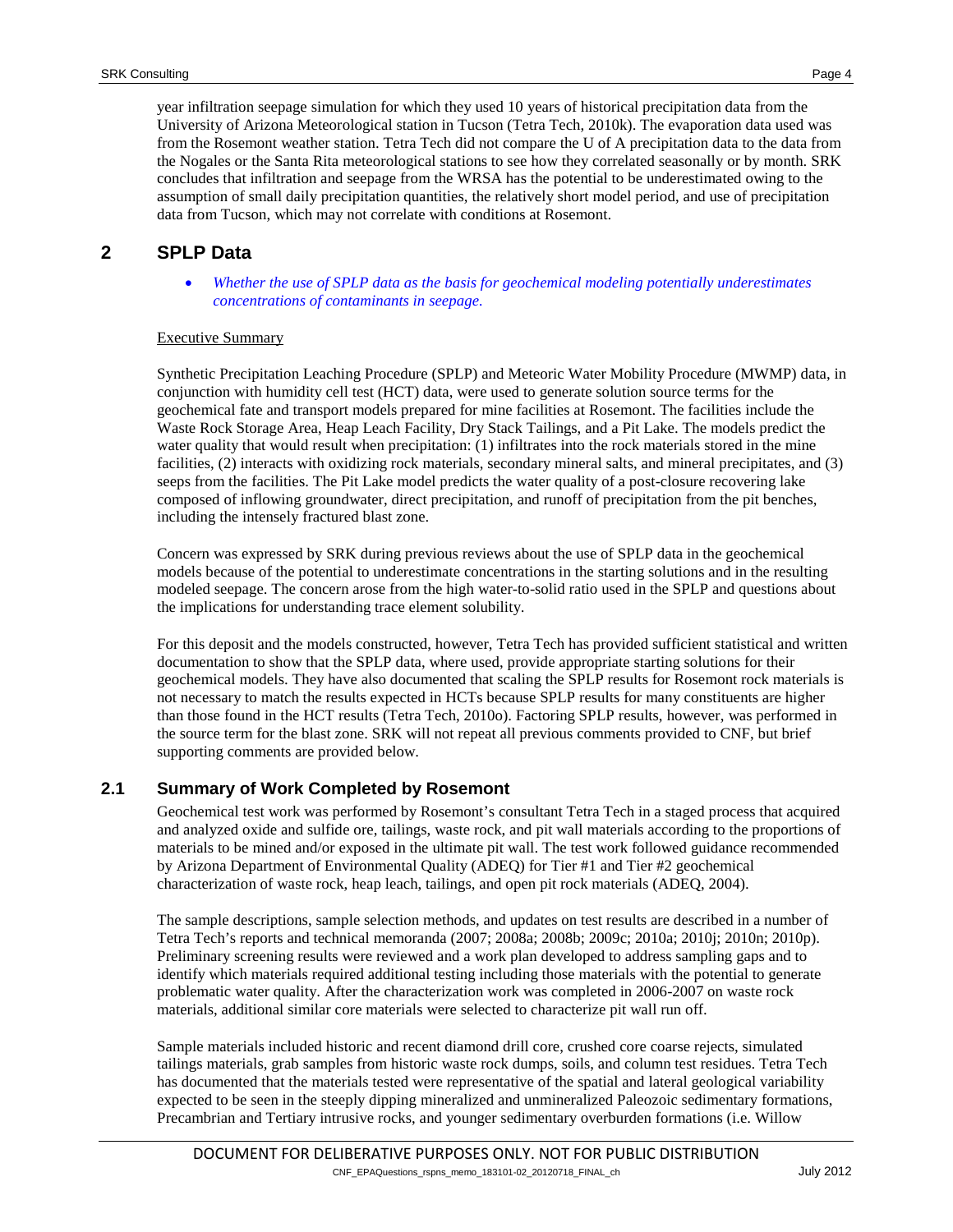year infiltration seepage simulation for which they used 10 years of historical precipitation data from the University of Arizona Meteorological station in Tucson (Tetra Tech, 2010k). The evaporation data used was from the Rosemont weather station. Tetra Tech did not compare the U of A precipitation data to the data from the Nogales or the Santa Rita meteorological stations to see how they correlated seasonally or by month. SRK concludes that infiltration and seepage from the WRSA has the potential to be underestimated owing to the assumption of small daily precipitation quantities, the relatively short model period, and use of precipitation data from Tucson, which may not correlate with conditions at Rosemont.

# 2 SPLP Data

- *Whether the use of SPLP data as the basis for geochemical modeling potentially underestimates concentrations of contaminants in seepage.*

Executive Summary

Synthetic Precipitation Leaching Procedure (SPLP) and Meteoric Water Mobility Procedure (MWMP) data, in conjunction with humidity cell test (HCT) data, were used to generate solution source terms for the geochemical fate and transport models prepared for mine facilities at Rosemont. The facilities include the Waste Rock Storage Area, Heap Leach Facility, Dry Stack Tailings, and a Pit Lake. The models predict the water quality that would result when precipitation: (1) infiltrates into the rock materials stored in the mine facilities, (2) interacts with oxidizing rock materials, secondary mineral salts, and mineral precipitates, and (3) seeps from the facilities. The Pit Lake model predicts the water quality of a post-closure recovering lake composed of inflowing groundwater, direct precipitation, and runoff of precipitation from the pit benches, including the intensely fractured blast zone.

Concern was expressed by SRK during previous reviews about the use of SPLP data in the geochemical models because of the potential to underestimate concentrations in the starting solutions and in the resulting modeled seepage. The concern arose from the high water-to-solid ratio used in the SPLP and questions about the implications for understanding trace element solubility.

For this deposit and the models constructed, however, Tetra Tech has provided sufficient statistical and written documentation to show that the SPLP data, where used, provide appropriate starting solutions for their geochemical models. They have also documented that scaling the SPLP results for Rosemont rock materials is not necessary to match the results expected in HCTs because SPLP results for many constituents are higher than those found in the HCT results (Tetra Tech, 2010o). Factoring SPLP results, however, was performed in the source term for the blast zone. SRK will not repeat all previous comments provided to CNF, but brief supporting comments are provided below.

## 2.1 Summary of Work Completed by Rosemont

Geochemical test work was performed by Rosemont's consultant Tetra Tech in a staged process that acquired and analyzed oxide and sulfide ore, tailings, waste rock, and pit wall materials according to the proportions of materials to be mined and/or exposed in the ultimate pit wall. The test work followed guidance recommended by Arizona Department of Environmental Quality (ADEQ) for Tier #1 and Tier #2 geochemical characterization of waste rock, heap leach, tailings, and open pit rock materials (ADEQ, 2004).

The sample descriptions, sample selection methods, and updates on test results are described in a number of Tetra Tech's reports and technical memoranda (2007; 2008a; 2008b; 2009c; 2010a; 2010j; 2010n; 2010p). Preliminary screening results were reviewed and a work plan developed to address sampling gaps and to identify which materials required additional testing including those materials with the potential to generate problematic water quality. After the characterization work was completed in 2006-2007 on waste rock materials, additional similar core materials were selected to characterize pit wall run off.

Sample materials included historic and recent diamond drill core, crushed core coarse rejects, simulated tailings materials, grab samples from historic waste rock dumps, soils, and column test residues. Tetra Tech has documented that the materials tested were representative of the spatial and lateral geological variability expected to be seen in the steeply dipping mineralized and unmineralized Paleozoic sedimentary formations, Precambrian and Tertiary intrusive rocks, and younger sedimentary overburden formations (i.e. Willow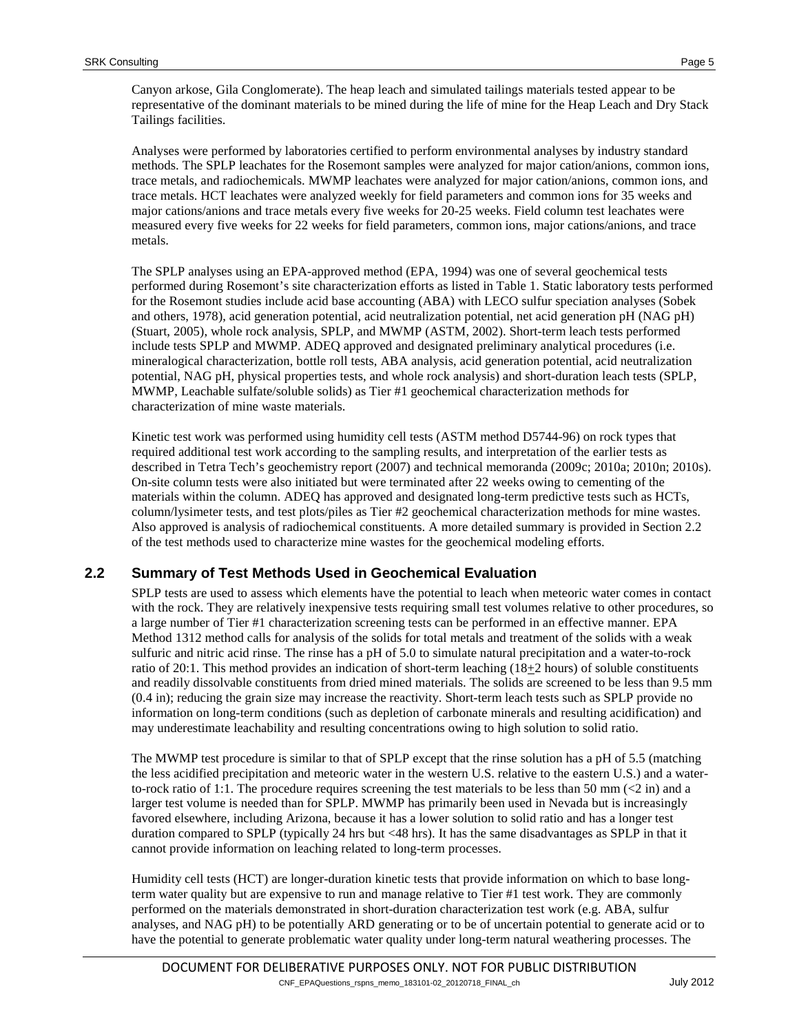Canyon arkose, Gila Conglomerate). The heap leach and simulated tailings materials tested appear to be representative of the dominant materials to be mined during the life of mine for the Heap Leach and Dry Stack Tailings facilities.

Analyses were performed by laboratories certified to perform environmental analyses by industry standard methods. The SPLP leachates for the Rosemont samples were analyzed for major cation/anions, common ions, trace metals, and radiochemicals. MWMP leachates were analyzed for major cation/anions, common ions, and trace metals. HCT leachates were analyzed weekly for field parameters and common ions for 35 weeks and major cations/anions and trace metals every five weeks for 20-25 weeks. Field column test leachates were measured every five weeks for 22 weeks for field parameters, common ions, major cations/anions, and trace metals.

The SPLP analyses using an EPA-approved method (EPA, 1994) was one of several geochemical tests performed during Rosemont's site characterization efforts as listed in Table 1. Static laboratory tests performed for the Rosemont studies include acid base accounting (ABA) with LECO sulfur speciation analyses (Sobek and others, 1978), acid generation potential, acid neutralization potential, net acid generation pH (NAG pH) (Stuart, 2005), whole rock analysis, SPLP, and MWMP (ASTM, 2002). Short-term leach tests performed include tests SPLP and MWMP. ADEQ approved and designated preliminary analytical procedures (i.e. mineralogical characterization, bottle roll tests, ABA analysis, acid generation potential, acid neutralization potential, NAG pH, physical properties tests, and whole rock analysis) and short-duration leach tests (SPLP, MWMP, Leachable sulfate/soluble solids) as Tier #1 geochemical characterization methods for characterization of mine waste materials.

Kinetic test work was performed using humidity cell tests (ASTM method D5744-96) on rock types that required additional test work according to the sampling results, and interpretation of the earlier tests as described in Tetra Tech's geochemistry report (2007) and technical memoranda (2009c; 2010a; 2010n; 2010s). On-site column tests were also initiated but were terminated after 22 weeks owing to cementing of the materials within the column. ADEQ has approved and designated long-term predictive tests such as HCTs, column/lysimeter tests, and test plots/piles as Tier #2 geochemical characterization methods for mine wastes. Also approved is analysis of radiochemical constituents. A more detailed summary is provided in Section 2.2 of the test methods used to characterize mine wastes for the geochemical modeling efforts.

## 2.2 Summary of Test Methods Used in Geochemical Evaluation

SPLP tests are used to assess which elements have the potential to leach when meteoric water comes in contact with the rock. They are relatively inexpensive tests requiring small test volumes relative to other procedures, so a large number of Tier #1 characterization screening tests can be performed in an effective manner. EPA Method 1312 method calls for analysis of the solids for total metals and treatment of the solids with a weak sulfuric and nitric acid rinse. The rinse has a pH of 5.0 to simulate natural precipitation and a water-to-rock ratio of 20:1. This method provides an indication of short-term leaching (18±2 hours) of soluble constituents and readily dissolvable constituents from dried mined materials. The solids are screened to be less than 9.5 mm (0.4 in); reducing the grain size may increase the reactivity. Short-term leach tests such as SPLP provide no information on long-term conditions (such as depletion of carbonate minerals and resulting acidification) and may underestimate leachability and resulting concentrations owing to high solution to solid ratio.

The MWMP test procedure is similar to that of SPLP except that the rinse solution has a pH of 5.5 (matching the less acidified precipitation and meteoric water in the western U.S. relative to the eastern U.S.) and a water-to-rock ratio of 1:1. The procedure requires screening the test materials to be less than 50 mm (<2 in) and a larger test volume is needed than for SPLP. MWMP has primarily been used in Nevada but is increasingly favored elsewhere, including Arizona, because it has a lower solution to solid ratio and has a longer test duration compared to SPLP (typically 24 hrs but <48 hrs). It has the same disadvantages as SPLP in that it cannot provide information on leaching related to long-term processes.

Humidity cell tests (HCT) are longer-duration kinetic tests that provide information on which to base long-term water quality but are expensive to run and manage relative to Tier #1 test work. They are commonly performed on the materials demonstrated in short-duration characterization test work (e.g. ABA, sulfur analyses, and NAG pH) to be potentially ARD generating or to be of uncertain potential to generate acid or to have the potential to generate problematic water quality under long-term natural weathering processes. The

DOCUMENT FOR DELIBERATIVE PURPOSES ONLY. NOT FOR PUBLIC DISTRIBUTION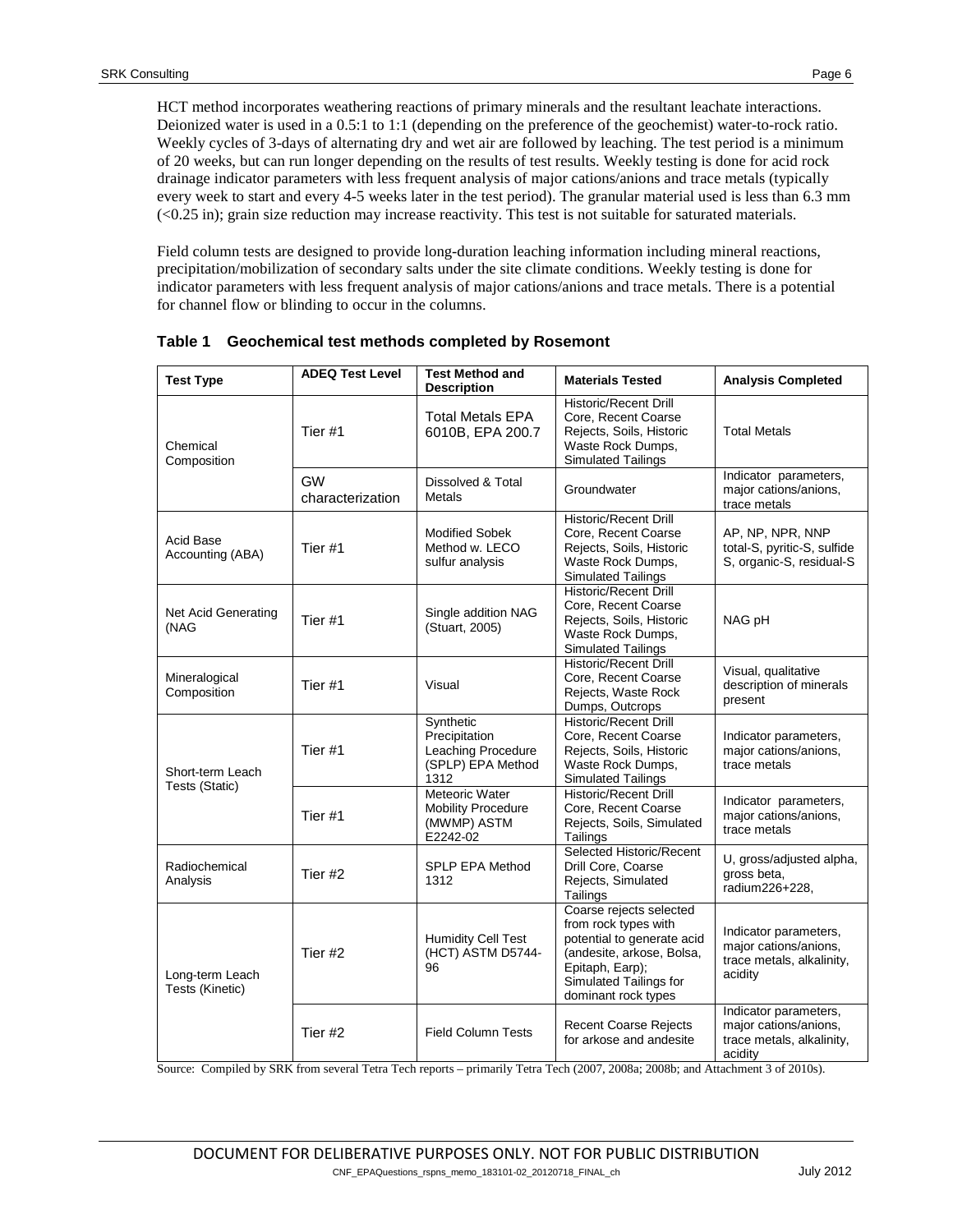HCT method incorporates weathering reactions of primary minerals and the resultant leachate interactions. Deionized water is used in a 0.5:1 to 1:1 (depending on the preference of the geochemist) water-to-rock ratio. Weekly cycles of 3-days of alternating dry and wet air are followed by leaching. The test period is a minimum of 20 weeks, but can run longer depending on the results of test results. Weekly testing is done for acid rock drainage indicator parameters with less frequent analysis of major cations/anions and trace metals (typically every week to start and every 4-5 weeks later in the test period). The granular material used is less than 6.3 mm (<0.25 in); grain size reduction may increase reactivity. This test is not suitable for saturated materials.

Field column tests are designed to provide long-duration leaching information including mineral reactions, precipitation/mobilization of secondary salts under the site climate conditions. Weekly testing is done for indicator parameters with less frequent analysis of major cations/anions and trace metals. There is a potential for channel flow or blinding to occur in the columns.

**Table 1 Geochemical test methods completed by Rosemont**

| Test Type | ADEQ Test Level | Test Method and Description | Materials Tested | Analysis Completed |
|---|---|---|---|---|
| Chemical Composition | Tier #1 | Total Metals EPA 6010B, EPA 200.7 | Historic/Recent Drill Core, Recent Coarse Rejects, Soils, Historic Waste Rock Dumps, Simulated Tailings | Total Metals |
| | GW characterization | Dissolved & Total Metals | Groundwater | Indicator parameters, major cations/anions, trace metals |
| Acid Base Accounting (ABA) | Tier #1 | Modified Sobek Method w. LECO sulfur analysis | Historic/Recent Drill Core, Recent Coarse Rejects, Soils, Historic Waste Rock Dumps, Simulated Tailings | AP, NP, NPR, NNP total-S, pyritic-S, sulfide S, organic-S, residual-S |
| Net Acid Generating (NAG | Tier #1 | Single addition NAG (Stuart, 2005) | Historic/Recent Drill Core, Recent Coarse Rejects, Soils, Historic Waste Rock Dumps, Simulated Tailings | NAG pH |
| Mineralogical Composition | Tier #1 | Visual | Historic/Recent Drill Core, Recent Coarse Rejects, Waste Rock Dumps, Outcrops | Visual, qualitative description of minerals present |
| Short-term Leach Tests (Static) | Tier #1 | Synthetic Precipitation Leaching Procedure (SPLP) EPA Method 1312 | Historic/Recent Drill Core, Recent Coarse Rejects, Soils, Historic Waste Rock Dumps, Simulated Tailings | Indicator parameters, major cations/anions, trace metals |
| | Tier #1 | Meteoric Water Mobility Procedure (MWMP) ASTM E2242-02 | Historic/Recent Drill Core, Recent Coarse Rejects, Soils, Simulated Tailings | Indicator parameters, major cations/anions, trace metals |
| Radiochemical Analysis | Tier #2 | SPLP EPA Method 1312 | Selected Historic/Recent Drill Core, Coarse Rejects, Simulated Tailings | U, gross/adjusted alpha, gross beta, radium226+228, |
| Long-term Leach Tests (Kinetic) | Tier #2 | Humidity Cell Test (HCT) ASTM D5744-96 | Coarse rejects selected from rock types with potential to generate acid (andesite, arkose, Bolsa, Epitaph, Earp); Simulated Tailings for dominant rock types | Indicator parameters, major cations/anions, trace metals, alkalinity, acidity |
| | Tier #2 | Field Column Tests | Recent Coarse Rejects for arkose and andesite | Indicator parameters, major cations/anions, trace metals, alkalinity, acidity |

Source: Compiled by SRK from several Tetra Tech reports – primarily Tetra Tech (2007, 2008a; 2008b; and Attachment 3 of 2010s).

DOCUMENT FOR DELIBERATIVE PURPOSES ONLY. NOT FOR PUBLIC DISTRIBUTION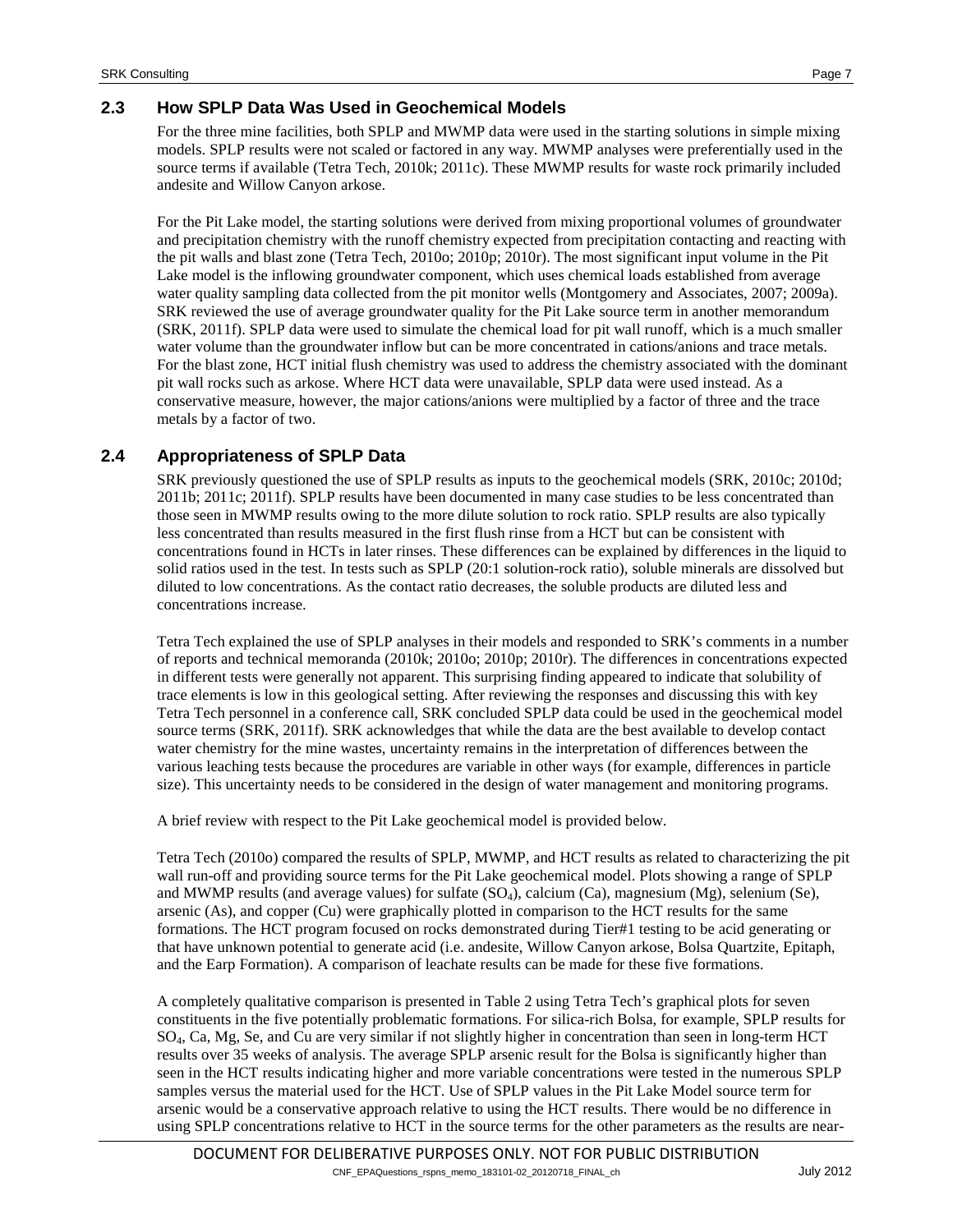## 2.3 How SPLP Data Was Used in Geochemical Models

For the three mine facilities, both SPLP and MWMP data were used in the starting solutions in simple mixing models. SPLP results were not scaled or factored in any way. MWMP analyses were preferentially used in the source terms if available (Tetra Tech, 2010k; 2011c). These MWMP results for waste rock primarily included andesite and Willow Canyon arkose.

For the Pit Lake model, the starting solutions were derived from mixing proportional volumes of groundwater and precipitation chemistry with the runoff chemistry expected from precipitation contacting and reacting with the pit walls and blast zone (Tetra Tech, 2010o; 2010p; 2010r). The most significant input volume in the Pit Lake model is the inflowing groundwater component, which uses chemical loads established from average water quality sampling data collected from the pit monitor wells (Montgomery and Associates, 2007; 2009a). SRK reviewed the use of average groundwater quality for the Pit Lake source term in another memorandum (SRK, 2011f). SPLP data were used to simulate the chemical load for pit wall runoff, which is a much smaller water volume than the groundwater inflow but can be more concentrated in cations/anions and trace metals. For the blast zone, HCT initial flush chemistry was used to address the chemistry associated with the dominant pit wall rocks such as arkose. Where HCT data were unavailable, SPLP data were used instead. As a conservative measure, however, the major cations/anions were multiplied by a factor of three and the trace metals by a factor of two.

## 2.4 Appropriateness of SPLP Data

SRK previously questioned the use of SPLP results as inputs to the geochemical models (SRK, 2010c; 2010d; 2011b; 2011c; 2011f). SPLP results have been documented in many case studies to be less concentrated than those seen in MWMP results owing to the more dilute solution to rock ratio. SPLP results are also typically less concentrated than results measured in the first flush rinse from a HCT but can be consistent with concentrations found in HCTs in later rinses. These differences can be explained by differences in the liquid to solid ratios used in the test. In tests such as SPLP (20:1 solution-rock ratio), soluble minerals are dissolved but diluted to low concentrations. As the contact ratio decreases, the soluble products are diluted less and concentrations increase.

Tetra Tech explained the use of SPLP analyses in their models and responded to SRK's comments in a number of reports and technical memoranda (2010k; 2010o; 2010p; 2010r). The differences in concentrations expected in different tests were generally not apparent. This surprising finding appeared to indicate that solubility of trace elements is low in this geological setting. After reviewing the responses and discussing this with key Tetra Tech personnel in a conference call, SRK concluded SPLP data could be used in the geochemical model source terms (SRK, 2011f). SRK acknowledges that while the data are the best available to develop contact water chemistry for the mine wastes, uncertainty remains in the interpretation of differences between the various leaching tests because the procedures are variable in other ways (for example, differences in particle size). This uncertainty needs to be considered in the design of water management and monitoring programs.

A brief review with respect to the Pit Lake geochemical model is provided below.

Tetra Tech (2010o) compared the results of SPLP, MWMP, and HCT results as related to characterizing the pit wall run-off and providing source terms for the Pit Lake geochemical model. Plots showing a range of SPLP and MWMP results (and average values) for sulfate ($SO_4$), calcium (Ca), magnesium (Mg), selenium (Se), arsenic (As), and copper (Cu) were graphically plotted in comparison to the HCT results for the same formations. The HCT program focused on rocks demonstrated during Tier#1 testing to be acid generating or that have unknown potential to generate acid (i.e. andesite, Willow Canyon arkose, Bolsa Quartzite, Epitaph, and the Earp Formation). A comparison of leachate results can be made for these five formations.

A completely qualitative comparison is presented in Table 2 using Tetra Tech's graphical plots for seven constituents in the five potentially problematic formations. For silica-rich Bolsa, for example, SPLP results for $SO_4$, Ca, Mg, Se, and Cu are very similar if not slightly higher in concentration than seen in long-term HCT results over 35 weeks of analysis. The average SPLP arsenic result for the Bolsa is significantly higher than seen in the HCT results indicating higher and more variable concentrations were tested in the numerous SPLP samples versus the material used for the HCT. Use of SPLP values in the Pit Lake Model source term for arsenic would be a conservative approach relative to using the HCT results. There would be no difference in using SPLP concentrations relative to HCT in the source terms for the other parameters as the results are near-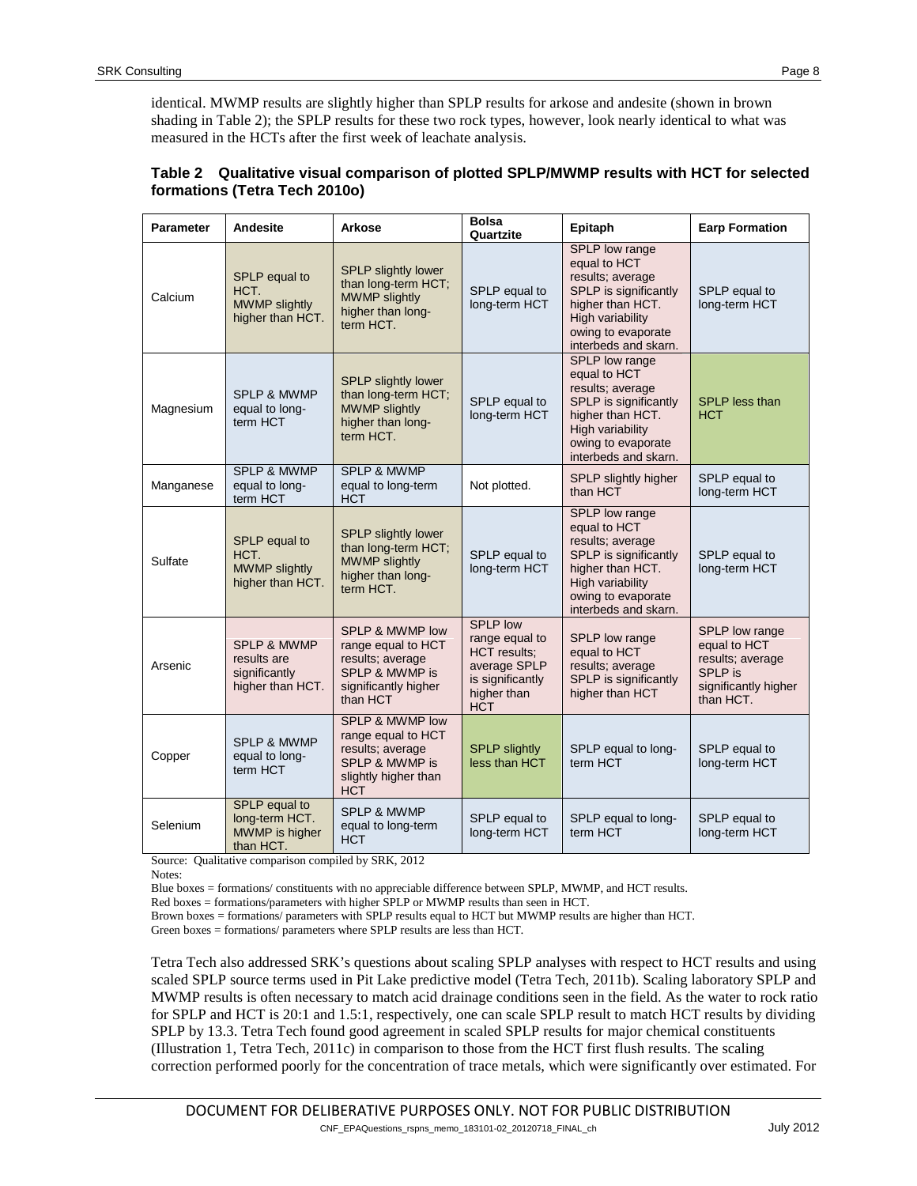identical. MWMP results are slightly higher than SPLP results for arkose and andesite (shown in brown shading in Table 2); the SPLP results for these two rock types, however, look nearly identical to what was measured in the HCTs after the first week of leachate analysis.

**Table 2 Qualitative visual comparison of plotted SPLP/MWMP results with HCT for selected formations (Tetra Tech 2010o)**

| Parameter | Andesite | Arkose | Bolsa Quartzite | Epitaph | Earp Formation |
|---|---|---|---|---|---|
| Calcium | SPLP equal to HCT. MWMP slightly higher than HCT. | SPLP slightly lower than long-term HCT; MWMP slightly higher than long-term HCT. | SPLP equal to long-term HCT | SPLP low range equal to HCT results; average SPLP is significantly higher than HCT. High variability owing to evaporate interbeds and skarn. | SPLP equal to long-term HCT |
| Magnesium | SPLP & MWMP equal to long-term HCT | SPLP slightly lower than long-term HCT; MWMP slightly higher than long-term HCT. | SPLP equal to long-term HCT | SPLP low range equal to HCT results; average SPLP is significantly higher than HCT. High variability owing to evaporate interbeds and skarn. | SPLP less than HCT |
| Manganese | SPLP & MWMP equal to long-term HCT | SPLP & MWMP equal to long-term HCT | Not plotted. | SPLP slightly higher than HCT | SPLP equal to long-term HCT |
| Sulfate | SPLP equal to HCT. MWMP slightly higher than HCT. | SPLP slightly lower than long-term HCT; MWMP slightly higher than long-term HCT. | SPLP equal to long-term HCT | SPLP low range equal to HCT results; average SPLP is significantly higher than HCT. High variability owing to evaporate interbeds and skarn. | SPLP equal to long-term HCT |
| Arsenic | SPLP & MWMP results are significantly higher than HCT. | SPLP & MWMP low range equal to HCT results; average SPLP & MWMP is significantly higher than HCT | SPLP low range equal to HCT results; average SPLP is significantly higher than HCT | SPLP low range equal to HCT results; average SPLP is significantly higher than HCT | SPLP low range equal to HCT results; average SPLP is significantly higher than HCT. |
| Copper | SPLP & MWMP equal to long-term HCT | SPLP & MWMP low range equal to HCT results; average SPLP & MWMP is slightly higher than HCT | SPLP slightly less than HCT | SPLP equal to long-term HCT | SPLP equal to long-term HCT |
| Selenium | SPLP equal to long-term HCT. MWMP is higher than HCT. | SPLP & MWMP equal to long-term HCT | SPLP equal to long-term HCT | SPLP equal to long-term HCT | SPLP equal to long-term HCT |

Source: Qualitative comparison compiled by SRK, 2012

Notes:

Blue boxes = formations/ constituents with no appreciable difference between SPLP, MWMP, and HCT results.

Red boxes = formations/parameters with higher SPLP or MWMP results than seen in HCT.

Brown boxes = formations/ parameters with SPLP results equal to HCT but MWMP results are higher than HCT.

Green boxes = formations/ parameters where SPLP results are less than HCT.

Tetra Tech also addressed SRK's questions about scaling SPLP analyses with respect to HCT results and using scaled SPLP source terms used in Pit Lake predictive model (Tetra Tech, 2011b). Scaling laboratory SPLP and MWMP results is often necessary to match acid drainage conditions seen in the field. As the water to rock ratio for SPLP and HCT is 20:1 and 1.5:1, respectively, one can scale SPLP result to match HCT results by dividing SPLP by 13.3. Tetra Tech found good agreement in scaled SPLP results for major chemical constituents (Illustration 1, Tetra Tech, 2011c) in comparison to those from the HCT first flush results. The scaling correction performed poorly for the concentration of trace metals, which were significantly over estimated. For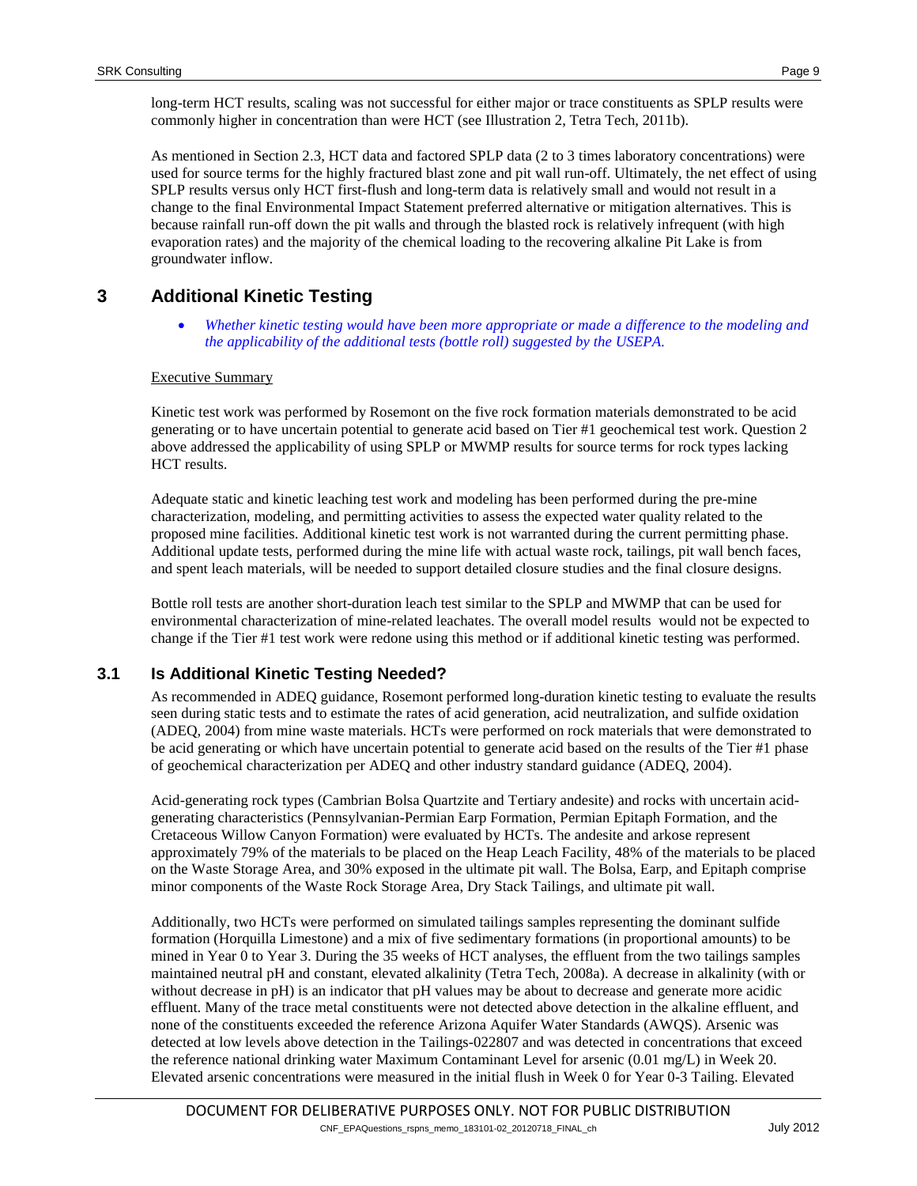long-term HCT results, scaling was not successful for either major or trace constituents as SPLP results were commonly higher in concentration than were HCT (see Illustration 2, Tetra Tech, 2011b).

As mentioned in Section 2.3, HCT data and factored SPLP data (2 to 3 times laboratory concentrations) were used for source terms for the highly fractured blast zone and pit wall run-off. Ultimately, the net effect of using SPLP results versus only HCT first-flush and long-term data is relatively small and would not result in a change to the final Environmental Impact Statement preferred alternative or mitigation alternatives. This is because rainfall run-off down the pit walls and through the blasted rock is relatively infrequent (with high evaporation rates) and the majority of the chemical loading to the recovering alkaline Pit Lake is from groundwater inflow.

# 3 Additional Kinetic Testing

- *Whether kinetic testing would have been more appropriate or made a difference to the modeling and the applicability of the additional tests (bottle roll) suggested by the USEPA.*

Executive Summary

Kinetic test work was performed by Rosemont on the five rock formation materials demonstrated to be acid generating or to have uncertain potential to generate acid based on Tier #1 geochemical test work. Question 2 above addressed the applicability of using SPLP or MWMP results for source terms for rock types lacking HCT results.

Adequate static and kinetic leaching test work and modeling has been performed during the pre-mine characterization, modeling, and permitting activities to assess the expected water quality related to the proposed mine facilities. Additional kinetic test work is not warranted during the current permitting phase. Additional update tests, performed during the mine life with actual waste rock, tailings, pit wall bench faces, and spent leach materials, will be needed to support detailed closure studies and the final closure designs.

Bottle roll tests are another short-duration leach test similar to the SPLP and MWMP that can be used for environmental characterization of mine-related leachates. The overall model results would not be expected to change if the Tier #1 test work were redone using this method or if additional kinetic testing was performed.

## 3.1 Is Additional Kinetic Testing Needed?

As recommended in ADEQ guidance, Rosemont performed long-duration kinetic testing to evaluate the results seen during static tests and to estimate the rates of acid generation, acid neutralization, and sulfide oxidation (ADEQ, 2004) from mine waste materials. HCTs were performed on rock materials that were demonstrated to be acid generating or which have uncertain potential to generate acid based on the results of the Tier #1 phase of geochemical characterization per ADEQ and other industry standard guidance (ADEQ, 2004).

Acid-generating rock types (Cambrian Bolsa Quartzite and Tertiary andesite) and rocks with uncertain acid-generating characteristics (Pennsylvanian-Permian Earp Formation, Permian Epitaph Formation, and the Cretaceous Willow Canyon Formation) were evaluated by HCTs. The andesite and arkose represent approximately 79% of the materials to be placed on the Heap Leach Facility, 48% of the materials to be placed on the Waste Storage Area, and 30% exposed in the ultimate pit wall. The Bolsa, Earp, and Epitaph comprise minor components of the Waste Rock Storage Area, Dry Stack Tailings, and ultimate pit wall.

Additionally, two HCTs were performed on simulated tailings samples representing the dominant sulfide formation (Horquilla Limestone) and a mix of five sedimentary formations (in proportional amounts) to be mined in Year 0 to Year 3. During the 35 weeks of HCT analyses, the effluent from the two tailings samples maintained neutral pH and constant, elevated alkalinity (Tetra Tech, 2008a). A decrease in alkalinity (with or without decrease in pH) is an indicator that pH values may be about to decrease and generate more acidic effluent. Many of the trace metal constituents were not detected above detection in the alkaline effluent, and none of the constituents exceeded the reference Arizona Aquifer Water Standards (AWQS). Arsenic was detected at low levels above detection in the Tailings-022807 and was detected in concentrations that exceed the reference national drinking water Maximum Contaminant Level for arsenic (0.01 mg/L) in Week 20. Elevated arsenic concentrations were measured in the initial flush in Week 0 for Year 0-3 Tailing. Elevated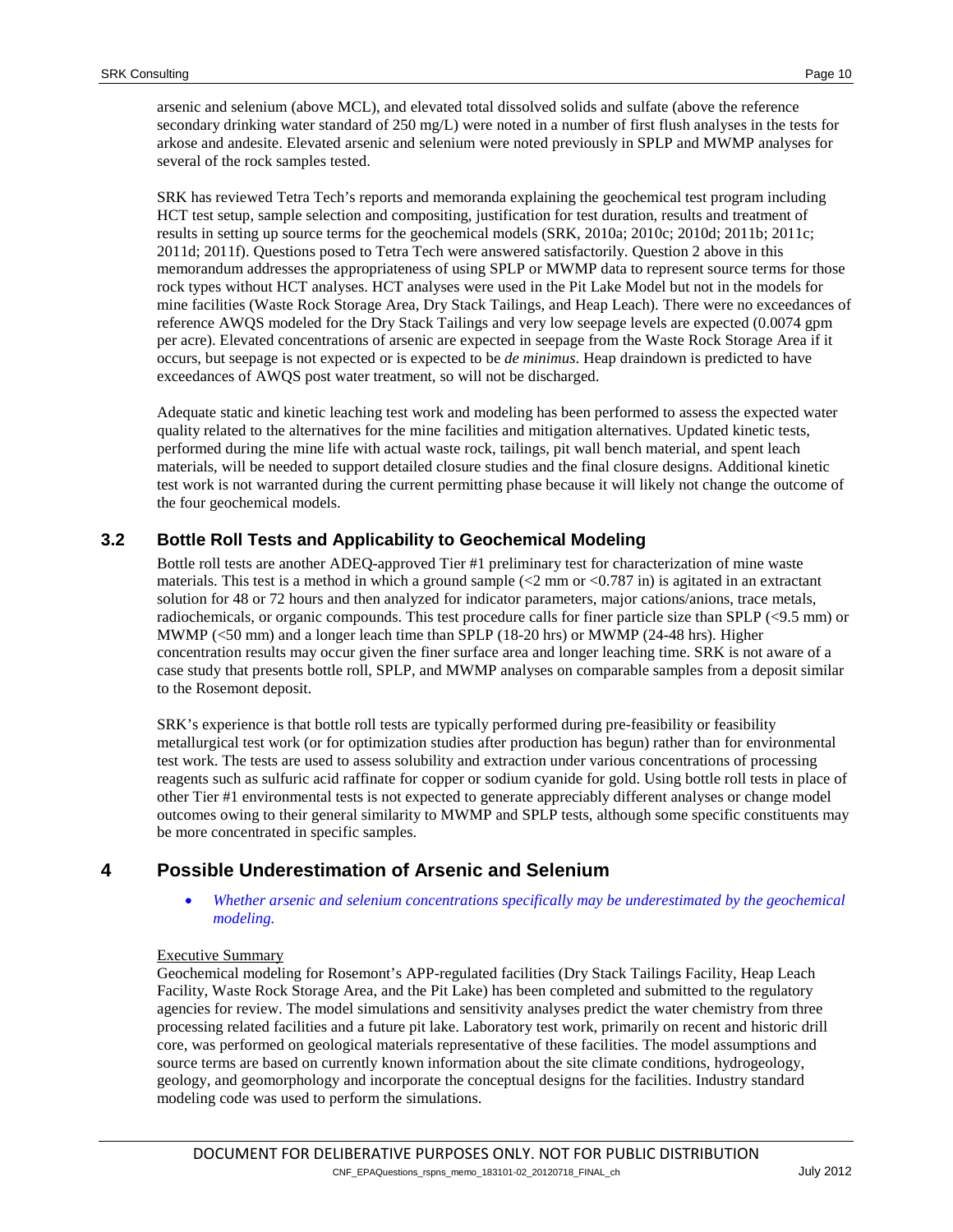arsenic and selenium (above MCL), and elevated total dissolved solids and sulfate (above the reference secondary drinking water standard of 250 mg/L) were noted in a number of first flush analyses in the tests for arkose and andesite. Elevated arsenic and selenium were noted previously in SPLP and MWMP analyses for several of the rock samples tested.

SRK has reviewed Tetra Tech's reports and memoranda explaining the geochemical test program including HCT test setup, sample selection and compositing, justification for test duration, results and treatment of results in setting up source terms for the geochemical models (SRK, 2010a; 2010c; 2010d; 2011b; 2011c; 2011d; 2011f). Questions posed to Tetra Tech were answered satisfactorily. Question 2 above in this memorandum addresses the appropriateness of using SPLP or MWMP data to represent source terms for those rock types without HCT analyses. HCT analyses were used in the Pit Lake Model but not in the models for mine facilities (Waste Rock Storage Area, Dry Stack Tailings, and Heap Leach). There were no exceedances of reference AWQS modeled for the Dry Stack Tailings and very low seepage levels are expected (0.0074 gpm per acre). Elevated concentrations of arsenic are expected in seepage from the Waste Rock Storage Area if it occurs, but seepage is not expected or is expected to be *de minimus*. Heap draindown is predicted to have exceedances of AWQS post water treatment, so will not be discharged.

Adequate static and kinetic leaching test work and modeling has been performed to assess the expected water quality related to the alternatives for the mine facilities and mitigation alternatives. Updated kinetic tests, performed during the mine life with actual waste rock, tailings, pit wall bench material, and spent leach materials, will be needed to support detailed closure studies and the final closure designs. Additional kinetic test work is not warranted during the current permitting phase because it will likely not change the outcome of the four geochemical models.

### 3.2 Bottle Roll Tests and Applicability to Geochemical Modeling

Bottle roll tests are another ADEQ-approved Tier #1 preliminary test for characterization of mine waste materials. This test is a method in which a ground sample (<2 mm or <0.787 in) is agitated in an extractant solution for 48 or 72 hours and then analyzed for indicator parameters, major cations/anions, trace metals, radiochemicals, or organic compounds. This test procedure calls for finer particle size than SPLP (<9.5 mm) or MWMP (<50 mm) and a longer leach time than SPLP (18-20 hrs) or MWMP (24-48 hrs). Higher concentration results may occur given the finer surface area and longer leaching time. SRK is not aware of a case study that presents bottle roll, SPLP, and MWMP analyses on comparable samples from a deposit similar to the Rosemont deposit.

SRK's experience is that bottle roll tests are typically performed during pre-feasibility or feasibility metallurgical test work (or for optimization studies after production has begun) rather than for environmental test work. The tests are used to assess solubility and extraction under various concentrations of processing reagents such as sulfuric acid raffinate for copper or sodium cyanide for gold. Using bottle roll tests in place of other Tier #1 environmental tests is not expected to generate appreciably different analyses or change model outcomes owing to their general similarity to MWMP and SPLP tests, although some specific constituents may be more concentrated in specific samples.

## 4 Possible Underestimation of Arsenic and Selenium

- *Whether arsenic and selenium concentrations specifically may be underestimated by the geochemical modeling.*

Executive Summary

Geochemical modeling for Rosemont's APP-regulated facilities (Dry Stack Tailings Facility, Heap Leach Facility, Waste Rock Storage Area, and the Pit Lake) has been completed and submitted to the regulatory agencies for review. The model simulations and sensitivity analyses predict the water chemistry from three processing related facilities and a future pit lake. Laboratory test work, primarily on recent and historic drill core, was performed on geological materials representative of these facilities. The model assumptions and source terms are based on currently known information about the site climate conditions, hydrogeology, geology, and geomorphology and incorporate the conceptual designs for the facilities. Industry standard modeling code was used to perform the simulations.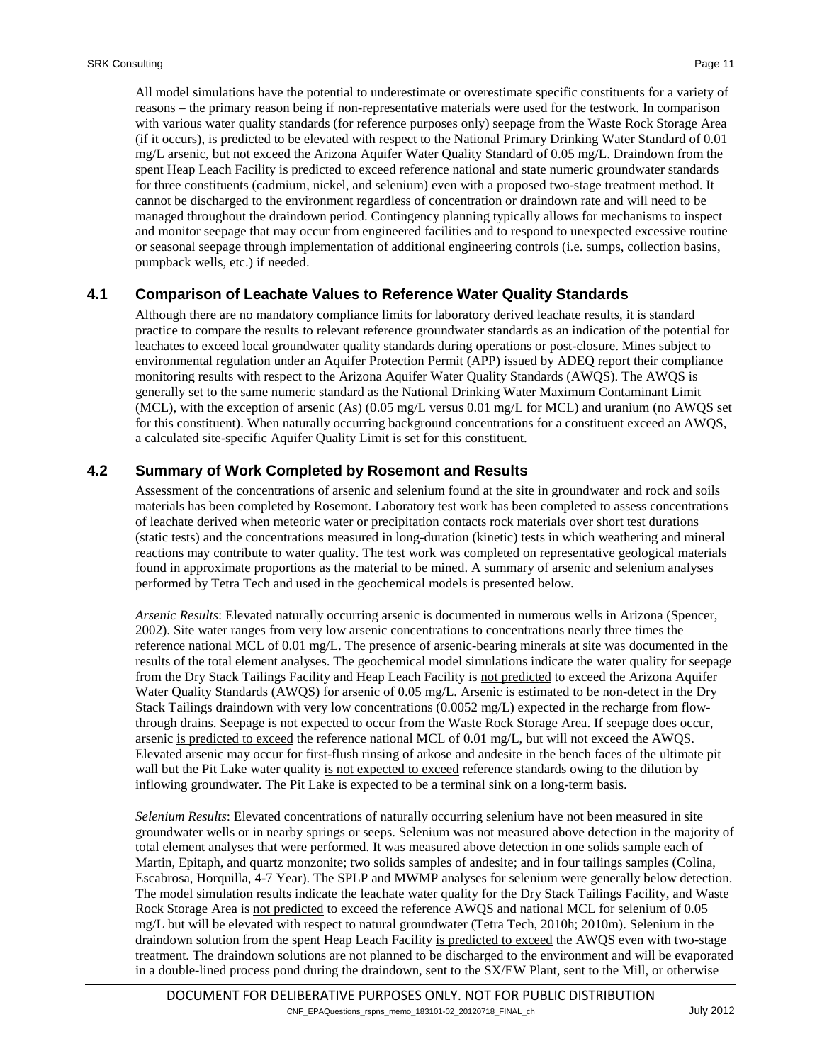All model simulations have the potential to underestimate or overestimate specific constituents for a variety of reasons – the primary reason being if non-representative materials were used for the testwork. In comparison with various water quality standards (for reference purposes only) seepage from the Waste Rock Storage Area (if it occurs), is predicted to be elevated with respect to the National Primary Drinking Water Standard of 0.01 mg/L arsenic, but not exceed the Arizona Aquifer Water Quality Standard of 0.05 mg/L. Draindown from the spent Heap Leach Facility is predicted to exceed reference national and state numeric groundwater standards for three constituents (cadmium, nickel, and selenium) even with a proposed two-stage treatment method. It cannot be discharged to the environment regardless of concentration or draindown rate and will need to be managed throughout the draindown period. Contingency planning typically allows for mechanisms to inspect and monitor seepage that may occur from engineered facilities and to respond to unexpected excessive routine or seasonal seepage through implementation of additional engineering controls (i.e. sumps, collection basins, pumpback wells, etc.) if needed.

## 4.1 Comparison of Leachate Values to Reference Water Quality Standards

Although there are no mandatory compliance limits for laboratory derived leachate results, it is standard practice to compare the results to relevant reference groundwater standards as an indication of the potential for leachates to exceed local groundwater quality standards during operations or post-closure. Mines subject to environmental regulation under an Aquifer Protection Permit (APP) issued by ADEQ report their compliance monitoring results with respect to the Arizona Aquifer Water Quality Standards (AWQS). The AWQS is generally set to the same numeric standard as the National Drinking Water Maximum Contaminant Limit (MCL), with the exception of arsenic (As) (0.05 mg/L versus 0.01 mg/L for MCL) and uranium (no AWQS set for this constituent). When naturally occurring background concentrations for a constituent exceed an AWQS, a calculated site-specific Aquifer Quality Limit is set for this constituent.

## 4.2 Summary of Work Completed by Rosemont and Results

Assessment of the concentrations of arsenic and selenium found at the site in groundwater and rock and soils materials has been completed by Rosemont. Laboratory test work has been completed to assess concentrations of leachate derived when meteoric water or precipitation contacts rock materials over short test durations (static tests) and the concentrations measured in long-duration (kinetic) tests in which weathering and mineral reactions may contribute to water quality. The test work was completed on representative geological materials found in approximate proportions as the material to be mined. A summary of arsenic and selenium analyses performed by Tetra Tech and used in the geochemical models is presented below.

*Arsenic Results*: Elevated naturally occurring arsenic is documented in numerous wells in Arizona (Spencer, 2002). Site water ranges from very low arsenic concentrations to concentrations nearly three times the reference national MCL of 0.01 mg/L. The presence of arsenic-bearing minerals at site was documented in the results of the total element analyses. The geochemical model simulations indicate the water quality for seepage from the Dry Stack Tailings Facility and Heap Leach Facility is not predicted to exceed the Arizona Aquifer Water Quality Standards (AWQS) for arsenic of 0.05 mg/L. Arsenic is estimated to be non-detect in the Dry Stack Tailings draindown with very low concentrations (0.0052 mg/L) expected in the recharge from flow-through drains. Seepage is not expected to occur from the Waste Rock Storage Area. If seepage does occur, arsenic is predicted to exceed the reference national MCL of 0.01 mg/L, but will not exceed the AWQS. Elevated arsenic may occur for first-flush rinsing of arkose and andesite in the bench faces of the ultimate pit wall but the Pit Lake water quality is not expected to exceed reference standards owing to the dilution by inflowing groundwater. The Pit Lake is expected to be a terminal sink on a long-term basis.

*Selenium Results*: Elevated concentrations of naturally occurring selenium have not been measured in site groundwater wells or in nearby springs or seeps. Selenium was not measured above detection in the majority of total element analyses that were performed. It was measured above detection in one solids sample each of Martin, Epitaph, and quartz monzonite; two solids samples of andesite; and in four tailings samples (Colina, Escabrosa, Horquilla, 4-7 Year). The SPLP and MWMP analyses for selenium were generally below detection. The model simulation results indicate the leachate water quality for the Dry Stack Tailings Facility, and Waste Rock Storage Area is not predicted to exceed the reference AWQS and national MCL for selenium of 0.05 mg/L but will be elevated with respect to natural groundwater (Tetra Tech, 2010h; 2010m). Selenium in the draindown solution from the spent Heap Leach Facility is predicted to exceed the AWQS even with two-stage treatment. The draindown solutions are not planned to be discharged to the environment and will be evaporated in a double-lined process pond during the draindown, sent to the SX/EW Plant, sent to the Mill, or otherwise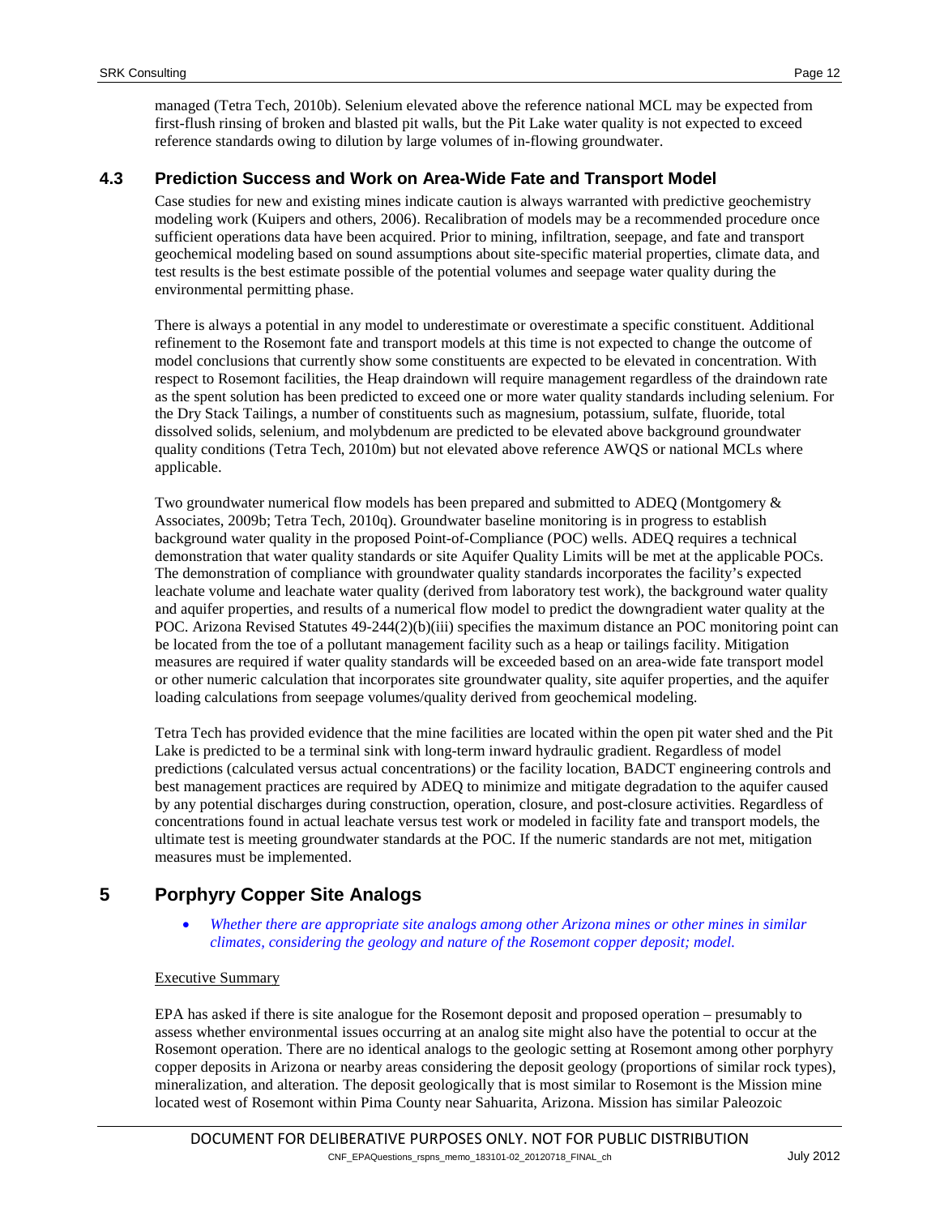managed (Tetra Tech, 2010b). Selenium elevated above the reference national MCL may be expected from first-flush rinsing of broken and blasted pit walls, but the Pit Lake water quality is not expected to exceed reference standards owing to dilution by large volumes of in-flowing groundwater.

### 4.3 Prediction Success and Work on Area-Wide Fate and Transport Model

Case studies for new and existing mines indicate caution is always warranted with predictive geochemistry modeling work (Kuipers and others, 2006). Recalibration of models may be a recommended procedure once sufficient operations data have been acquired. Prior to mining, infiltration, seepage, and fate and transport geochemical modeling based on sound assumptions about site-specific material properties, climate data, and test results is the best estimate possible of the potential volumes and seepage water quality during the environmental permitting phase.

There is always a potential in any model to underestimate or overestimate a specific constituent. Additional refinement to the Rosemont fate and transport models at this time is not expected to change the outcome of model conclusions that currently show some constituents are expected to be elevated in concentration. With respect to Rosemont facilities, the Heap draindown will require management regardless of the draindown rate as the spent solution has been predicted to exceed one or more water quality standards including selenium. For the Dry Stack Tailings, a number of constituents such as magnesium, potassium, sulfate, fluoride, total dissolved solids, selenium, and molybdenum are predicted to be elevated above background groundwater quality conditions (Tetra Tech, 2010m) but not elevated above reference AWQS or national MCLs where applicable.

Two groundwater numerical flow models has been prepared and submitted to ADEQ (Montgomery & Associates, 2009b; Tetra Tech, 2010q). Groundwater baseline monitoring is in progress to establish background water quality in the proposed Point-of-Compliance (POC) wells. ADEQ requires a technical demonstration that water quality standards or site Aquifer Quality Limits will be met at the applicable POCs. The demonstration of compliance with groundwater quality standards incorporates the facility's expected leachate volume and leachate water quality (derived from laboratory test work), the background water quality and aquifer properties, and results of a numerical flow model to predict the downgradient water quality at the POC. Arizona Revised Statutes 49-244(2)(b)(iii) specifies the maximum distance an POC monitoring point can be located from the toe of a pollutant management facility such as a heap or tailings facility. Mitigation measures are required if water quality standards will be exceeded based on an area-wide fate transport model or other numeric calculation that incorporates site groundwater quality, site aquifer properties, and the aquifer loading calculations from seepage volumes/quality derived from geochemical modeling.

Tetra Tech has provided evidence that the mine facilities are located within the open pit water shed and the Pit Lake is predicted to be a terminal sink with long-term inward hydraulic gradient. Regardless of model predictions (calculated versus actual concentrations) or the facility location, BADCT engineering controls and best management practices are required by ADEQ to minimize and mitigate degradation to the aquifer caused by any potential discharges during construction, operation, closure, and post-closure activities. Regardless of concentrations found in actual leachate versus test work or modeled in facility fate and transport models, the ultimate test is meeting groundwater standards at the POC. If the numeric standards are not met, mitigation measures must be implemented.

## 5 Porphyry Copper Site Analogs

- *Whether there are appropriate site analogs among other Arizona mines or other mines in similar climates, considering the geology and nature of the Rosemont copper deposit; model.*

Executive Summary

EPA has asked if there is site analogue for the Rosemont deposit and proposed operation – presumably to assess whether environmental issues occurring at an analog site might also have the potential to occur at the Rosemont operation. There are no identical analogs to the geologic setting at Rosemont among other porphyry copper deposits in Arizona or nearby areas considering the deposit geology (proportions of similar rock types), mineralization, and alteration. The deposit geologically that is most similar to Rosemont is the Mission mine located west of Rosemont within Pima County near Sahuarita, Arizona. Mission has similar Paleozoic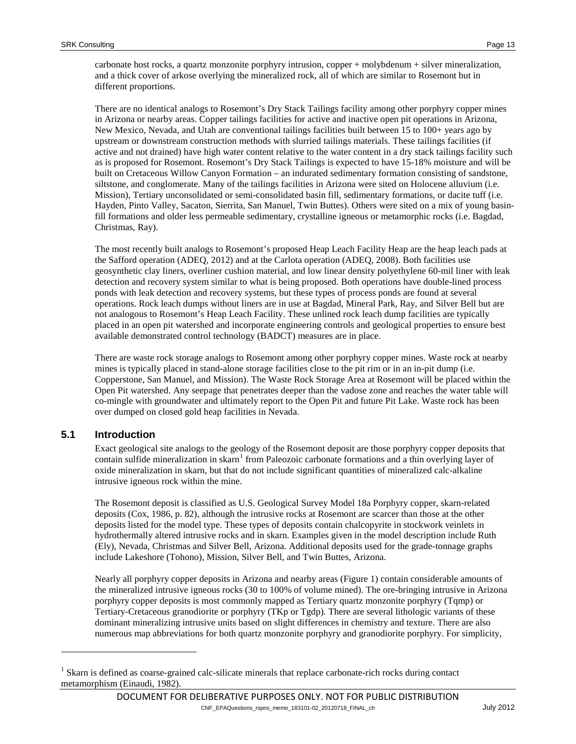carbonate host rocks, a quartz monzonite porphyry intrusion, copper + molybdenum + silver mineralization, and a thick cover of arkose overlying the mineralized rock, all of which are similar to Rosemont but in different proportions.

There are no identical analogs to Rosemont's Dry Stack Tailings facility among other porphyry copper mines in Arizona or nearby areas. Copper tailings facilities for active and inactive open pit operations in Arizona, New Mexico, Nevada, and Utah are conventional tailings facilities built between 15 to 100+ years ago by upstream or downstream construction methods with slurried tailings materials. These tailings facilities (if active and not drained) have high water content relative to the water content in a dry stack tailings facility such as is proposed for Rosemont. Rosemont's Dry Stack Tailings is expected to have 15-18% moisture and will be built on Cretaceous Willow Canyon Formation – an indurated sedimentary formation consisting of sandstone, siltstone, and conglomerate. Many of the tailings facilities in Arizona were sited on Holocene alluvium (i.e. Mission), Tertiary unconsolidated or semi-consolidated basin fill, sedimentary formations, or dacite tuff (i.e. Hayden, Pinto Valley, Sacaton, Sierrita, San Manuel, Twin Buttes). Others were sited on a mix of young basin-fill formations and older less permeable sedimentary, crystalline igneous or metamorphic rocks (i.e. Bagdad, Christmas, Ray).

The most recently built analogs to Rosemont's proposed Heap Leach Facility Heap are the heap leach pads at the Safford operation (ADEQ, 2012) and at the Carlota operation (ADEQ, 2008). Both facilities use geosynthetic clay liners, overliner cushion material, and low linear density polyethylene 60-mil liner with leak detection and recovery system similar to what is being proposed. Both operations have double-lined process ponds with leak detection and recovery systems, but these types of process ponds are found at several operations. Rock leach dumps without liners are in use at Bagdad, Mineral Park, Ray, and Silver Bell but are not analogous to Rosemont's Heap Leach Facility. These unlined rock leach dump facilities are typically placed in an open pit watershed and incorporate engineering controls and geological properties to ensure best available demonstrated control technology (BADCT) measures are in place.

There are waste rock storage analogs to Rosemont among other porphyry copper mines. Waste rock at nearby mines is typically placed in stand-alone storage facilities close to the pit rim or in an in-pit dump (i.e. Copperstone, San Manuel, and Mission). The Waste Rock Storage Area at Rosemont will be placed within the Open Pit watershed. Any seepage that penetrates deeper than the vadose zone and reaches the water table will co-mingle with groundwater and ultimately report to the Open Pit and future Pit Lake. Waste rock has been over dumped on closed gold heap facilities in Nevada.

## 5.1 Introduction

Exact geological site analogs to the geology of the Rosemont deposit are those porphyry copper deposits that contain sulfide mineralization in skarn[1] from Paleozoic carbonate formations and a thin overlying layer of oxide mineralization in skarn, but that do not include significant quantities of mineralized calc-alkaline intrusive igneous rock within the mine.

The Rosemont deposit is classified as U.S. Geological Survey Model 18a Porphyry copper, skarn-related deposits (Cox, 1986, p. 82), although the intrusive rocks at Rosemont are scarcer than those at the other deposits listed for the model type. These types of deposits contain chalcopyrite in stockwork veinlets in hydrothermally altered intrusive rocks and in skarn. Examples given in the model description include Ruth (Ely), Nevada, Christmas and Silver Bell, Arizona. Additional deposits used for the grade-tonnage graphs include Lakeshore (Tohono), Mission, Silver Bell, and Twin Buttes, Arizona.

Nearly all porphyry copper deposits in Arizona and nearby areas (Figure 1) contain considerable amounts of the mineralized intrusive igneous rocks (30 to 100% of volume mined). The ore-bringing intrusive in Arizona porphyry copper deposits is most commonly mapped as Tertiary quartz monzonite porphyry (Tqmp) or Tertiary-Cretaceous granodiorite or porphyry (TKp or Tgdp). There are several lithologic variants of these dominant mineralizing intrusive units based on slight differences in chemistry and texture. There are also numerous map abbreviations for both quartz monzonite porphyry and granodiorite porphyry. For simplicity,

[1] Skarn is defined as coarse-grained calc-silicate minerals that replace carbonate-rich rocks during contact metamorphism (Einaudi, 1982).

DOCUMENT FOR DELIBERATIVE PURPOSES ONLY. NOT FOR PUBLIC DISTRIBUTION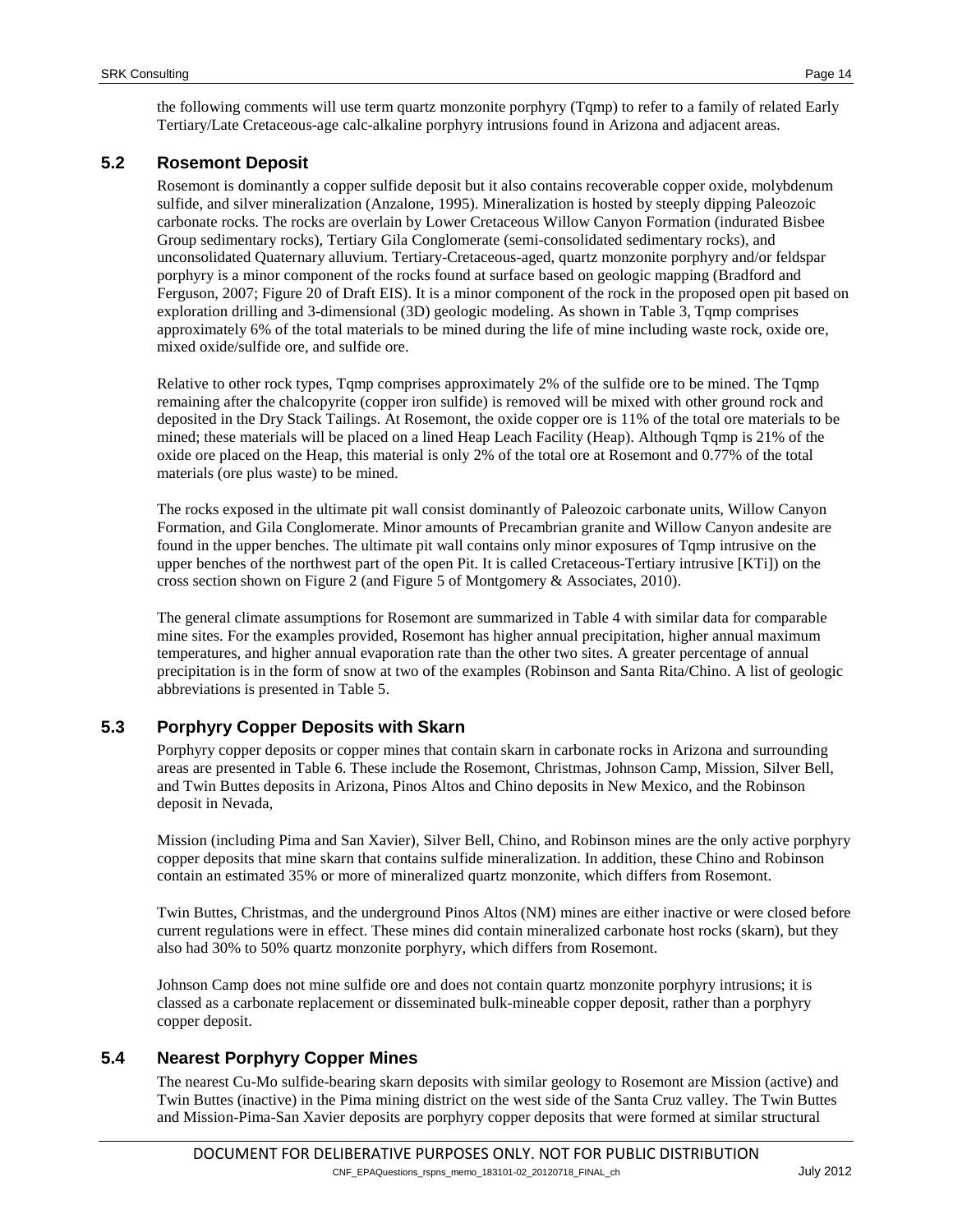the following comments will use term quartz monzonite porphyry (Tqmp) to refer to a family of related Early Tertiary/Late Cretaceous-age calc-alkaline porphyry intrusions found in Arizona and adjacent areas.

## 5.2 Rosemont Deposit

Rosemont is dominantly a copper sulfide deposit but it also contains recoverable copper oxide, molybdenum sulfide, and silver mineralization (Anzalone, 1995). Mineralization is hosted by steeply dipping Paleozoic carbonate rocks. The rocks are overlain by Lower Cretaceous Willow Canyon Formation (indurated Bisbee Group sedimentary rocks), Tertiary Gila Conglomerate (semi-consolidated sedimentary rocks), and unconsolidated Quaternary alluvium. Tertiary-Cretaceous-aged, quartz monzonite porphyry and/or feldspar porphyry is a minor component of the rocks found at surface based on geologic mapping (Bradford and Ferguson, 2007; Figure 20 of Draft EIS). It is a minor component of the rock in the proposed open pit based on exploration drilling and 3-dimensional (3D) geologic modeling. As shown in Table 3, Tqmp comprises approximately 6% of the total materials to be mined during the life of mine including waste rock, oxide ore, mixed oxide/sulfide ore, and sulfide ore.

Relative to other rock types, Tqmp comprises approximately 2% of the sulfide ore to be mined. The Tqmp remaining after the chalcopyrite (copper iron sulfide) is removed will be mixed with other ground rock and deposited in the Dry Stack Tailings. At Rosemont, the oxide copper ore is 11% of the total ore materials to be mined; these materials will be placed on a lined Heap Leach Facility (Heap). Although Tqmp is 21% of the oxide ore placed on the Heap, this material is only 2% of the total ore at Rosemont and 0.77% of the total materials (ore plus waste) to be mined.

The rocks exposed in the ultimate pit wall consist dominantly of Paleozoic carbonate units, Willow Canyon Formation, and Gila Conglomerate. Minor amounts of Precambrian granite and Willow Canyon andesite are found in the upper benches. The ultimate pit wall contains only minor exposures of Tqmp intrusive on the upper benches of the northwest part of the open Pit. It is called Cretaceous-Tertiary intrusive [KTi]) on the cross section shown on Figure 2 (and Figure 5 of Montgomery & Associates, 2010).

The general climate assumptions for Rosemont are summarized in Table 4 with similar data for comparable mine sites. For the examples provided, Rosemont has higher annual precipitation, higher annual maximum temperatures, and higher annual evaporation rate than the other two sites. A greater percentage of annual precipitation is in the form of snow at two of the examples (Robinson and Santa Rita/Chino. A list of geologic abbreviations is presented in Table 5.

## 5.3 Porphyry Copper Deposits with Skarn

Porphyry copper deposits or copper mines that contain skarn in carbonate rocks in Arizona and surrounding areas are presented in Table 6. These include the Rosemont, Christmas, Johnson Camp, Mission, Silver Bell, and Twin Buttes deposits in Arizona, Pinos Altos and Chino deposits in New Mexico, and the Robinson deposit in Nevada,

Mission (including Pima and San Xavier), Silver Bell, Chino, and Robinson mines are the only active porphyry copper deposits that mine skarn that contains sulfide mineralization. In addition, these Chino and Robinson contain an estimated 35% or more of mineralized quartz monzonite, which differs from Rosemont.

Twin Buttes, Christmas, and the underground Pinos Altos (NM) mines are either inactive or were closed before current regulations were in effect. These mines did contain mineralized carbonate host rocks (skarn), but they also had 30% to 50% quartz monzonite porphyry, which differs from Rosemont.

Johnson Camp does not mine sulfide ore and does not contain quartz monzonite porphyry intrusions; it is classed as a carbonate replacement or disseminated bulk-mineable copper deposit, rather than a porphyry copper deposit.

## 5.4 Nearest Porphyry Copper Mines

The nearest Cu-Mo sulfide-bearing skarn deposits with similar geology to Rosemont are Mission (active) and Twin Buttes (inactive) in the Pima mining district on the west side of the Santa Cruz valley. The Twin Buttes and Mission-Pima-San Xavier deposits are porphyry copper deposits that were formed at similar structural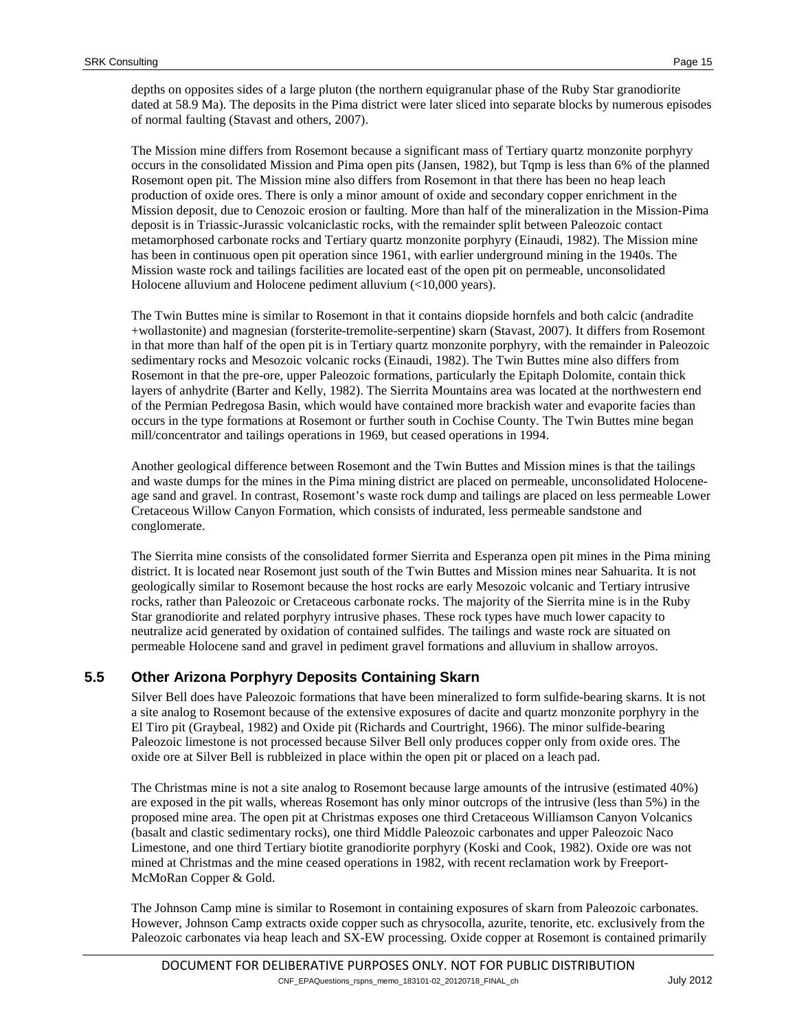depths on opposites sides of a large pluton (the northern equigranular phase of the Ruby Star granodiorite dated at 58.9 Ma). The deposits in the Pima district were later sliced into separate blocks by numerous episodes of normal faulting (Stavast and others, 2007).

The Mission mine differs from Rosemont because a significant mass of Tertiary quartz monzonite porphyry occurs in the consolidated Mission and Pima open pits (Jansen, 1982), but Tqmp is less than 6% of the planned Rosemont open pit. The Mission mine also differs from Rosemont in that there has been no heap leach production of oxide ores. There is only a minor amount of oxide and secondary copper enrichment in the Mission deposit, due to Cenozoic erosion or faulting. More than half of the mineralization in the Mission-Pima deposit is in Triassic-Jurassic volcaniclastic rocks, with the remainder split between Paleozoic contact metamorphosed carbonate rocks and Tertiary quartz monzonite porphyry (Einaudi, 1982). The Mission mine has been in continuous open pit operation since 1961, with earlier underground mining in the 1940s. The Mission waste rock and tailings facilities are located east of the open pit on permeable, unconsolidated Holocene alluvium and Holocene pediment alluvium (<10,000 years).

The Twin Buttes mine is similar to Rosemont in that it contains diopside hornfels and both calcic (andradite +wollastonite) and magnesian (forsterite-tremolite-serpentine) skarn (Stavast, 2007). It differs from Rosemont in that more than half of the open pit is in Tertiary quartz monzonite porphyry, with the remainder in Paleozoic sedimentary rocks and Mesozoic volcanic rocks (Einaudi, 1982). The Twin Buttes mine also differs from Rosemont in that the pre-ore, upper Paleozoic formations, particularly the Epitaph Dolomite, contain thick layers of anhydrite (Barter and Kelly, 1982). The Sierrita Mountains area was located at the northwestern end of the Permian Pedregosa Basin, which would have contained more brackish water and evaporite facies than occurs in the type formations at Rosemont or further south in Cochise County. The Twin Buttes mine began mill/concentrator and tailings operations in 1969, but ceased operations in 1994.

Another geological difference between Rosemont and the Twin Buttes and Mission mines is that the tailings and waste dumps for the mines in the Pima mining district are placed on permeable, unconsolidated Holocene-age sand and gravel. In contrast, Rosemont's waste rock dump and tailings are placed on less permeable Lower Cretaceous Willow Canyon Formation, which consists of indurated, less permeable sandstone and conglomerate.

The Sierrita mine consists of the consolidated former Sierrita and Esperanza open pit mines in the Pima mining district. It is located near Rosemont just south of the Twin Buttes and Mission mines near Sahuarita. It is not geologically similar to Rosemont because the host rocks are early Mesozoic volcanic and Tertiary intrusive rocks, rather than Paleozoic or Cretaceous carbonate rocks. The majority of the Sierrita mine is in the Ruby Star granodiorite and related porphyry intrusive phases. These rock types have much lower capacity to neutralize acid generated by oxidation of contained sulfides. The tailings and waste rock are situated on permeable Holocene sand and gravel in pediment gravel formations and alluvium in shallow arroyos.

## 5.5 Other Arizona Porphyry Deposits Containing Skarn

Silver Bell does have Paleozoic formations that have been mineralized to form sulfide-bearing skarns. It is not a site analog to Rosemont because of the extensive exposures of dacite and quartz monzonite porphyry in the El Tiro pit (Graybeal, 1982) and Oxide pit (Richards and Courtright, 1966). The minor sulfide-bearing Paleozoic limestone is not processed because Silver Bell only produces copper only from oxide ores. The oxide ore at Silver Bell is rubbleized in place within the open pit or placed on a leach pad.

The Christmas mine is not a site analog to Rosemont because large amounts of the intrusive (estimated 40%) are exposed in the pit walls, whereas Rosemont has only minor outcrops of the intrusive (less than 5%) in the proposed mine area. The open pit at Christmas exposes one third Cretaceous Williamson Canyon Volcanics (basalt and clastic sedimentary rocks), one third Middle Paleozoic carbonates and upper Paleozoic Naco Limestone, and one third Tertiary biotite granodiorite porphyry (Koski and Cook, 1982). Oxide ore was not mined at Christmas and the mine ceased operations in 1982, with recent reclamation work by Freeport-McMoRan Copper & Gold.

The Johnson Camp mine is similar to Rosemont in containing exposures of skarn from Paleozoic carbonates. However, Johnson Camp extracts oxide copper such as chrysocolla, azurite, tenorite, etc. exclusively from the Paleozoic carbonates via heap leach and SX-EW processing. Oxide copper at Rosemont is contained primarily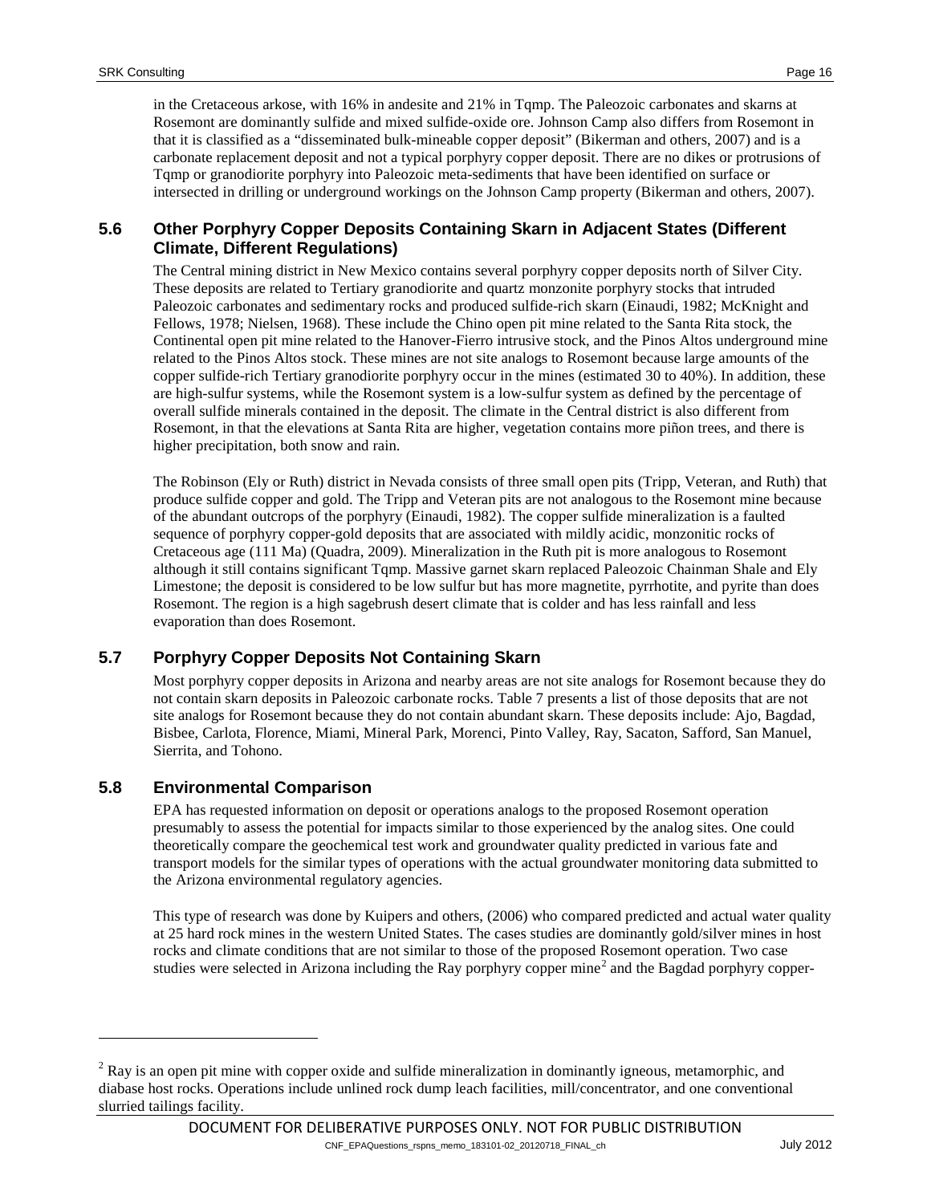in the Cretaceous arkose, with 16% in andesite and 21% in Tqmp. The Paleozoic carbonates and skarns at Rosemont are dominantly sulfide and mixed sulfide-oxide ore. Johnson Camp also differs from Rosemont in that it is classified as a "disseminated bulk-mineable copper deposit" (Bikerman and others, 2007) and is a carbonate replacement deposit and not a typical porphyry copper deposit. There are no dikes or protrusions of Tqmp or granodiorite porphyry into Paleozoic meta-sediments that have been identified on surface or intersected in drilling or underground workings on the Johnson Camp property (Bikerman and others, 2007).

## 5.6 Other Porphyry Copper Deposits Containing Skarn in Adjacent States (Different Climate, Different Regulations)

The Central mining district in New Mexico contains several porphyry copper deposits north of Silver City. These deposits are related to Tertiary granodiorite and quartz monzonite porphyry stocks that intruded Paleozoic carbonates and sedimentary rocks and produced sulfide-rich skarn (Einaudi, 1982; McKnight and Fellows, 1978; Nielsen, 1968). These include the Chino open pit mine related to the Santa Rita stock, the Continental open pit mine related to the Hanover-Fierro intrusive stock, and the Pinos Altos underground mine related to the Pinos Altos stock. These mines are not site analogs to Rosemont because large amounts of the copper sulfide-rich Tertiary granodiorite porphyry occur in the mines (estimated 30 to 40%). In addition, these are high-sulfur systems, while the Rosemont system is a low-sulfur system as defined by the percentage of overall sulfide minerals contained in the deposit. The climate in the Central district is also different from Rosemont, in that the elevations at Santa Rita are higher, vegetation contains more piñon trees, and there is higher precipitation, both snow and rain.

The Robinson (Ely or Ruth) district in Nevada consists of three small open pits (Tripp, Veteran, and Ruth) that produce sulfide copper and gold. The Tripp and Veteran pits are not analogous to the Rosemont mine because of the abundant outcrops of the porphyry (Einaudi, 1982). The copper sulfide mineralization is a faulted sequence of porphyry copper-gold deposits that are associated with mildly acidic, monzonitic rocks of Cretaceous age (111 Ma) (Quadra, 2009). Mineralization in the Ruth pit is more analogous to Rosemont although it still contains significant Tqmp. Massive garnet skarn replaced Paleozoic Chainman Shale and Ely Limestone; the deposit is considered to be low sulfur but has more magnetite, pyrrhotite, and pyrite than does Rosemont. The region is a high sagebrush desert climate that is colder and has less rainfall and less evaporation than does Rosemont.

## 5.7 Porphyry Copper Deposits Not Containing Skarn

Most porphyry copper deposits in Arizona and nearby areas are not site analogs for Rosemont because they do not contain skarn deposits in Paleozoic carbonate rocks. Table 7 presents a list of those deposits that are not site analogs for Rosemont because they do not contain abundant skarn. These deposits include: Ajo, Bagdad, Bisbee, Carlota, Florence, Miami, Mineral Park, Morenci, Pinto Valley, Ray, Sacaton, Safford, San Manuel, Sierrita, and Tohono.

## 5.8 Environmental Comparison

EPA has requested information on deposit or operations analogs to the proposed Rosemont operation presumably to assess the potential for impacts similar to those experienced by the analog sites. One could theoretically compare the geochemical test work and groundwater quality predicted in various fate and transport models for the similar types of operations with the actual groundwater monitoring data submitted to the Arizona environmental regulatory agencies.

This type of research was done by Kuipers and others, (2006) who compared predicted and actual water quality at 25 hard rock mines in the western United States. The cases studies are dominantly gold/silver mines in host rocks and climate conditions that are not similar to those of the proposed Rosemont operation. Two case studies were selected in Arizona including the Ray porphyry copper mine[2] and the Bagdad porphyry copper-

[2] Ray is an open pit mine with copper oxide and sulfide mineralization in dominantly igneous, metamorphic, and diabase host rocks. Operations include unlined rock dump leach facilities, mill/concentrator, and one conventional slurried tailings facility.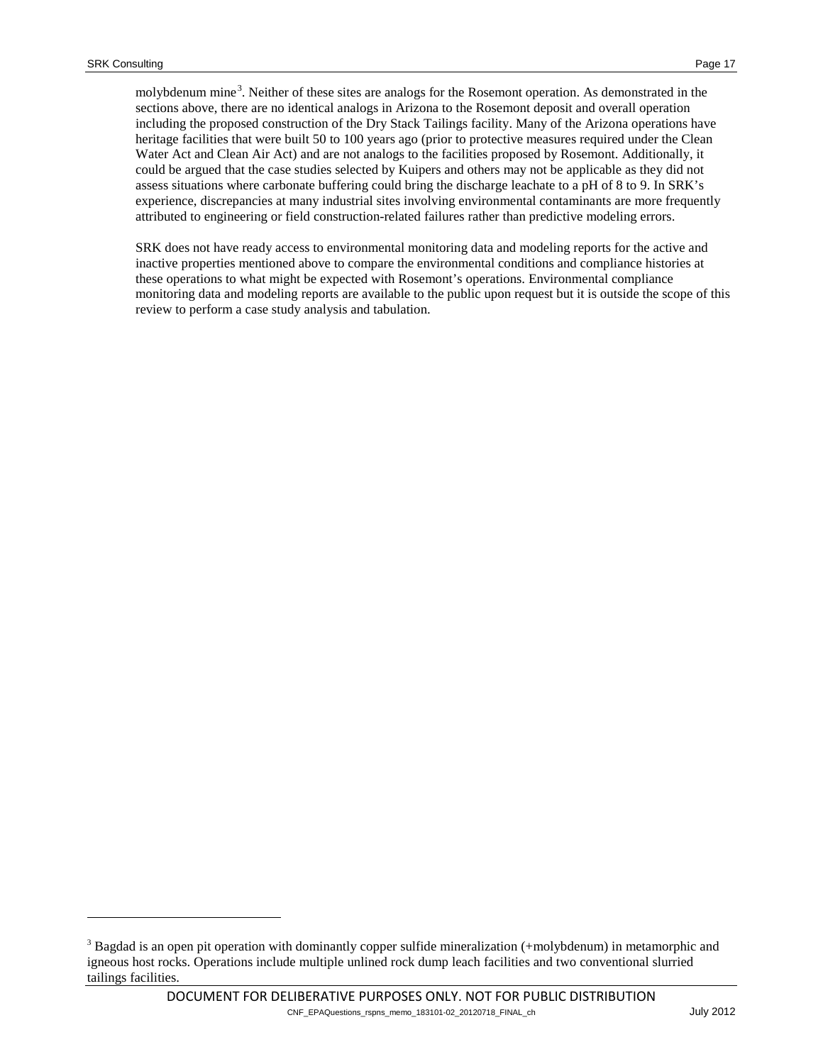molybdenum mine[3]. Neither of these sites are analogs for the Rosemont operation. As demonstrated in the sections above, there are no identical analogs in Arizona to the Rosemont deposit and overall operation including the proposed construction of the Dry Stack Tailings facility. Many of the Arizona operations have heritage facilities that were built 50 to 100 years ago (prior to protective measures required under the Clean Water Act and Clean Air Act) and are not analogs to the facilities proposed by Rosemont. Additionally, it could be argued that the case studies selected by Kuipers and others may not be applicable as they did not assess situations where carbonate buffering could bring the discharge leachate to a pH of 8 to 9. In SRK's experience, discrepancies at many industrial sites involving environmental contaminants are more frequently attributed to engineering or field construction-related failures rather than predictive modeling errors.

SRK does not have ready access to environmental monitoring data and modeling reports for the active and inactive properties mentioned above to compare the environmental conditions and compliance histories at these operations to what might be expected with Rosemont's operations. Environmental compliance monitoring data and modeling reports are available to the public upon request but it is outside the scope of this review to perform a case study analysis and tabulation.

---

[3] Bagdad is an open pit operation with dominantly copper sulfide mineralization (+molybdenum) in metamorphic and igneous host rocks. Operations include multiple unlined rock dump leach facilities and two conventional slurried tailings facilities.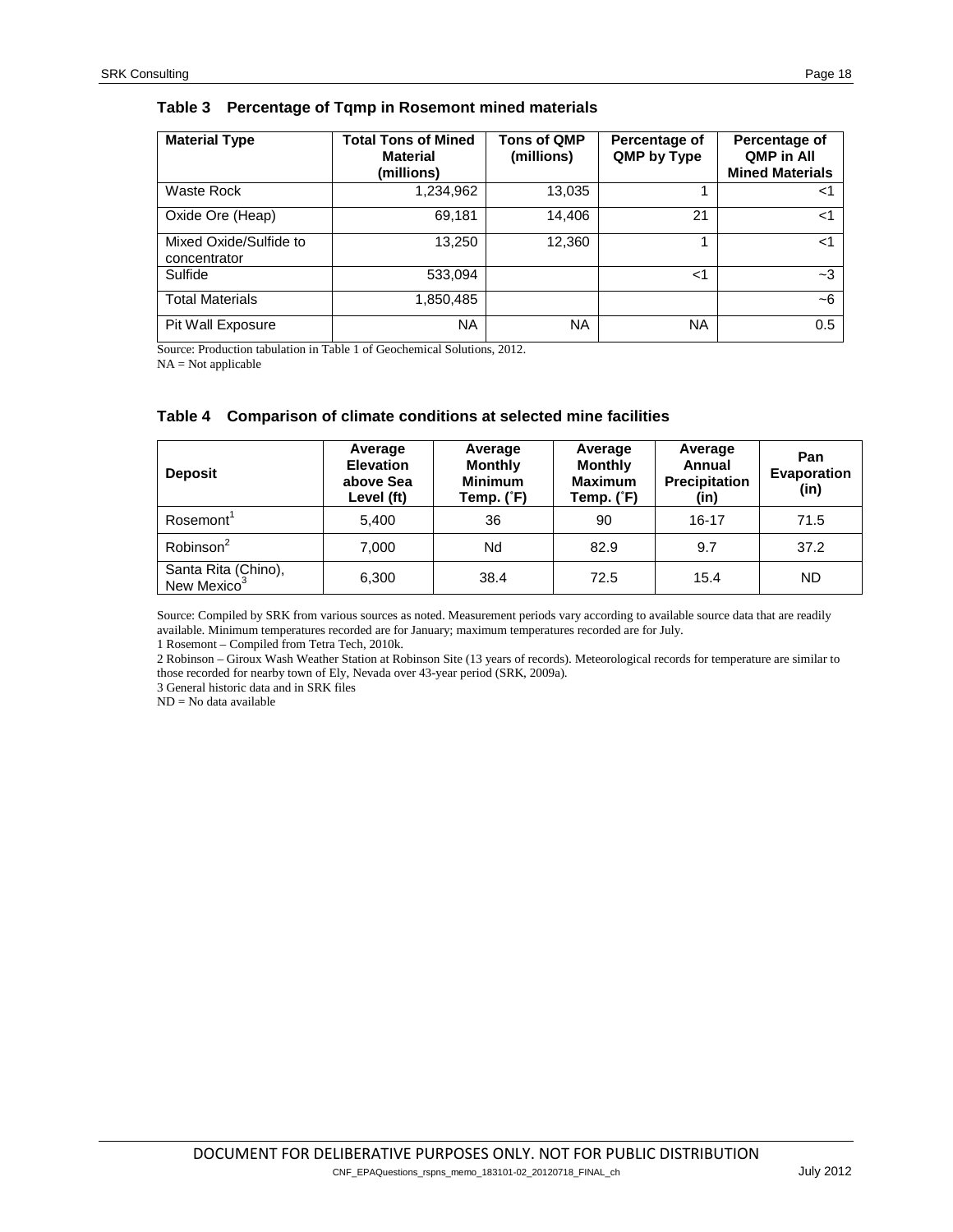**Table 3 Percentage of Tqmp in Rosemont mined materials**

| Material Type | Total Tons of Mined Material (millions) | Tons of QMP (millions) | Percentage of QMP by Type | Percentage of QMP in All Mined Materials |
|---|---|---|---|---|
| Waste Rock | 1,234,962 | 13,035 | 1 | <1 |
| Oxide Ore (Heap) | 69,181 | 14,406 | 21 | <1 |
| Mixed Oxide/Sulfide to concentrator | 13,250 | 12,360 | 1 | <1 |
| Sulfide | 533,094 | | <1 | ~3 |
| Total Materials | 1,850,485 | | | ~6 |
| Pit Wall Exposure | NA | NA | NA | 0.5 |

Source: Production tabulation in Table 1 of Geochemical Solutions, 2012.
NA = Not applicable

**Table 4 Comparison of climate conditions at selected mine facilities**

| Deposit | Average Elevation above Sea Level (ft) | Average Monthly Minimum Temp. (˚F) | Average Monthly Maximum Temp. (˚F) | Average Annual Precipitation (in) | Pan Evaporation (in) |
|---|---|---|---|---|---|
| Rosemont[1] | 5,400 | 36 | 90 | 16-17 | 71.5 |
| Robinson[2] | 7,000 | Nd | 82.9 | 9.7 | 37.2 |
| Santa Rita (Chino), New Mexico[3] | 6,300 | 38.4 | 72.5 | 15.4 | ND |

Source: Compiled by SRK from various sources as noted. Measurement periods vary according to available source data that are readily available. Minimum temperatures recorded are for January; maximum temperatures recorded are for July.

1 Rosemont – Compiled from Tetra Tech, 2010k.

2 Robinson – Giroux Wash Weather Station at Robinson Site (13 years of records). Meteorological records for temperature are similar to those recorded for nearby town of Ely, Nevada over 43-year period (SRK, 2009a).

3 General historic data and in SRK files

ND = No data available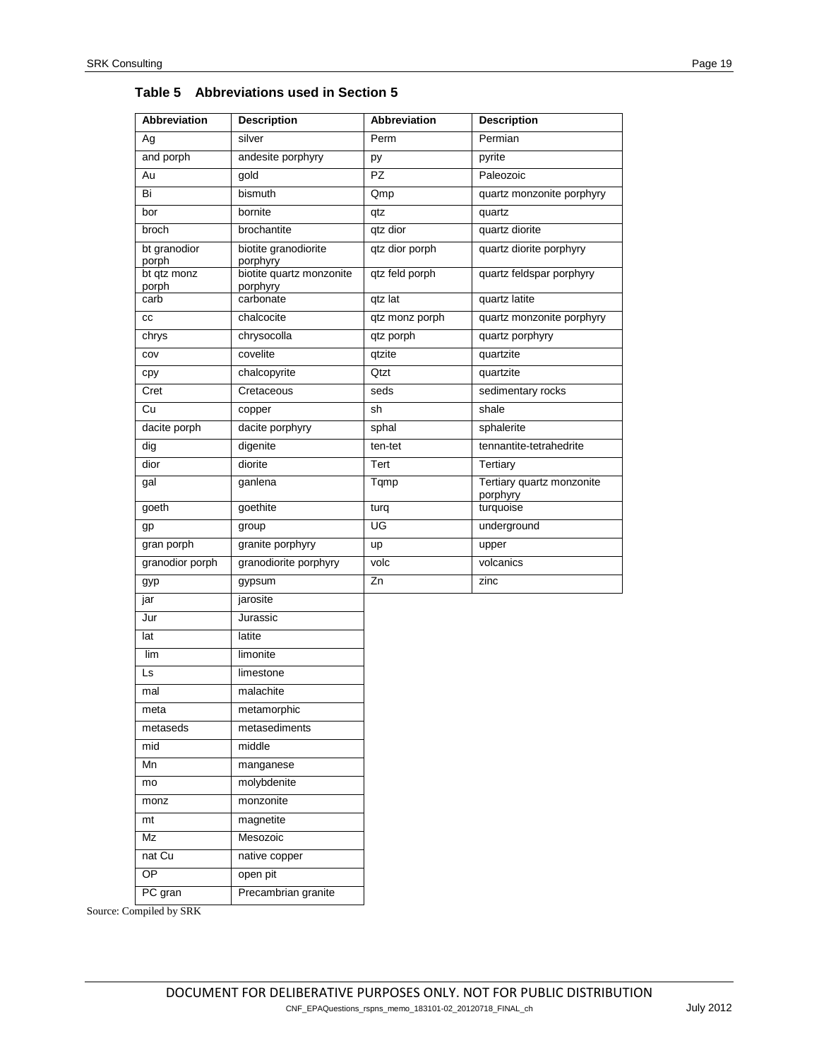**Table 5 Abbreviations used in Section 5**

| Abbreviation | Description | Abbreviation | Description |
|---|---|---|---|
| Ag | silver | Perm | Permian |
| and porph | andesite porphyry | py | pyrite |
| Au | gold | PZ | Paleozoic |
| Bi | bismuth | Qmp | quartz monzonite porphyry |
| bor | bornite | qtz | quartz |
| broch | brochantite | qtz dior | quartz diorite |
| bt granodior porph | biotite granodiorite porphyry | qtz dior porph | quartz diorite porphyry |
| bt qtz monz porph | biotite quartz monzonite porphyry | qtz feld porph | quartz feldspar porphyry |
| carb | carbonate | qtz lat | quartz latite |
| cc | chalcocite | qtz monz porph | quartz monzonite porphyry |
| chrys | chrysocolla | qtz porph | quartz porphyry |
| cov | covelite | qtzite | quartzite |
| cpy | chalcopyrite | Qtzt | quartzite |
| Cret | Cretaceous | seds | sedimentary rocks |
| Cu | copper | sh | shale |
| dacite porph | dacite porphyry | sphal | sphalerite |
| dig | digenite | ten-tet | tennantite-tetrahedrite |
| dior | diorite | Tert | Tertiary |
| gal | ganlena | Tqmp | Tertiary quartz monzonite porphyry |
| goeth | goethite | turq | turquoise |
| gp | group | UG | underground |
| gran porph | granite porphyry | up | upper |
| granodior porph | granodiorite porphyry | volc | volcanics |
| gyp | gypsum | Zn | zinc |
| jar | jarosite | | |
| Jur | Jurassic | | |
| lat | latite | | |
| lim | limonite | | |
| Ls | limestone | | |
| mal | malachite | | |
| meta | metamorphic | | |
| metaseds | metasediments | | |
| mid | middle | | |
| Mn | manganese | | |
| mo | molybdenite | | |
| monz | monzonite | | |
| mt | magnetite | | |
| Mz | Mesozoic | | |
| nat Cu | native copper | | |
| OP | open pit | | |
| PC gran | Precambrian granite | | |

Source: Compiled by SRK

DOCUMENT FOR DELIBERATIVE PURPOSES ONLY. NOT FOR PUBLIC DISTRIBUTION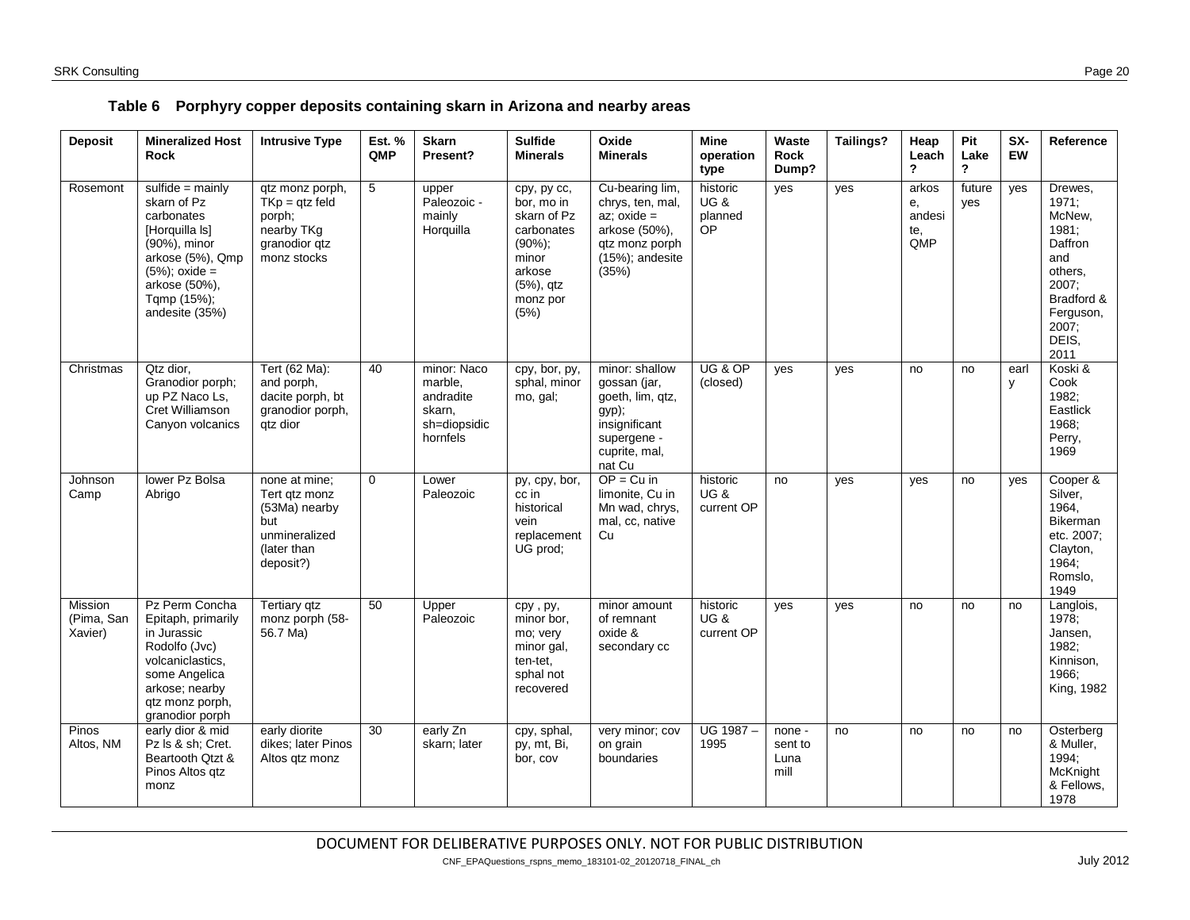**Table 6 Porphyry copper deposits containing skarn in Arizona and nearby areas**

| Deposit | Mineralized Host Rock | Intrusive Type | Est. % QMP | Skarn Present? | Sulfide Minerals | Oxide Minerals | Mine operation type | Waste Rock Dump? | Tailings? | Heap Leach? | Pit Lake? | SX-EW | Reference |
|---|---|---|---|---|---|---|---|---|---|---|---|---|---|
| Rosemont | sulfide = mainly skarn of Pz carbonates [Horquilla ls] (90%), minor arkose (5%), Qmp (5%); oxide = arkose (50%), Tqmp (15%); andesite (35%) | qtz monz porph, TKp = qtz feld porph; nearby TKg granodior qtz monz stocks | 5 | upper Paleozoic - mainly Horquilla | cpy, py cc, bor, mo in skarn of Pz carbonates (90%); minor arkose (5%), qtz monz por (5%) | Cu-bearing lim, chrys, ten, mal, az; oxide = arkose (50%), qtz monz porph (15%); andesite (35%) | historic UG & planned OP | yes | yes | arkose, andesite, QMP | future yes | yes | Drewes, 1971; McNew, 1981; Daffron and others, 2007; Bradford & Ferguson, 2007; DEIS, 2011 |
| Christmas | Qtz dior, Granodior porph; up PZ Naco Ls, Cret Williamson Canyon volcanics | Tert (62 Ma): and porph, dacite porph, bt granodior porph, qtz dior | 40 | minor: Naco marble, andradite skarn, sh=diopsidic hornfels | cpy, bor, py, sphal, minor mo, gal; | minor: shallow gossan (jar, goeth, lim, qtz, gyp); insignificant supergene - cuprite, mal, nat Cu | UG & OP (closed) | yes | yes | no | no | early | Koski & Cook 1982; Eastlick 1968; Perry, 1969 |
| Johnson Camp | lower Pz Bolsa Abrigo | none at mine; Tert qtz monz (53Ma) nearby but unmineralized (later than deposit?) | 0 | Lower Paleozoic | py, cpy, bor, cc in historical vein replacement UG prod; | OP = Cu in limonite, Cu in Mn wad, chrys, mal, cc, native Cu | historic UG & current OP | no | yes | yes | no | yes | Cooper & Silver, 1964, Bikerman etc. 2007; Clayton, 1964; Romslo, 1949 |
| Mission (Pima, San Xavier) | Pz Perm Concha Epitaph, primarily in Jurassic Rodolfo (Jvc) volcaniclastics, some Angelica arkose; nearby qtz monz porph, granodior porph | Tertiary qtz monz porph (58-56.7 Ma) | 50 | Upper Paleozoic | cpy , py, minor bor, mo; very minor gal, ten-tet, sphal not recovered | minor amount of remnant oxide & secondary cc | historic UG & current OP | yes | yes | no | no | no | Langlois, 1978; Jansen, 1982; Kinnison, 1966; King, 1982 |
| Pinos Altos, NM | early dior & mid Pz ls & sh; Cret. Beartooth Qtzt & Pinos Altos qtz monz | early diorite dikes; later Pinos Altos qtz monz | 30 | early Zn skarn; later | cpy, sphal, py, mt, Bi, bor, cov | very minor; cov on grain boundaries | UG 1987 – 1995 | none - sent to Luna mill | no | no | no | no | Osterberg & Muller, 1994; McKnight & Fellows, 1978 |

DOCUMENT FOR DELIBERATIVE PURPOSES ONLY. NOT FOR PUBLIC DISTRIBUTION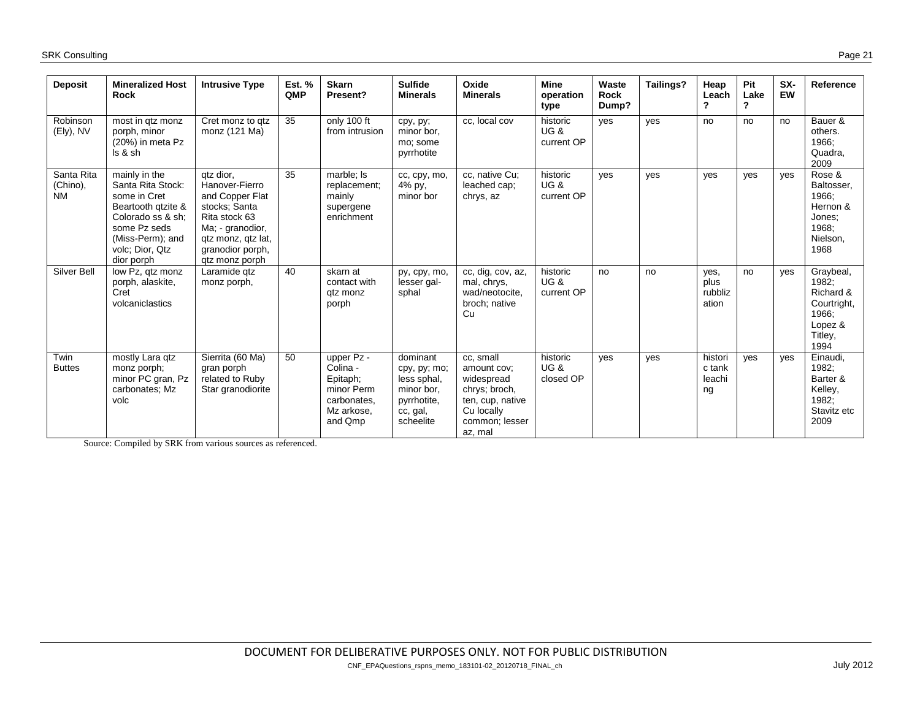| Deposit | Mineralized Host Rock | Intrusive Type | Est. % QMP | Skarn Present? | Sulfide Minerals | Oxide Minerals | Mine operation type | Waste Rock Dump? | Tailings? | Heap Leach ? | Pit Lake ? | SX-EW | Reference |
|---|---|---|---|---|---|---|---|---|---|---|---|---|---|
| Robinson (Ely), NV | most in qtz monz porph, minor (20%) in meta Pz ls & sh | Cret monz to qtz monz (121 Ma) | 35 | only 100 ft from intrusion | cpy, py; minor bor, mo; some pyrrhotite | cc, local cov | historic UG & current OP | yes | yes | no | no | no | Bauer & others. 1966; Quadra, 2009 |
| Santa Rita (Chino), NM | mainly in the Santa Rita Stock: some in Cret Beartooth qtzite & Colorado ss & sh; some Pz seds (Miss-Perm); and volc; Dior, Qtz dior porph | qtz dior, Hanover-Fierro and Copper Flat stocks; Santa Rita stock 63 Ma; - granodior, qtz monz, qtz lat, granodior porph, qtz monz porph | 35 | marble; ls replacement; mainly supergene enrichment | cc, cpy, mo, 4% py, minor bor | cc, native Cu; leached cap; chrys, az | historic UG & current OP | yes | yes | yes | yes | yes | Rose & Baltosser, 1966; Hernon & Jones; 1968; Nielson, 1968 |
| Silver Bell | low Pz, qtz monz porph, alaskite, Cret volcaniclastics | Laramide qtz monz porph, | 40 | skarn at contact with qtz monz porph | py, cpy, mo, lesser gal-sphal | cc, dig, cov, az, mal, chrys, wad/neotocite, broch; native Cu | historic UG & current OP | no | no | yes, plus rubblization | no | yes | Graybeal, 1982; Richard & Courtright, 1966; Lopez & Titley, 1994 |
| Twin Buttes | mostly Lara qtz monz porph; minor PC gran, Pz carbonates; Mz volc | Sierrita (60 Ma) gran porph related to Ruby Star granodiorite | 50 | upper Pz - Colina - Epitaph; minor Perm carbonates, Mz arkose, and Qmp | dominant cpy, py; mo; less sphal, minor bor, pyrrhotite, cc, gal, scheelite | cc, small amount cov; widespread chrys; broch, ten, cup, native Cu locally common; lesser az, mal | historic UG & closed OP | yes | yes | historic tank leaching | yes | yes | Einaudi, 1982; Barter & Kelley, 1982; Stavitz etc 2009 |

Source: Compiled by SRK from various sources as referenced.

DOCUMENT FOR DELIBERATIVE PURPOSES ONLY. NOT FOR PUBLIC DISTRIBUTION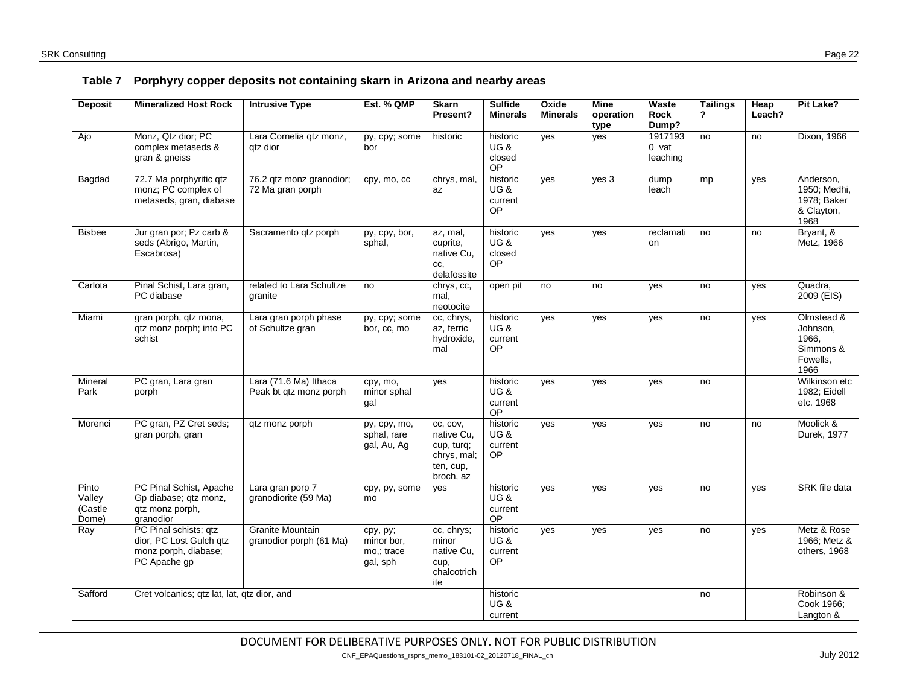**Table 7 Porphyry copper deposits not containing skarn in Arizona and nearby areas**

| Deposit | Mineralized Host Rock | Intrusive Type | Est. % QMP | Skarn Present? | Sulfide Minerals | Oxide Minerals | Mine operation type | Waste Rock Dump? | Tailings ? | Heap Leach? | Pit Lake? |
|---|---|---|---|---|---|---|---|---|---|---|---|
| Ajo | Monz, Qtz dior; PC complex metaseds & gran & gneiss | Lara Cornelia qtz monz, qtz dior | py, cpy; some bor | historic | historic UG & closed OP | yes | yes | 1917193 0 vat leaching | no | no | Dixon, 1966 |
| Bagdad | 72.7 Ma porphyritic qtz monz; PC complex of metaseds, gran, diabase | 76.2 qtz monz granodior; 72 Ma gran porph | cpy, mo, cc | chrys, mal, az | historic UG & current OP | yes | yes 3 | dump leach | mp | yes | Anderson, 1950; Medhi, 1978; Baker & Clayton, 1968 |
| Bisbee | Jur gran por; Pz carb & seds (Abrigo, Martin, Escabrosa) | Sacramento qtz porph | py, cpy, bor, sphal, | az, mal, cuprite, native Cu, cc, delafossite | historic UG & closed OP | yes | yes | reclamati on | no | no | Bryant, & Metz, 1966 |
| Carlota | Pinal Schist, Lara gran, PC diabase | related to Lara Schultze granite | no | chrys, cc, mal, neotocite | open pit | no | no | yes | no | yes | Quadra, 2009 (EIS) |
| Miami | gran porph, qtz mona, qtz monz porph; into PC schist | Lara gran porph phase of Schultze gran | py, cpy; some bor, cc, mo | cc, chrys, az, ferric hydroxide, mal | historic UG & current OP | yes | yes | yes | no | yes | Olmstead & Johnson, 1966, Simmons & Fowells, 1966 |
| Mineral Park | PC gran, Lara gran porph | Lara (71.6 Ma) Ithaca Peak bt qtz monz porph | cpy, mo, minor sphal gal | yes | historic UG & current OP | yes | yes | yes | no | | Wilkinson etc 1982; Eidell etc. 1968 |
| Morenci | PC gran, PZ Cret seds; gran porph, gran | qtz monz porph | py, cpy, mo, sphal, rare gal, Au, Ag | cc, cov, native Cu, cup, turq; chrys, mal; ten, cup, broch, az | historic UG & current OP | yes | yes | yes | no | no | Moolick & Durek, 1977 |
| Pinto Valley (Castle Dome) | PC Pinal Schist, Apache Gp diabase; qtz monz, qtz monz porph, granodior | Lara gran porp 7 granodiorite (59 Ma) | cpy, py, some mo | yes | historic UG & current OP | yes | yes | yes | no | yes | SRK file data |
| Ray | PC Pinal schists; qtz dior, PC Lost Gulch qtz monz porph, diabase; PC Apache gp | Granite Mountain granodior porph (61 Ma) | cpy, py; minor bor, mo,; trace gal, sph | cc, chrys; minor native Cu, cup, chalcotrich ite | historic UG & current OP | yes | yes | yes | no | yes | Metz & Rose 1966; Metz & others, 1968 |
| Safford | Cret volcanics; qtz lat, lat, qtz dior, and | | | | historic UG & current | | | | no | | Robinson & Cook 1966; Langton & |

DOCUMENT FOR DELIBERATIVE PURPOSES ONLY. NOT FOR PUBLIC DISTRIBUTION

CNF_EPAQuestions_rspns_memo_183101-02_20120718_FINAL_ch

July 2012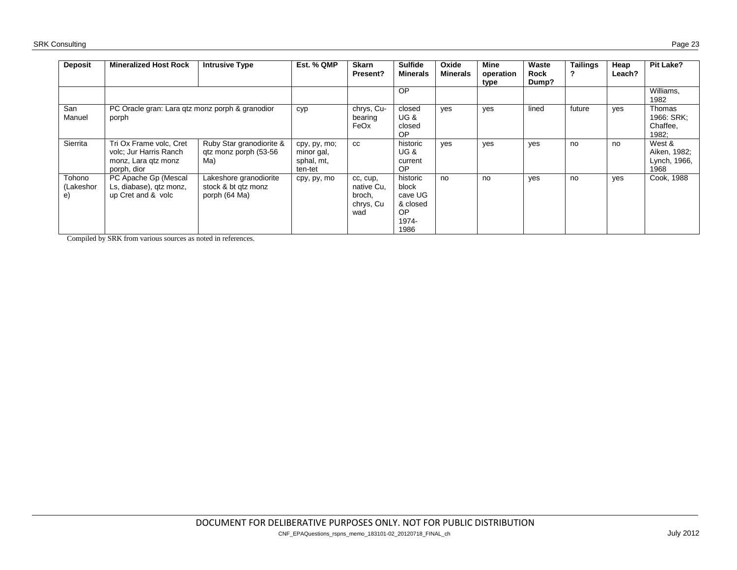| Deposit | Mineralized Host Rock | Intrusive Type | Est. % QMP | Skarn Present? | Sulfide Minerals | Oxide Minerals | Mine operation type | Waste Rock Dump? | Tailings? | Heap Leach? | Pit Lake? |
|---|---|---|---|---|---|---|---|---|---|---|---|
| | | | | | OP | | | | | | Williams, 1982 |
| San Manuel | PC Oracle gran: Lara qtz monz porph & granodior porph | | cyp | chrys, Cu-bearing FeOx | closed UG & closed OP | yes | yes | lined | future | yes | Thomas 1966: SRK; Chaffee, 1982; |
| Sierrita | Tri Ox Frame volc, Cret volc; Jur Harris Ranch monz, Lara qtz monz porph, dior | Ruby Star granodiorite & qtz monz porph (53-56 Ma) | cpy, py, mo; minor gal, sphal, mt, ten-tet | cc | historic UG & current OP | yes | yes | yes | no | no | West & Aiken, 1982; Lynch, 1966, 1968 |
| Tohono (Lakeshore) | PC Apache Gp (Mescal Ls, diabase), qtz monz, up Cret and & volc | Lakeshore granodiorite stock & bt qtz monz porph (64 Ma) | cpy, py, mo | cc, cup, native Cu, broch, chrys, Cu wad | historic block cave UG & closed OP 1974-1986 | no | no | yes | no | yes | Cook, 1988 |

Compiled by SRK from various sources as noted in references.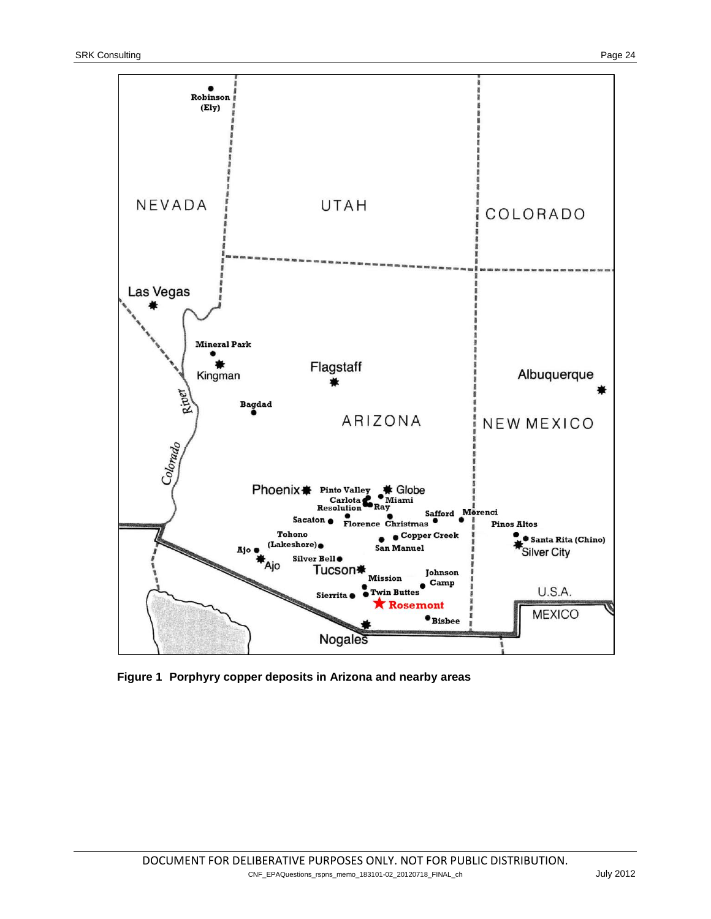**Figure 1 Porphyry copper deposits in Arizona and nearby areas**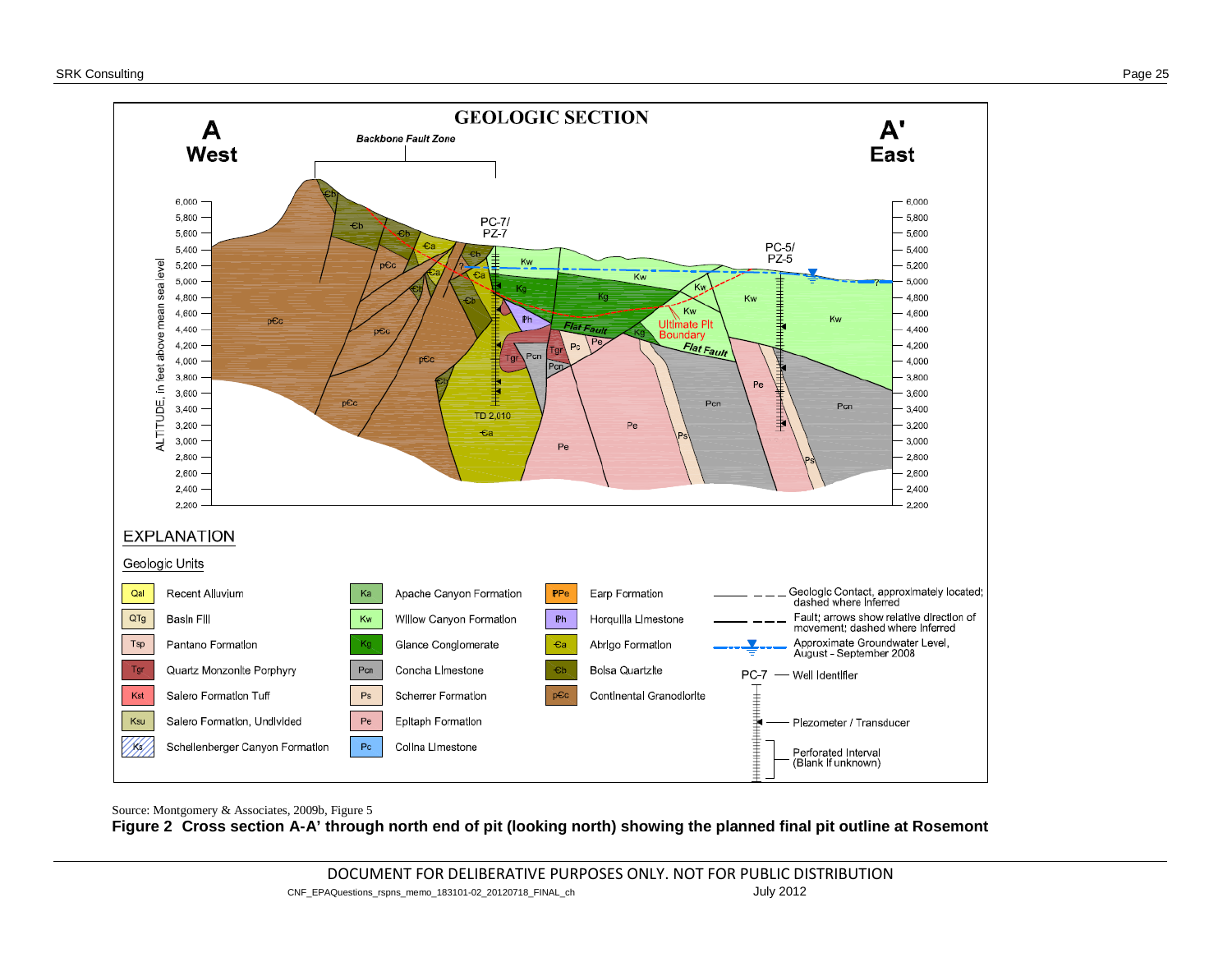Source: Montgomery & Associates, 2009b, Figure 5

**Figure 2 Cross section A-A' through north end of pit (looking north) showing the planned final pit outline at Rosemont**

DOCUMENT FOR DELIBERATIVE PURPOSES ONLY. NOT FOR PUBLIC DISTRIBUTION

CNF_EPAQuestions_rspns_memo_183101-02_20120718_FINAL_ch July 2012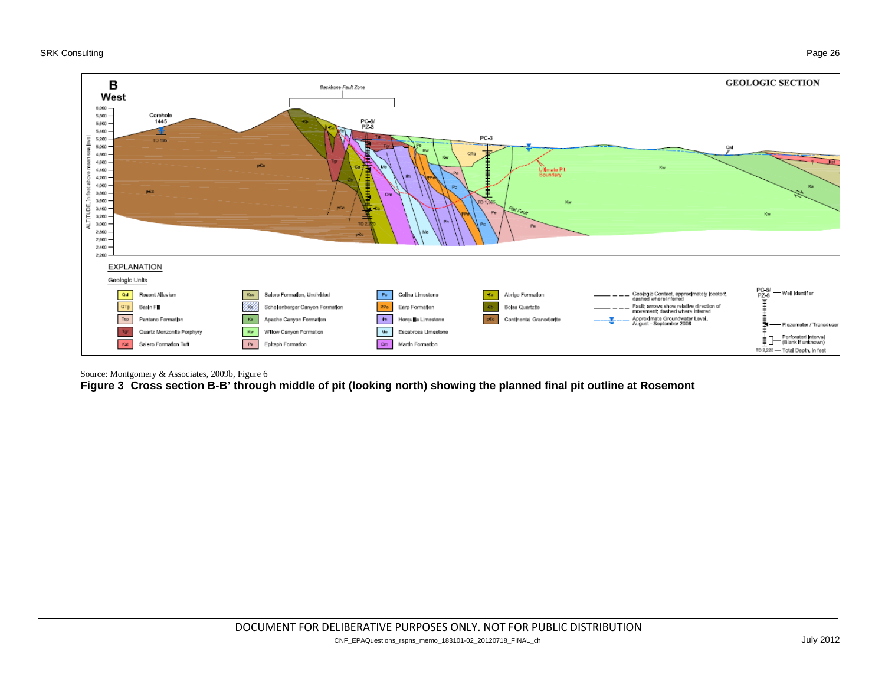Source: Montgomery & Associates, 2009b, Figure 6

**Figure 3 Cross section B-B' through middle of pit (looking north) showing the planned final pit outline at Rosemont**

DOCUMENT FOR DELIBERATIVE PURPOSES ONLY. NOT FOR PUBLIC DISTRIBUTION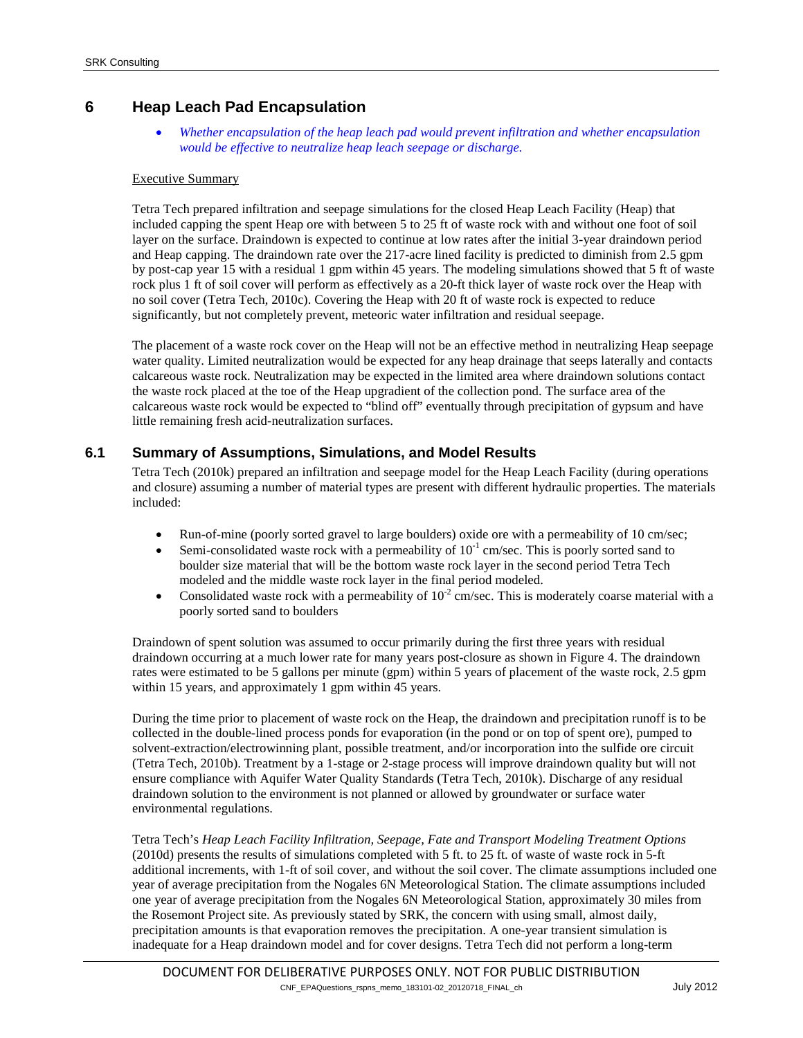# 6 Heap Leach Pad Encapsulation

- *Whether encapsulation of the heap leach pad would prevent infiltration and whether encapsulation would be effective to neutralize heap leach seepage or discharge.*

Executive Summary

Tetra Tech prepared infiltration and seepage simulations for the closed Heap Leach Facility (Heap) that included capping the spent Heap ore with between 5 to 25 ft of waste rock with and without one foot of soil layer on the surface. Draindown is expected to continue at low rates after the initial 3-year draindown period and Heap capping. The draindown rate over the 217-acre lined facility is predicted to diminish from 2.5 gpm by post-cap year 15 with a residual 1 gpm within 45 years. The modeling simulations showed that 5 ft of waste rock plus 1 ft of soil cover will perform as effectively as a 20-ft thick layer of waste rock over the Heap with no soil cover (Tetra Tech, 2010c). Covering the Heap with 20 ft of waste rock is expected to reduce significantly, but not completely prevent, meteoric water infiltration and residual seepage.

The placement of a waste rock cover on the Heap will not be an effective method in neutralizing Heap seepage water quality. Limited neutralization would be expected for any heap drainage that seeps laterally and contacts calcareous waste rock. Neutralization may be expected in the limited area where draindown solutions contact the waste rock placed at the toe of the Heap upgradient of the collection pond. The surface area of the calcareous waste rock would be expected to "blind off" eventually through precipitation of gypsum and have little remaining fresh acid-neutralization surfaces.

## 6.1 Summary of Assumptions, Simulations, and Model Results

Tetra Tech (2010k) prepared an infiltration and seepage model for the Heap Leach Facility (during operations and closure) assuming a number of material types are present with different hydraulic properties. The materials included:

- Run-of-mine (poorly sorted gravel to large boulders) oxide ore with a permeability of 10 cm/sec;
- Semi-consolidated waste rock with a permeability of $10^{-1}$ cm/sec. This is poorly sorted sand to boulder size material that will be the bottom waste rock layer in the second period Tetra Tech modeled and the middle waste rock layer in the final period modeled.
- Consolidated waste rock with a permeability of $10^{-2}$ cm/sec. This is moderately coarse material with a poorly sorted sand to boulders

Draindown of spent solution was assumed to occur primarily during the first three years with residual draindown occurring at a much lower rate for many years post-closure as shown in Figure 4. The draindown rates were estimated to be 5 gallons per minute (gpm) within 5 years of placement of the waste rock, 2.5 gpm within 15 years, and approximately 1 gpm within 45 years.

During the time prior to placement of waste rock on the Heap, the draindown and precipitation runoff is to be collected in the double-lined process ponds for evaporation (in the pond or on top of spent ore), pumped to solvent-extraction/electrowinning plant, possible treatment, and/or incorporation into the sulfide ore circuit (Tetra Tech, 2010b). Treatment by a 1-stage or 2-stage process will improve draindown quality but will not ensure compliance with Aquifer Water Quality Standards (Tetra Tech, 2010k). Discharge of any residual draindown solution to the environment is not planned or allowed by groundwater or surface water environmental regulations.

Tetra Tech's *Heap Leach Facility Infiltration, Seepage, Fate and Transport Modeling Treatment Options* (2010d) presents the results of simulations completed with 5 ft. to 25 ft. of waste of waste rock in 5-ft additional increments, with 1-ft of soil cover, and without the soil cover. The climate assumptions included one year of average precipitation from the Nogales 6N Meteorological Station. The climate assumptions included one year of average precipitation from the Nogales 6N Meteorological Station, approximately 30 miles from the Rosemont Project site. As previously stated by SRK, the concern with using small, almost daily, precipitation amounts is that evaporation removes the precipitation. A one-year transient simulation is inadequate for a Heap draindown model and for cover designs. Tetra Tech did not perform a long-term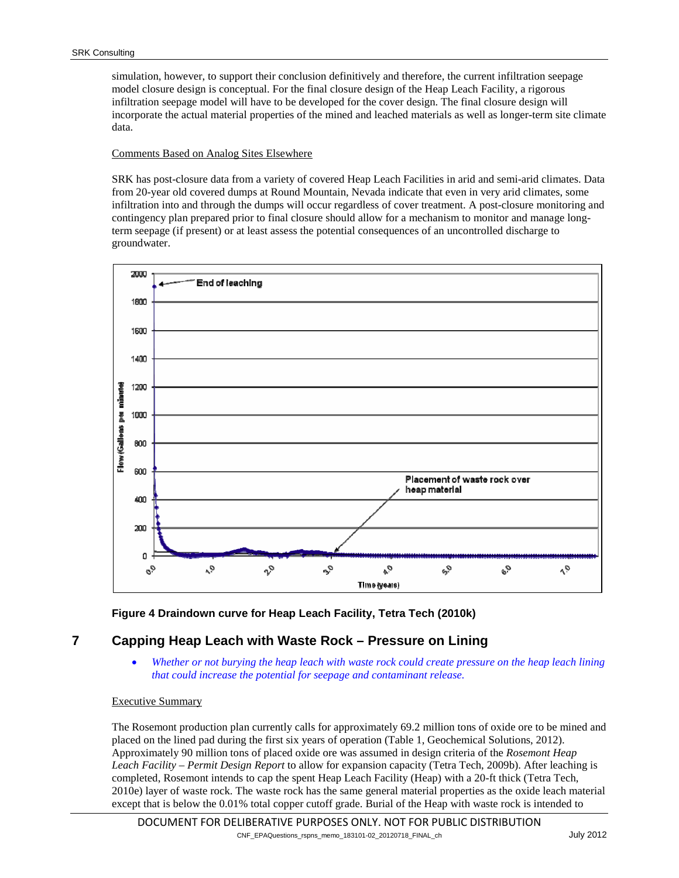simulation, however, to support their conclusion definitively and therefore, the current infiltration seepage model closure design is conceptual. For the final closure design of the Heap Leach Facility, a rigorous infiltration seepage model will have to be developed for the cover design. The final closure design will incorporate the actual material properties of the mined and leached materials as well as longer-term site climate data.

Comments Based on Analog Sites Elsewhere

SRK has post-closure data from a variety of covered Heap Leach Facilities in arid and semi-arid climates. Data from 20-year old covered dumps at Round Mountain, Nevada indicate that even in very arid climates, some infiltration into and through the dumps will occur regardless of cover treatment. A post-closure monitoring and contingency plan prepared prior to final closure should allow for a mechanism to monitor and manage long-term seepage (if present) or at least assess the potential consequences of an uncontrolled discharge to groundwater.

**Figure 4 Draindown curve for Heap Leach Facility, Tetra Tech (2010k)**

## 7 Capping Heap Leach with Waste Rock – Pressure on Lining

- *Whether or not burying the heap leach with waste rock could create pressure on the heap leach lining that could increase the potential for seepage and contaminant release.*

Executive Summary

The Rosemont production plan currently calls for approximately 69.2 million tons of oxide ore to be mined and placed on the lined pad during the first six years of operation (Table 1, Geochemical Solutions, 2012). Approximately 90 million tons of placed oxide ore was assumed in design criteria of the *Rosemont Heap Leach Facility – Permit Design Report* to allow for expansion capacity (Tetra Tech, 2009b). After leaching is completed, Rosemont intends to cap the spent Heap Leach Facility (Heap) with a 20-ft thick (Tetra Tech, 2010e) layer of waste rock. The waste rock has the same general material properties as the oxide leach material except that is below the 0.01% total copper cutoff grade. Burial of the Heap with waste rock is intended to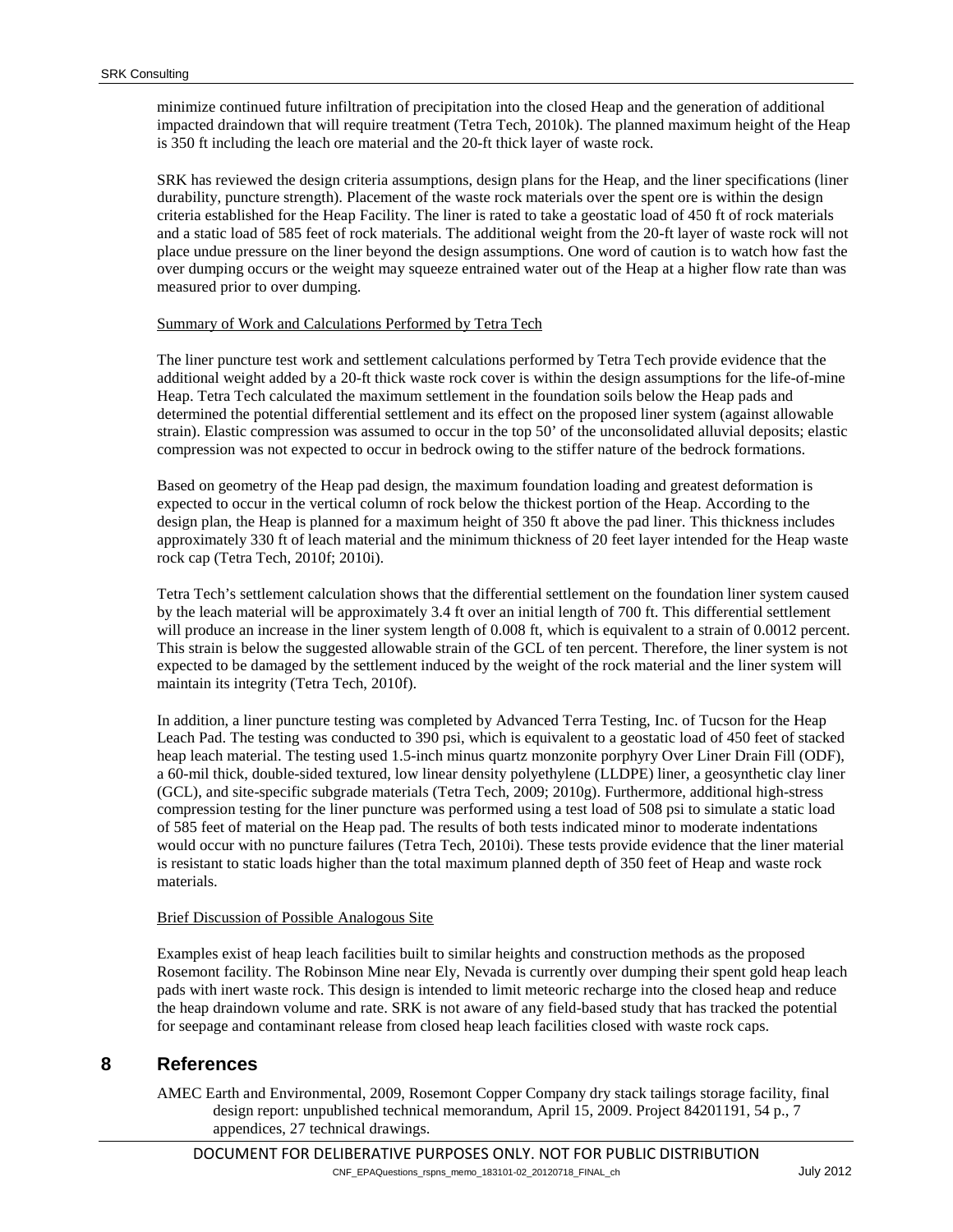minimize continued future infiltration of precipitation into the closed Heap and the generation of additional impacted draindown that will require treatment (Tetra Tech, 2010k). The planned maximum height of the Heap is 350 ft including the leach ore material and the 20-ft thick layer of waste rock.

SRK has reviewed the design criteria assumptions, design plans for the Heap, and the liner specifications (liner durability, puncture strength). Placement of the waste rock materials over the spent ore is within the design criteria established for the Heap Facility. The liner is rated to take a geostatic load of 450 ft of rock materials and a static load of 585 feet of rock materials. The additional weight from the 20-ft layer of waste rock will not place undue pressure on the liner beyond the design assumptions. One word of caution is to watch how fast the over dumping occurs or the weight may squeeze entrained water out of the Heap at a higher flow rate than was measured prior to over dumping.

Summary of Work and Calculations Performed by Tetra Tech

The liner puncture test work and settlement calculations performed by Tetra Tech provide evidence that the additional weight added by a 20-ft thick waste rock cover is within the design assumptions for the life-of-mine Heap. Tetra Tech calculated the maximum settlement in the foundation soils below the Heap pads and determined the potential differential settlement and its effect on the proposed liner system (against allowable strain). Elastic compression was assumed to occur in the top 50' of the unconsolidated alluvial deposits; elastic compression was not expected to occur in bedrock owing to the stiffer nature of the bedrock formations.

Based on geometry of the Heap pad design, the maximum foundation loading and greatest deformation is expected to occur in the vertical column of rock below the thickest portion of the Heap. According to the design plan, the Heap is planned for a maximum height of 350 ft above the pad liner. This thickness includes approximately 330 ft of leach material and the minimum thickness of 20 feet layer intended for the Heap waste rock cap (Tetra Tech, 2010f; 2010i).

Tetra Tech's settlement calculation shows that the differential settlement on the foundation liner system caused by the leach material will be approximately 3.4 ft over an initial length of 700 ft. This differential settlement will produce an increase in the liner system length of 0.008 ft, which is equivalent to a strain of 0.0012 percent. This strain is below the suggested allowable strain of the GCL of ten percent. Therefore, the liner system is not expected to be damaged by the settlement induced by the weight of the rock material and the liner system will maintain its integrity (Tetra Tech, 2010f).

In addition, a liner puncture testing was completed by Advanced Terra Testing, Inc. of Tucson for the Heap Leach Pad. The testing was conducted to 390 psi, which is equivalent to a geostatic load of 450 feet of stacked heap leach material. The testing used 1.5-inch minus quartz monzonite porphyry Over Liner Drain Fill (ODF), a 60-mil thick, double-sided textured, low linear density polyethylene (LLDPE) liner, a geosynthetic clay liner (GCL), and site-specific subgrade materials (Tetra Tech, 2009; 2010g). Furthermore, additional high-stress compression testing for the liner puncture was performed using a test load of 508 psi to simulate a static load of 585 feet of material on the Heap pad. The results of both tests indicated minor to moderate indentations would occur with no puncture failures (Tetra Tech, 2010i). These tests provide evidence that the liner material is resistant to static loads higher than the total maximum planned depth of 350 feet of Heap and waste rock materials.

Brief Discussion of Possible Analogous Site

Examples exist of heap leach facilities built to similar heights and construction methods as the proposed Rosemont facility. The Robinson Mine near Ely, Nevada is currently over dumping their spent gold heap leach pads with inert waste rock. This design is intended to limit meteoric recharge into the closed heap and reduce the heap draindown volume and rate. SRK is not aware of any field-based study that has tracked the potential for seepage and contaminant release from closed heap leach facilities closed with waste rock caps.

# 8 References

AMEC Earth and Environmental, 2009, Rosemont Copper Company dry stack tailings storage facility, final design report: unpublished technical memorandum, April 15, 2009. Project 84201191, 54 p., 7 appendices, 27 technical drawings.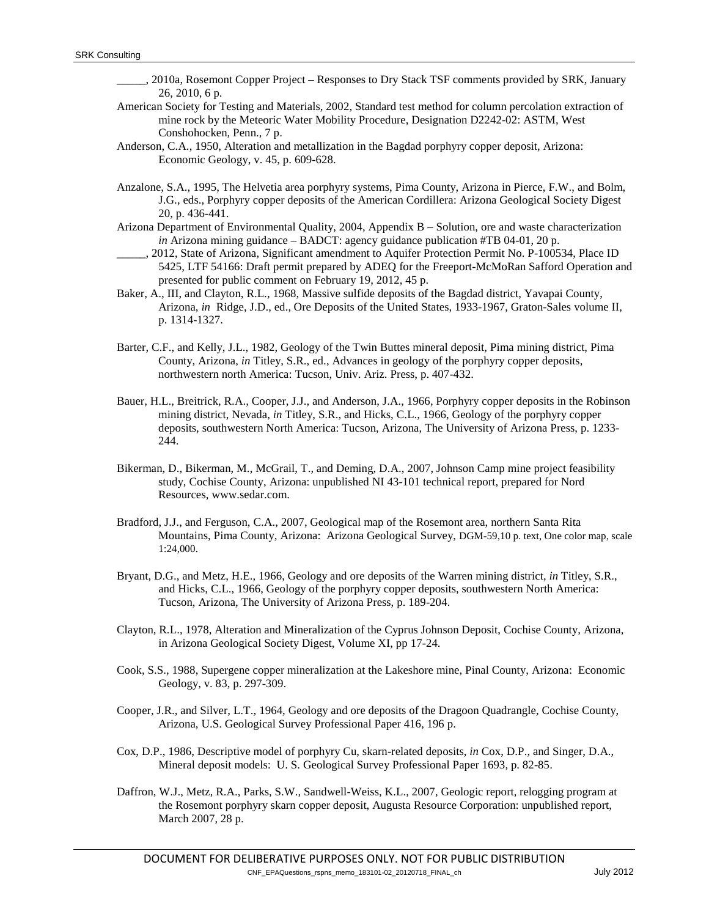_____, 2010a, Rosemont Copper Project – Responses to Dry Stack TSF comments provided by SRK, January 26, 2010, 6 p.

American Society for Testing and Materials, 2002, Standard test method for column percolation extraction of mine rock by the Meteoric Water Mobility Procedure, Designation D2242-02: ASTM, West Conshohocken, Penn., 7 p.

Anderson, C.A., 1950, Alteration and metallization in the Bagdad porphyry copper deposit, Arizona: Economic Geology, v. 45, p. 609-628.

Anzalone, S.A., 1995, The Helvetia area porphyry systems, Pima County, Arizona in Pierce, F.W., and Bolm, J.G., eds., Porphyry copper deposits of the American Cordillera: Arizona Geological Society Digest 20, p. 436-441.

Arizona Department of Environmental Quality, 2004, Appendix B – Solution, ore and waste characterization *in* Arizona mining guidance – BADCT: agency guidance publication #TB 04-01, 20 p.

_____, 2012, State of Arizona, Significant amendment to Aquifer Protection Permit No. P-100534, Place ID 5425, LTF 54166: Draft permit prepared by ADEQ for the Freeport-McMoRan Safford Operation and presented for public comment on February 19, 2012, 45 p.

Baker, A., III, and Clayton, R.L., 1968, Massive sulfide deposits of the Bagdad district, Yavapai County, Arizona, *in* Ridge, J.D., ed., Ore Deposits of the United States, 1933-1967, Graton-Sales volume II, p. 1314-1327.

Barter, C.F., and Kelly, J.L., 1982, Geology of the Twin Buttes mineral deposit, Pima mining district, Pima County, Arizona, *in* Titley, S.R., ed., Advances in geology of the porphyry copper deposits, northwestern north America: Tucson, Univ. Ariz. Press, p. 407-432.

Bauer, H.L., Breitrick, R.A., Cooper, J.J., and Anderson, J.A., 1966, Porphyry copper deposits in the Robinson mining district, Nevada, *in* Titley, S.R., and Hicks, C.L., 1966, Geology of the porphyry copper deposits, southwestern North America: Tucson, Arizona, The University of Arizona Press, p. 1233-244.

Bikerman, D., Bikerman, M., McGrail, T., and Deming, D.A., 2007, Johnson Camp mine project feasibility study, Cochise County, Arizona: unpublished NI 43-101 technical report, prepared for Nord Resources, www.sedar.com.

Bradford, J.J., and Ferguson, C.A., 2007, Geological map of the Rosemont area, northern Santa Rita Mountains, Pima County, Arizona: Arizona Geological Survey, DGM-59,10 p. text, One color map, scale 1:24,000.

Bryant, D.G., and Metz, H.E., 1966, Geology and ore deposits of the Warren mining district, *in* Titley, S.R., and Hicks, C.L., 1966, Geology of the porphyry copper deposits, southwestern North America: Tucson, Arizona, The University of Arizona Press, p. 189-204.

Clayton, R.L., 1978, Alteration and Mineralization of the Cyprus Johnson Deposit, Cochise County, Arizona, in Arizona Geological Society Digest, Volume XI, pp 17-24.

Cook, S.S., 1988, Supergene copper mineralization at the Lakeshore mine, Pinal County, Arizona: Economic Geology, v. 83, p. 297-309.

Cooper, J.R., and Silver, L.T., 1964, Geology and ore deposits of the Dragoon Quadrangle, Cochise County, Arizona, U.S. Geological Survey Professional Paper 416, 196 p.

Cox, D.P., 1986, Descriptive model of porphyry Cu, skarn-related deposits, *in* Cox, D.P., and Singer, D.A., Mineral deposit models: U. S. Geological Survey Professional Paper 1693, p. 82-85.

Daffron, W.J., Metz, R.A., Parks, S.W., Sandwell-Weiss, K.L., 2007, Geologic report, relogging program at the Rosemont porphyry skarn copper deposit, Augusta Resource Corporation: unpublished report, March 2007, 28 p.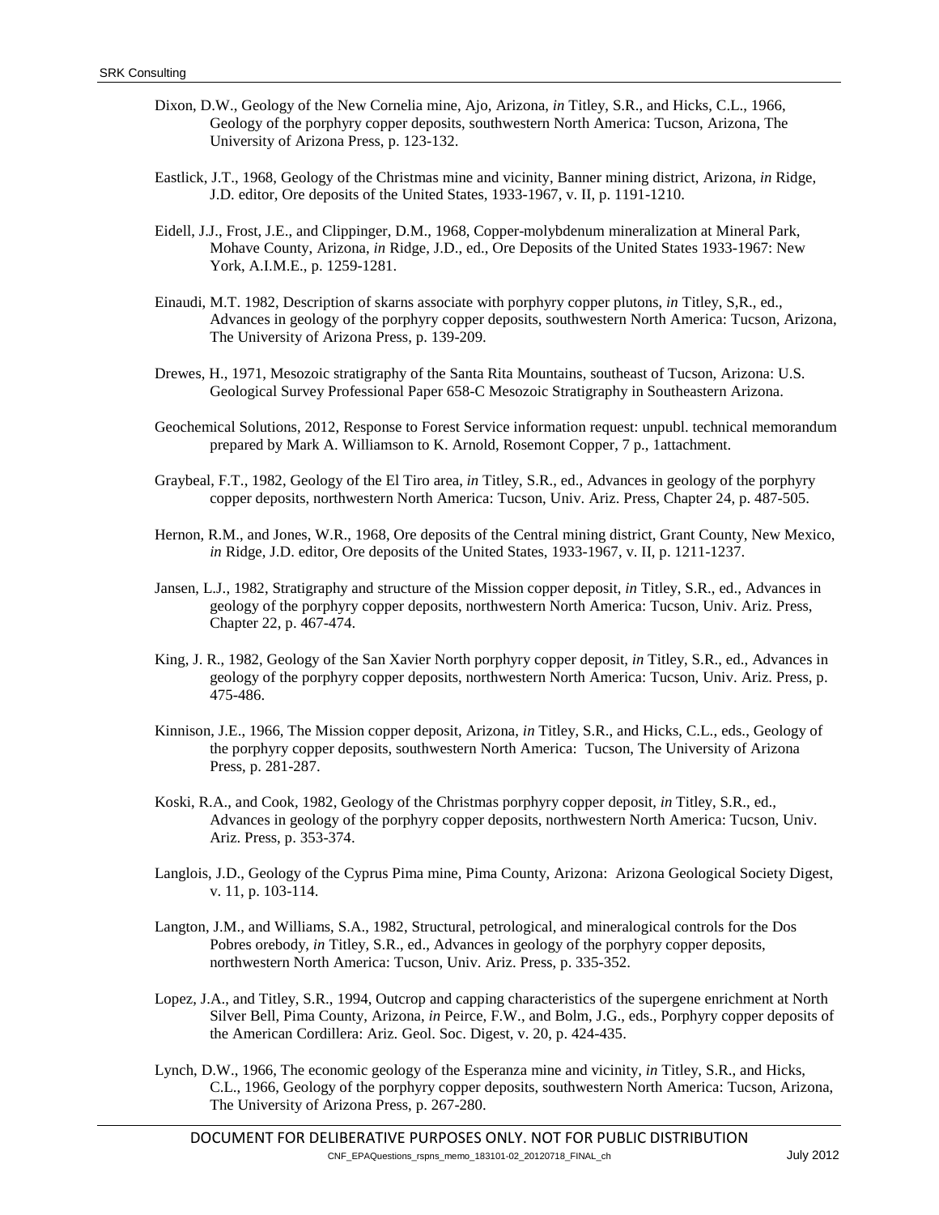Dixon, D.W., Geology of the New Cornelia mine, Ajo, Arizona, *in* Titley, S.R., and Hicks, C.L., 1966, Geology of the porphyry copper deposits, southwestern North America: Tucson, Arizona, The University of Arizona Press, p. 123-132.

Eastlick, J.T., 1968, Geology of the Christmas mine and vicinity, Banner mining district, Arizona, *in* Ridge, J.D. editor, Ore deposits of the United States, 1933-1967, v. II, p. 1191-1210.

Eidell, J.J., Frost, J.E., and Clippinger, D.M., 1968, Copper-molybdenum mineralization at Mineral Park, Mohave County, Arizona, *in* Ridge, J.D., ed., Ore Deposits of the United States 1933-1967: New York, A.I.M.E., p. 1259-1281.

Einaudi, M.T. 1982, Description of skarns associate with porphyry copper plutons, *in* Titley, S,R., ed., Advances in geology of the porphyry copper deposits, southwestern North America: Tucson, Arizona, The University of Arizona Press, p. 139-209.

Drewes, H., 1971, Mesozoic stratigraphy of the Santa Rita Mountains, southeast of Tucson, Arizona: U.S. Geological Survey Professional Paper 658-C Mesozoic Stratigraphy in Southeastern Arizona.

Geochemical Solutions, 2012, Response to Forest Service information request: unpubl. technical memorandum prepared by Mark A. Williamson to K. Arnold, Rosemont Copper, 7 p., 1attachment.

Graybeal, F.T., 1982, Geology of the El Tiro area, *in* Titley, S.R., ed., Advances in geology of the porphyry copper deposits, northwestern North America: Tucson, Univ. Ariz. Press, Chapter 24, p. 487-505.

Hernon, R.M., and Jones, W.R., 1968, Ore deposits of the Central mining district, Grant County, New Mexico, *in* Ridge, J.D. editor, Ore deposits of the United States, 1933-1967, v. II, p. 1211-1237.

Jansen, L.J., 1982, Stratigraphy and structure of the Mission copper deposit, *in* Titley, S.R., ed., Advances in geology of the porphyry copper deposits, northwestern North America: Tucson, Univ. Ariz. Press, Chapter 22, p. 467-474.

King, J. R., 1982, Geology of the San Xavier North porphyry copper deposit, *in* Titley, S.R., ed., Advances in geology of the porphyry copper deposits, northwestern North America: Tucson, Univ. Ariz. Press, p. 475-486.

Kinnison, J.E., 1966, The Mission copper deposit, Arizona, *in* Titley, S.R., and Hicks, C.L., eds., Geology of the porphyry copper deposits, southwestern North America: Tucson, The University of Arizona Press, p. 281-287.

Koski, R.A., and Cook, 1982, Geology of the Christmas porphyry copper deposit, *in* Titley, S.R., ed., Advances in geology of the porphyry copper deposits, northwestern North America: Tucson, Univ. Ariz. Press, p. 353-374.

Langlois, J.D., Geology of the Cyprus Pima mine, Pima County, Arizona: Arizona Geological Society Digest, v. 11, p. 103-114.

Langton, J.M., and Williams, S.A., 1982, Structural, petrological, and mineralogical controls for the Dos Pobres orebody, *in* Titley, S.R., ed., Advances in geology of the porphyry copper deposits, northwestern North America: Tucson, Univ. Ariz. Press, p. 335-352.

Lopez, J.A., and Titley, S.R., 1994, Outcrop and capping characteristics of the supergene enrichment at North Silver Bell, Pima County, Arizona, *in* Peirce, F.W., and Bolm, J.G., eds., Porphyry copper deposits of the American Cordillera: Ariz. Geol. Soc. Digest, v. 20, p. 424-435.

Lynch, D.W., 1966, The economic geology of the Esperanza mine and vicinity, *in* Titley, S.R., and Hicks, C.L., 1966, Geology of the porphyry copper deposits, southwestern North America: Tucson, Arizona, The University of Arizona Press, p. 267-280.

DOCUMENT FOR DELIBERATIVE PURPOSES ONLY. NOT FOR PUBLIC DISTRIBUTION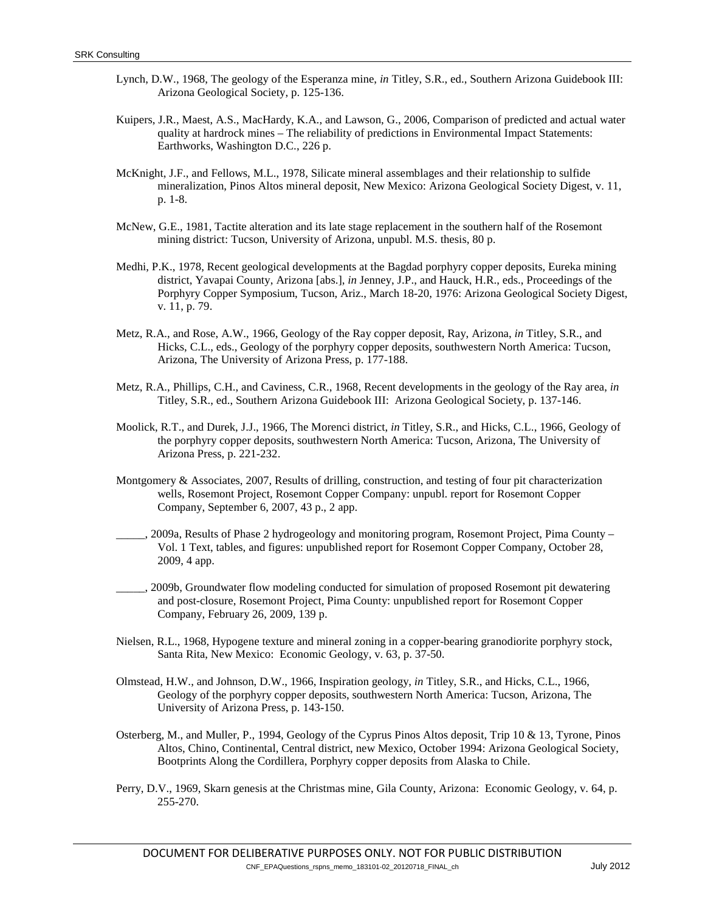Lynch, D.W., 1968, The geology of the Esperanza mine, *in* Titley, S.R., ed., Southern Arizona Guidebook III: Arizona Geological Society, p. 125-136.

Kuipers, J.R., Maest, A.S., MacHardy, K.A., and Lawson, G., 2006, Comparison of predicted and actual water quality at hardrock mines – The reliability of predictions in Environmental Impact Statements: Earthworks, Washington D.C., 226 p.

McKnight, J.F., and Fellows, M.L., 1978, Silicate mineral assemblages and their relationship to sulfide mineralization, Pinos Altos mineral deposit, New Mexico: Arizona Geological Society Digest, v. 11, p. 1-8.

McNew, G.E., 1981, Tactite alteration and its late stage replacement in the southern half of the Rosemont mining district: Tucson, University of Arizona, unpubl. M.S. thesis, 80 p.

Medhi, P.K., 1978, Recent geological developments at the Bagdad porphyry copper deposits, Eureka mining district, Yavapai County, Arizona [abs.], *in* Jenney, J.P., and Hauck, H.R., eds., Proceedings of the Porphyry Copper Symposium, Tucson, Ariz., March 18-20, 1976: Arizona Geological Society Digest, v. 11, p. 79.

Metz, R.A., and Rose, A.W., 1966, Geology of the Ray copper deposit, Ray, Arizona, *in* Titley, S.R., and Hicks, C.L., eds., Geology of the porphyry copper deposits, southwestern North America: Tucson, Arizona, The University of Arizona Press, p. 177-188.

Metz, R.A., Phillips, C.H., and Caviness, C.R., 1968, Recent developments in the geology of the Ray area, *in* Titley, S.R., ed., Southern Arizona Guidebook III: Arizona Geological Society, p. 137-146.

Moolick, R.T., and Durek, J.J., 1966, The Morenci district, *in* Titley, S.R., and Hicks, C.L., 1966, Geology of the porphyry copper deposits, southwestern North America: Tucson, Arizona, The University of Arizona Press, p. 221-232.

Montgomery & Associates, 2007, Results of drilling, construction, and testing of four pit characterization wells, Rosemont Project, Rosemont Copper Company: unpubl. report for Rosemont Copper Company, September 6, 2007, 43 p., 2 app.

_____, 2009a, Results of Phase 2 hydrogeology and monitoring program, Rosemont Project, Pima County – Vol. 1 Text, tables, and figures: unpublished report for Rosemont Copper Company, October 28, 2009, 4 app.

_____, 2009b, Groundwater flow modeling conducted for simulation of proposed Rosemont pit dewatering and post-closure, Rosemont Project, Pima County: unpublished report for Rosemont Copper Company, February 26, 2009, 139 p.

Nielsen, R.L., 1968, Hypogene texture and mineral zoning in a copper-bearing granodiorite porphyry stock, Santa Rita, New Mexico: Economic Geology, v. 63, p. 37-50.

Olmstead, H.W., and Johnson, D.W., 1966, Inspiration geology, *in* Titley, S.R., and Hicks, C.L., 1966, Geology of the porphyry copper deposits, southwestern North America: Tucson, Arizona, The University of Arizona Press, p. 143-150.

Osterberg, M., and Muller, P., 1994, Geology of the Cyprus Pinos Altos deposit, Trip 10 & 13, Tyrone, Pinos Altos, Chino, Continental, Central district, new Mexico, October 1994: Arizona Geological Society, Bootprints Along the Cordillera, Porphyry copper deposits from Alaska to Chile.

Perry, D.V., 1969, Skarn genesis at the Christmas mine, Gila County, Arizona: Economic Geology, v. 64, p. 255-270.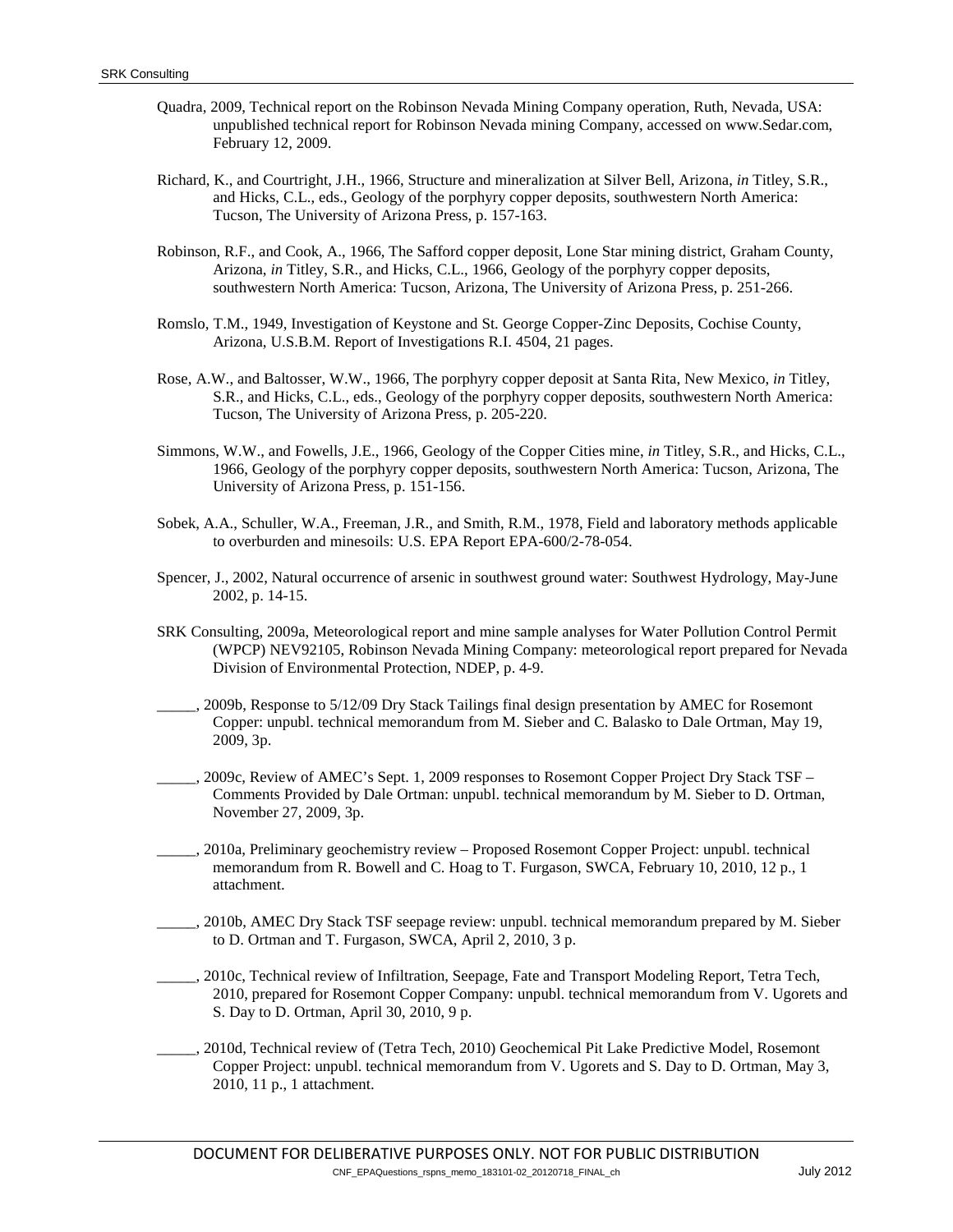Quadra, 2009, Technical report on the Robinson Nevada Mining Company operation, Ruth, Nevada, USA: unpublished technical report for Robinson Nevada mining Company, accessed on www.Sedar.com, February 12, 2009.

Richard, K., and Courtright, J.H., 1966, Structure and mineralization at Silver Bell, Arizona, *in* Titley, S.R., and Hicks, C.L., eds., Geology of the porphyry copper deposits, southwestern North America: Tucson, The University of Arizona Press, p. 157-163.

Robinson, R.F., and Cook, A., 1966, The Safford copper deposit, Lone Star mining district, Graham County, Arizona, *in* Titley, S.R., and Hicks, C.L., 1966, Geology of the porphyry copper deposits, southwestern North America: Tucson, Arizona, The University of Arizona Press, p. 251-266.

Romslo, T.M., 1949, Investigation of Keystone and St. George Copper-Zinc Deposits, Cochise County, Arizona, U.S.B.M. Report of Investigations R.I. 4504, 21 pages.

Rose, A.W., and Baltosser, W.W., 1966, The porphyry copper deposit at Santa Rita, New Mexico, *in* Titley, S.R., and Hicks, C.L., eds., Geology of the porphyry copper deposits, southwestern North America: Tucson, The University of Arizona Press, p. 205-220.

Simmons, W.W., and Fowells, J.E., 1966, Geology of the Copper Cities mine, *in* Titley, S.R., and Hicks, C.L., 1966, Geology of the porphyry copper deposits, southwestern North America: Tucson, Arizona, The University of Arizona Press, p. 151-156.

Sobek, A.A., Schuller, W.A., Freeman, J.R., and Smith, R.M., 1978, Field and laboratory methods applicable to overburden and minesoils: U.S. EPA Report EPA-600/2-78-054.

Spencer, J., 2002, Natural occurrence of arsenic in southwest ground water: Southwest Hydrology, May-June 2002, p. 14-15.

SRK Consulting, 2009a, Meteorological report and mine sample analyses for Water Pollution Control Permit (WPCP) NEV92105, Robinson Nevada Mining Company: meteorological report prepared for Nevada Division of Environmental Protection, NDEP, p. 4-9.

_____, 2009b, Response to 5/12/09 Dry Stack Tailings final design presentation by AMEC for Rosemont Copper: unpubl. technical memorandum from M. Sieber and C. Balasko to Dale Ortman, May 19, 2009, 3p.

_____, 2009c, Review of AMEC's Sept. 1, 2009 responses to Rosemont Copper Project Dry Stack TSF – Comments Provided by Dale Ortman: unpubl. technical memorandum by M. Sieber to D. Ortman, November 27, 2009, 3p.

_____, 2010a, Preliminary geochemistry review – Proposed Rosemont Copper Project: unpubl. technical memorandum from R. Bowell and C. Hoag to T. Furgason, SWCA, February 10, 2010, 12 p., 1 attachment.

_____, 2010b, AMEC Dry Stack TSF seepage review: unpubl. technical memorandum prepared by M. Sieber to D. Ortman and T. Furgason, SWCA, April 2, 2010, 3 p.

_____, 2010c, Technical review of Infiltration, Seepage, Fate and Transport Modeling Report, Tetra Tech, 2010, prepared for Rosemont Copper Company: unpubl. technical memorandum from V. Ugorets and S. Day to D. Ortman, April 30, 2010, 9 p.

_____, 2010d, Technical review of (Tetra Tech, 2010) Geochemical Pit Lake Predictive Model, Rosemont Copper Project: unpubl. technical memorandum from V. Ugorets and S. Day to D. Ortman, May 3, 2010, 11 p., 1 attachment.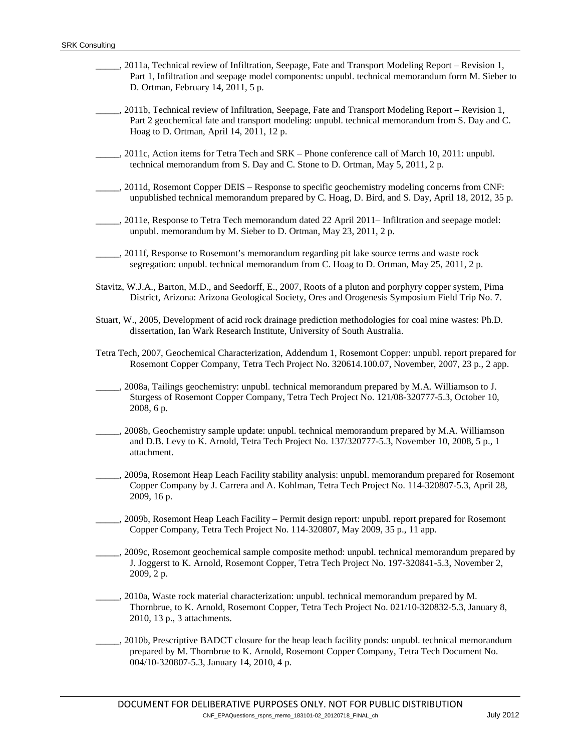_____, 2011a, Technical review of Infiltration, Seepage, Fate and Transport Modeling Report – Revision 1, Part 1, Infiltration and seepage model components: unpubl. technical memorandum form M. Sieber to D. Ortman, February 14, 2011, 5 p.

_____, 2011b, Technical review of Infiltration, Seepage, Fate and Transport Modeling Report – Revision 1, Part 2 geochemical fate and transport modeling: unpubl. technical memorandum from S. Day and C. Hoag to D. Ortman, April 14, 2011, 12 p.

_____, 2011c, Action items for Tetra Tech and SRK – Phone conference call of March 10, 2011: unpubl. technical memorandum from S. Day and C. Stone to D. Ortman, May 5, 2011, 2 p.

_____, 2011d, Rosemont Copper DEIS – Response to specific geochemistry modeling concerns from CNF: unpublished technical memorandum prepared by C. Hoag, D. Bird, and S. Day, April 18, 2012, 35 p.

_____, 2011e, Response to Tetra Tech memorandum dated 22 April 2011– Infiltration and seepage model: unpubl. memorandum by M. Sieber to D. Ortman, May 23, 2011, 2 p.

_____, 2011f, Response to Rosemont's memorandum regarding pit lake source terms and waste rock segregation: unpubl. technical memorandum from C. Hoag to D. Ortman, May 25, 2011, 2 p.

Stavitz, W.J.A., Barton, M.D., and Seedorff, E., 2007, Roots of a pluton and porphyry copper system, Pima District, Arizona: Arizona Geological Society, Ores and Orogenesis Symposium Field Trip No. 7.

Stuart, W., 2005, Development of acid rock drainage prediction methodologies for coal mine wastes: Ph.D. dissertation, Ian Wark Research Institute, University of South Australia.

Tetra Tech, 2007, Geochemical Characterization, Addendum 1, Rosemont Copper: unpubl. report prepared for Rosemont Copper Company, Tetra Tech Project No. 320614.100.07, November, 2007, 23 p., 2 app.

_____, 2008a, Tailings geochemistry: unpubl. technical memorandum prepared by M.A. Williamson to J. Sturgess of Rosemont Copper Company, Tetra Tech Project No. 121/08-320777-5.3, October 10, 2008, 6 p.

_____, 2008b, Geochemistry sample update: unpubl. technical memorandum prepared by M.A. Williamson and D.B. Levy to K. Arnold, Tetra Tech Project No. 137/320777-5.3, November 10, 2008, 5 p., 1 attachment.

_____, 2009a, Rosemont Heap Leach Facility stability analysis: unpubl. memorandum prepared for Rosemont Copper Company by J. Carrera and A. Kohlman, Tetra Tech Project No. 114-320807-5.3, April 28, 2009, 16 p.

_____, 2009b, Rosemont Heap Leach Facility – Permit design report: unpubl. report prepared for Rosemont Copper Company, Tetra Tech Project No. 114-320807, May 2009, 35 p., 11 app.

_____, 2009c, Rosemont geochemical sample composite method: unpubl. technical memorandum prepared by J. Joggerst to K. Arnold, Rosemont Copper, Tetra Tech Project No. 197-320841-5.3, November 2, 2009, 2 p.

_____, 2010a, Waste rock material characterization: unpubl. technical memorandum prepared by M. Thornbrue, to K. Arnold, Rosemont Copper, Tetra Tech Project No. 021/10-320832-5.3, January 8, 2010, 13 p., 3 attachments.

_____, 2010b, Prescriptive BADCT closure for the heap leach facility ponds: unpubl. technical memorandum prepared by M. Thornbrue to K. Arnold, Rosemont Copper Company, Tetra Tech Document No. 004/10-320807-5.3, January 14, 2010, 4 p.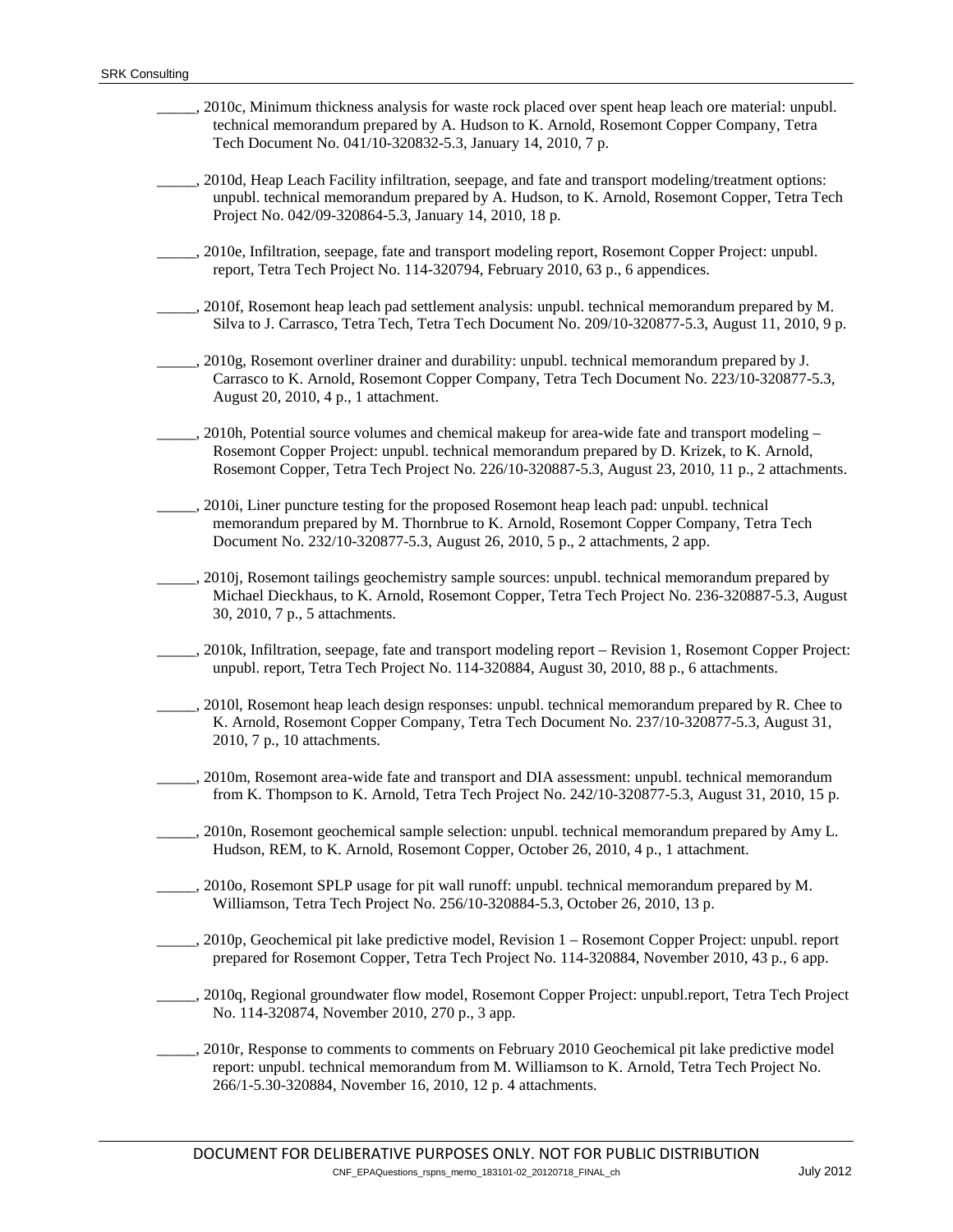_____, 2010c, Minimum thickness analysis for waste rock placed over spent heap leach ore material: unpubl. technical memorandum prepared by A. Hudson to K. Arnold, Rosemont Copper Company, Tetra Tech Document No. 041/10-320832-5.3, January 14, 2010, 7 p.

_____, 2010d, Heap Leach Facility infiltration, seepage, and fate and transport modeling/treatment options: unpubl. technical memorandum prepared by A. Hudson, to K. Arnold, Rosemont Copper, Tetra Tech Project No. 042/09-320864-5.3, January 14, 2010, 18 p.

_____, 2010e, Infiltration, seepage, fate and transport modeling report, Rosemont Copper Project: unpubl. report, Tetra Tech Project No. 114-320794, February 2010, 63 p., 6 appendices.

_____, 2010f, Rosemont heap leach pad settlement analysis: unpubl. technical memorandum prepared by M. Silva to J. Carrasco, Tetra Tech, Tetra Tech Document No. 209/10-320877-5.3, August 11, 2010, 9 p.

_____, 2010g, Rosemont overliner drainer and durability: unpubl. technical memorandum prepared by J. Carrasco to K. Arnold, Rosemont Copper Company, Tetra Tech Document No. 223/10-320877-5.3, August 20, 2010, 4 p., 1 attachment.

_____, 2010h, Potential source volumes and chemical makeup for area-wide fate and transport modeling – Rosemont Copper Project: unpubl. technical memorandum prepared by D. Krizek, to K. Arnold, Rosemont Copper, Tetra Tech Project No. 226/10-320887-5.3, August 23, 2010, 11 p., 2 attachments.

_____, 2010i, Liner puncture testing for the proposed Rosemont heap leach pad: unpubl. technical memorandum prepared by M. Thornbrue to K. Arnold, Rosemont Copper Company, Tetra Tech Document No. 232/10-320877-5.3, August 26, 2010, 5 p., 2 attachments, 2 app.

_____, 2010j, Rosemont tailings geochemistry sample sources: unpubl. technical memorandum prepared by Michael Dieckhaus, to K. Arnold, Rosemont Copper, Tetra Tech Project No. 236-320887-5.3, August 30, 2010, 7 p., 5 attachments.

_____, 2010k, Infiltration, seepage, fate and transport modeling report – Revision 1, Rosemont Copper Project: unpubl. report, Tetra Tech Project No. 114-320884, August 30, 2010, 88 p., 6 attachments.

_____, 2010l, Rosemont heap leach design responses: unpubl. technical memorandum prepared by R. Chee to K. Arnold, Rosemont Copper Company, Tetra Tech Document No. 237/10-320877-5.3, August 31, 2010, 7 p., 10 attachments.

_____, 2010m, Rosemont area-wide fate and transport and DIA assessment: unpubl. technical memorandum from K. Thompson to K. Arnold, Tetra Tech Project No. 242/10-320877-5.3, August 31, 2010, 15 p.

_____, 2010n, Rosemont geochemical sample selection: unpubl. technical memorandum prepared by Amy L. Hudson, REM, to K. Arnold, Rosemont Copper, October 26, 2010, 4 p., 1 attachment.

_____, 2010o, Rosemont SPLP usage for pit wall runoff: unpubl. technical memorandum prepared by M. Williamson, Tetra Tech Project No. 256/10-320884-5.3, October 26, 2010, 13 p.

_____, 2010p, Geochemical pit lake predictive model, Revision 1 – Rosemont Copper Project: unpubl. report prepared for Rosemont Copper, Tetra Tech Project No. 114-320884, November 2010, 43 p., 6 app.

_____, 2010q, Regional groundwater flow model, Rosemont Copper Project: unpubl.report, Tetra Tech Project No. 114-320874, November 2010, 270 p., 3 app.

_____, 2010r, Response to comments to comments on February 2010 Geochemical pit lake predictive model report: unpubl. technical memorandum from M. Williamson to K. Arnold, Tetra Tech Project No. 266/1-5.30-320884, November 16, 2010, 12 p. 4 attachments.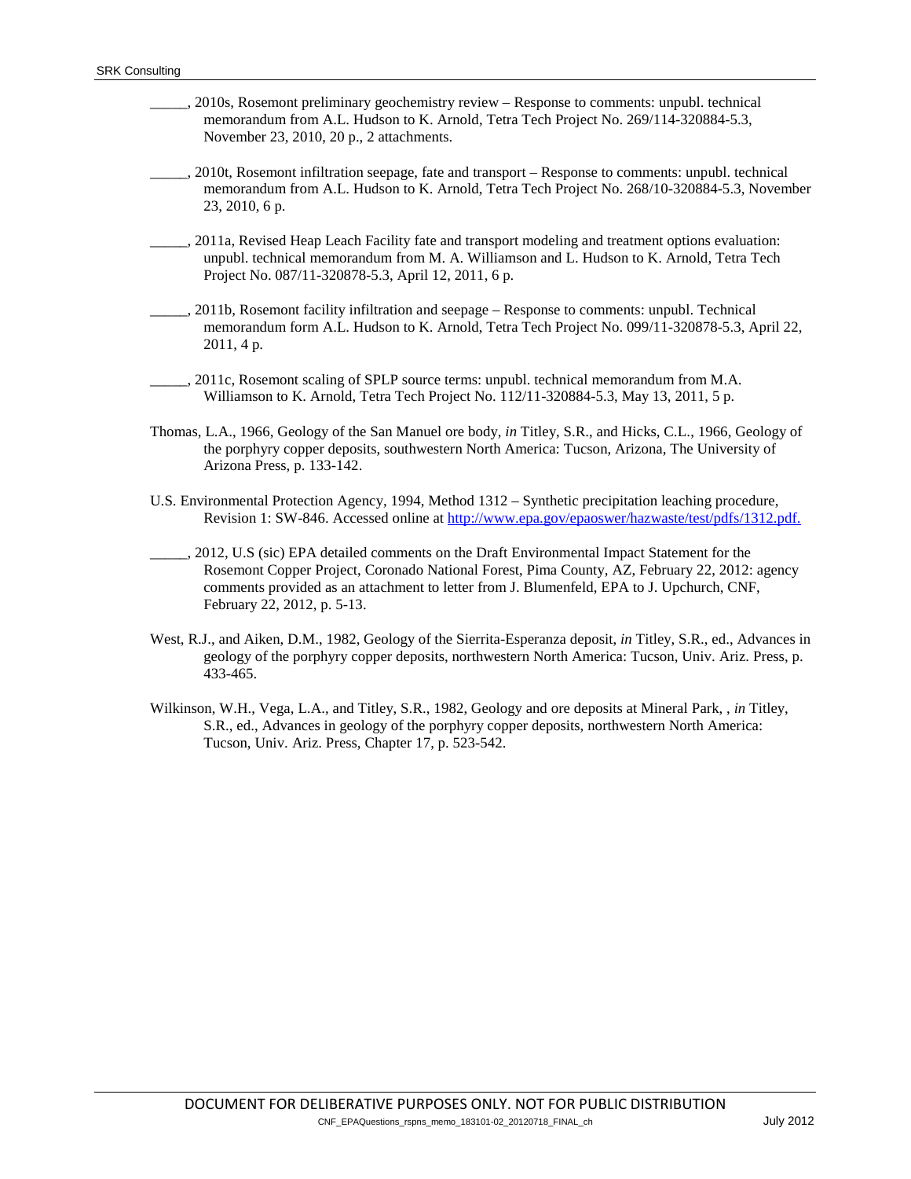_____, 2010s, Rosemont preliminary geochemistry review – Response to comments: unpubl. technical memorandum from A.L. Hudson to K. Arnold, Tetra Tech Project No. 269/114-320884-5.3, November 23, 2010, 20 p., 2 attachments.

_____, 2010t, Rosemont infiltration seepage, fate and transport – Response to comments: unpubl. technical memorandum from A.L. Hudson to K. Arnold, Tetra Tech Project No. 268/10-320884-5.3, November 23, 2010, 6 p.

_____, 2011a, Revised Heap Leach Facility fate and transport modeling and treatment options evaluation: unpubl. technical memorandum from M. A. Williamson and L. Hudson to K. Arnold, Tetra Tech Project No. 087/11-320878-5.3, April 12, 2011, 6 p.

_____, 2011b, Rosemont facility infiltration and seepage – Response to comments: unpubl. Technical memorandum form A.L. Hudson to K. Arnold, Tetra Tech Project No. 099/11-320878-5.3, April 22, 2011, 4 p.

_____, 2011c, Rosemont scaling of SPLP source terms: unpubl. technical memorandum from M.A. Williamson to K. Arnold, Tetra Tech Project No. 112/11-320884-5.3, May 13, 2011, 5 p.

Thomas, L.A., 1966, Geology of the San Manuel ore body, *in* Titley, S.R., and Hicks, C.L., 1966, Geology of the porphyry copper deposits, southwestern North America: Tucson, Arizona, The University of Arizona Press, p. 133-142.

U.S. Environmental Protection Agency, 1994, Method 1312 – Synthetic precipitation leaching procedure, Revision 1: SW-846. Accessed online at http://www.epa.gov/epaoswer/hazwaste/test/pdfs/1312.pdf.

_____, 2012, U.S (sic) EPA detailed comments on the Draft Environmental Impact Statement for the Rosemont Copper Project, Coronado National Forest, Pima County, AZ, February 22, 2012: agency comments provided as an attachment to letter from J. Blumenfeld, EPA to J. Upchurch, CNF, February 22, 2012, p. 5-13.

West, R.J., and Aiken, D.M., 1982, Geology of the Sierrita-Esperanza deposit, *in* Titley, S.R., ed., Advances in geology of the porphyry copper deposits, northwestern North America: Tucson, Univ. Ariz. Press, p. 433-465.

Wilkinson, W.H., Vega, L.A., and Titley, S.R., 1982, Geology and ore deposits at Mineral Park, , *in* Titley, S.R., ed., Advances in geology of the porphyry copper deposits, northwestern North America: Tucson, Univ. Ariz. Press, Chapter 17, p. 523-542.